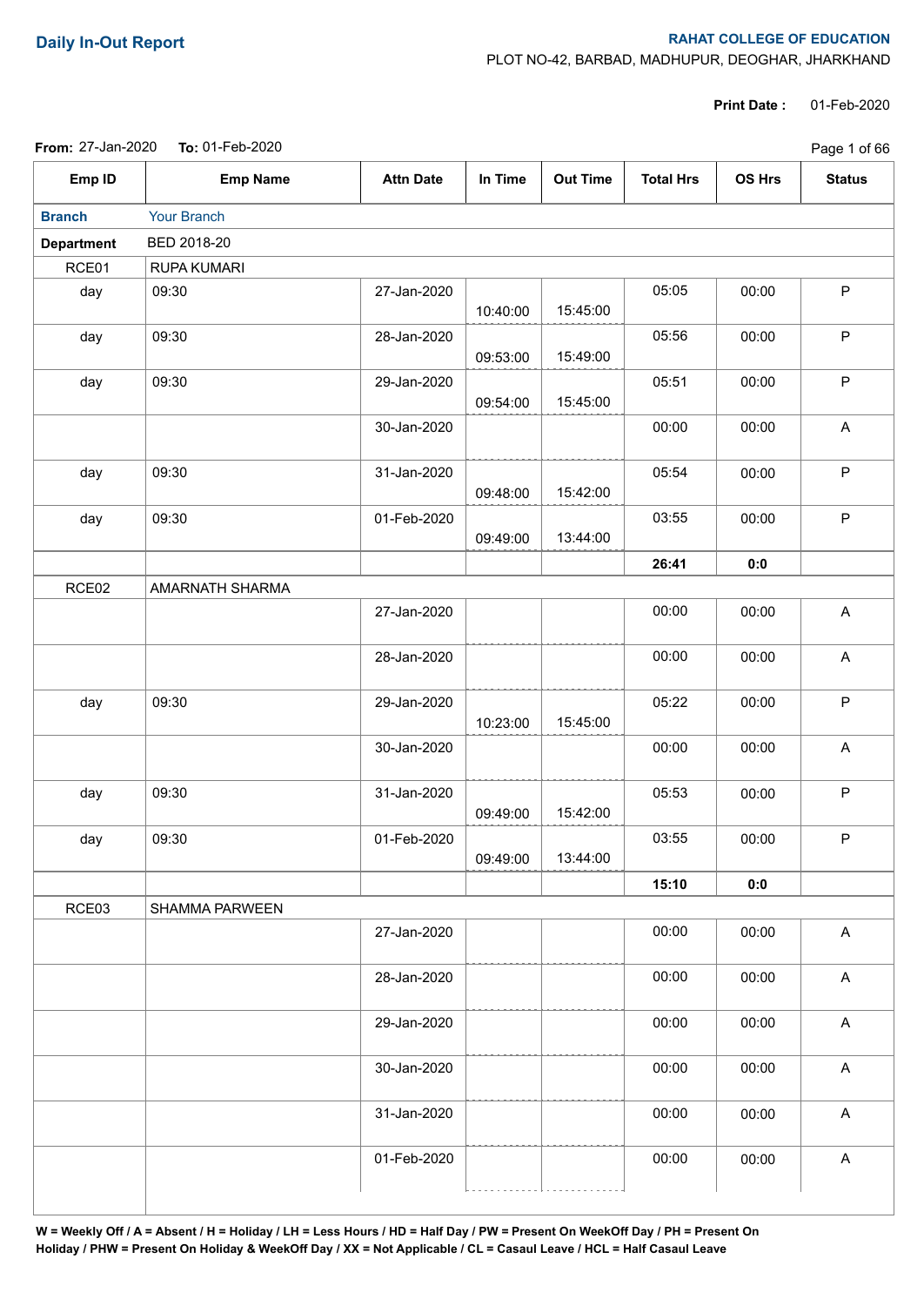# Daily In-Out Report

**RAHAT COLLEGE OF EDUCATION**
PLOT NO-42, BARBAD, MADHUPUR, DEOGHAR, JHARKHAND

**Print Date :** 01-Feb-2020

**From:** 27-Jan-2020 **To:** 01-Feb-2020

| Emp ID | Emp Name | Attn Date | In Time | Out Time | Total Hrs | OS Hrs | Status |
|---|---|---|---|---|---|---|---|
| **Branch** | Your Branch | | | | | | |
| **Department** | BED 2018-20 | | | | | | |
| RCE01 | RUPA KUMARI | | | | | | |
| day | 09:30 | 27-Jan-2020 | 10:40:00 | 15:45:00 | 05:05 | 00:00 | P |
| day | 09:30 | 28-Jan-2020 | 09:53:00 | 15:49:00 | 05:56 | 00:00 | P |
| day | 09:30 | 29-Jan-2020 | 09:54:00 | 15:45:00 | 05:51 | 00:00 | P |
| | | 30-Jan-2020 | | | 00:00 | 00:00 | A |
| day | 09:30 | 31-Jan-2020 | 09:48:00 | 15:42:00 | 05:54 | 00:00 | P |
| day | 09:30 | 01-Feb-2020 | 09:49:00 | 13:44:00 | 03:55 | 00:00 | P |
| | | | | | **26:41** | **0:0** | |
| RCE02 | AMARNATH SHARMA | | | | | | |
| | | 27-Jan-2020 | | | 00:00 | 00:00 | A |
| | | 28-Jan-2020 | | | 00:00 | 00:00 | A |
| day | 09:30 | 29-Jan-2020 | 10:23:00 | 15:45:00 | 05:22 | 00:00 | P |
| | | 30-Jan-2020 | | | 00:00 | 00:00 | A |
| day | 09:30 | 31-Jan-2020 | 09:49:00 | 15:42:00 | 05:53 | 00:00 | P |
| day | 09:30 | 01-Feb-2020 | 09:49:00 | 13:44:00 | 03:55 | 00:00 | P |
| | | | | | **15:10** | **0:0** | |
| RCE03 | SHAMMA PARWEEN | | | | | | |
| | | 27-Jan-2020 | | | 00:00 | 00:00 | A |
| | | 28-Jan-2020 | | | 00:00 | 00:00 | A |
| | | 29-Jan-2020 | | | 00:00 | 00:00 | A |
| | | 30-Jan-2020 | | | 00:00 | 00:00 | A |
| | | 31-Jan-2020 | | | 00:00 | 00:00 | A |
| | | 01-Feb-2020 | | | 00:00 | 00:00 | A |

**W = Weekly Off / A = Absent / H = Holiday / LH = Less Hours / HD = Half Day / PW = Present On WeekOff Day / PH = Present On Holiday / PHW = Present On Holiday & WeekOff Day / XX = Not Applicable / CL = Casaul Leave / HCL = Half Casaul Leave**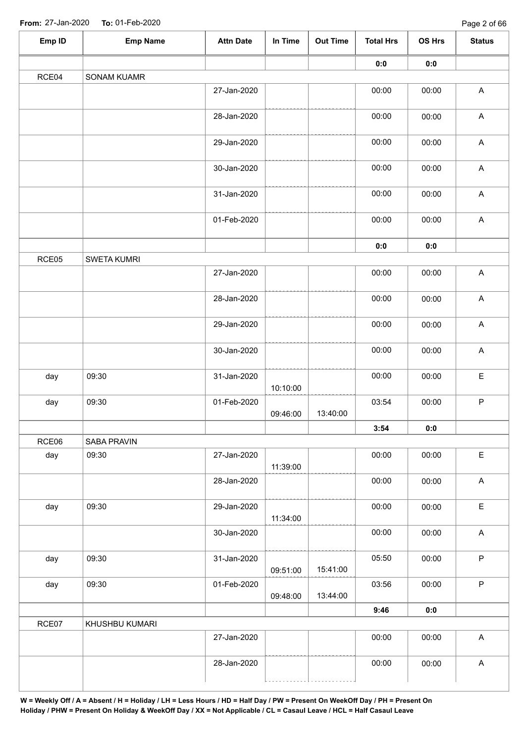**From:** 27-Jan-2020 **To:** 01-Feb-2020

| Emp ID | Emp Name | Attn Date | In Time | Out Time | Total Hrs | OS Hrs | Status |
|---|---|---|---|---|---|---|---|
| | | | | | **0:0** | **0:0** | |
| RCE04 | SONAM KUAMR | | | | | | |
| | | 27-Jan-2020 | | | 00:00 | 00:00 | A |
| | | 28-Jan-2020 | | | 00:00 | 00:00 | A |
| | | 29-Jan-2020 | | | 00:00 | 00:00 | A |
| | | 30-Jan-2020 | | | 00:00 | 00:00 | A |
| | | 31-Jan-2020 | | | 00:00 | 00:00 | A |
| | | 01-Feb-2020 | | | 00:00 | 00:00 | A |
| | | | | | **0:0** | **0:0** | |
| RCE05 | SWETA KUMRI | | | | | | |
| | | 27-Jan-2020 | | | 00:00 | 00:00 | A |
| | | 28-Jan-2020 | | | 00:00 | 00:00 | A |
| | | 29-Jan-2020 | | | 00:00 | 00:00 | A |
| | | 30-Jan-2020 | | | 00:00 | 00:00 | A |
| day | 09:30 | 31-Jan-2020 | 10:10:00 | | 00:00 | 00:00 | E |
| day | 09:30 | 01-Feb-2020 | 09:46:00 | 13:40:00 | 03:54 | 00:00 | P |
| | | | | | **3:54** | **0:0** | |
| RCE06 | SABA PRAVIN | | | | | | |
| day | 09:30 | 27-Jan-2020 | 11:39:00 | | 00:00 | 00:00 | E |
| | | 28-Jan-2020 | | | 00:00 | 00:00 | A |
| day | 09:30 | 29-Jan-2020 | 11:34:00 | | 00:00 | 00:00 | E |
| | | 30-Jan-2020 | | | 00:00 | 00:00 | A |
| day | 09:30 | 31-Jan-2020 | 09:51:00 | 15:41:00 | 05:50 | 00:00 | P |
| day | 09:30 | 01-Feb-2020 | 09:48:00 | 13:44:00 | 03:56 | 00:00 | P |
| | | | | | **9:46** | **0:0** | |
| RCE07 | KHUSHBU KUMARI | | | | | | |
| | | 27-Jan-2020 | | | 00:00 | 00:00 | A |
| | | 28-Jan-2020 | | | 00:00 | 00:00 | A |

**W = Weekly Off / A = Absent / H = Holiday / LH = Less Hours / HD = Half Day / PW = Present On WeekOff Day / PH = Present On Holiday / PHW = Present On Holiday & WeekOff Day / XX = Not Applicable / CL = Casaul Leave / HCL = Half Casaul Leave**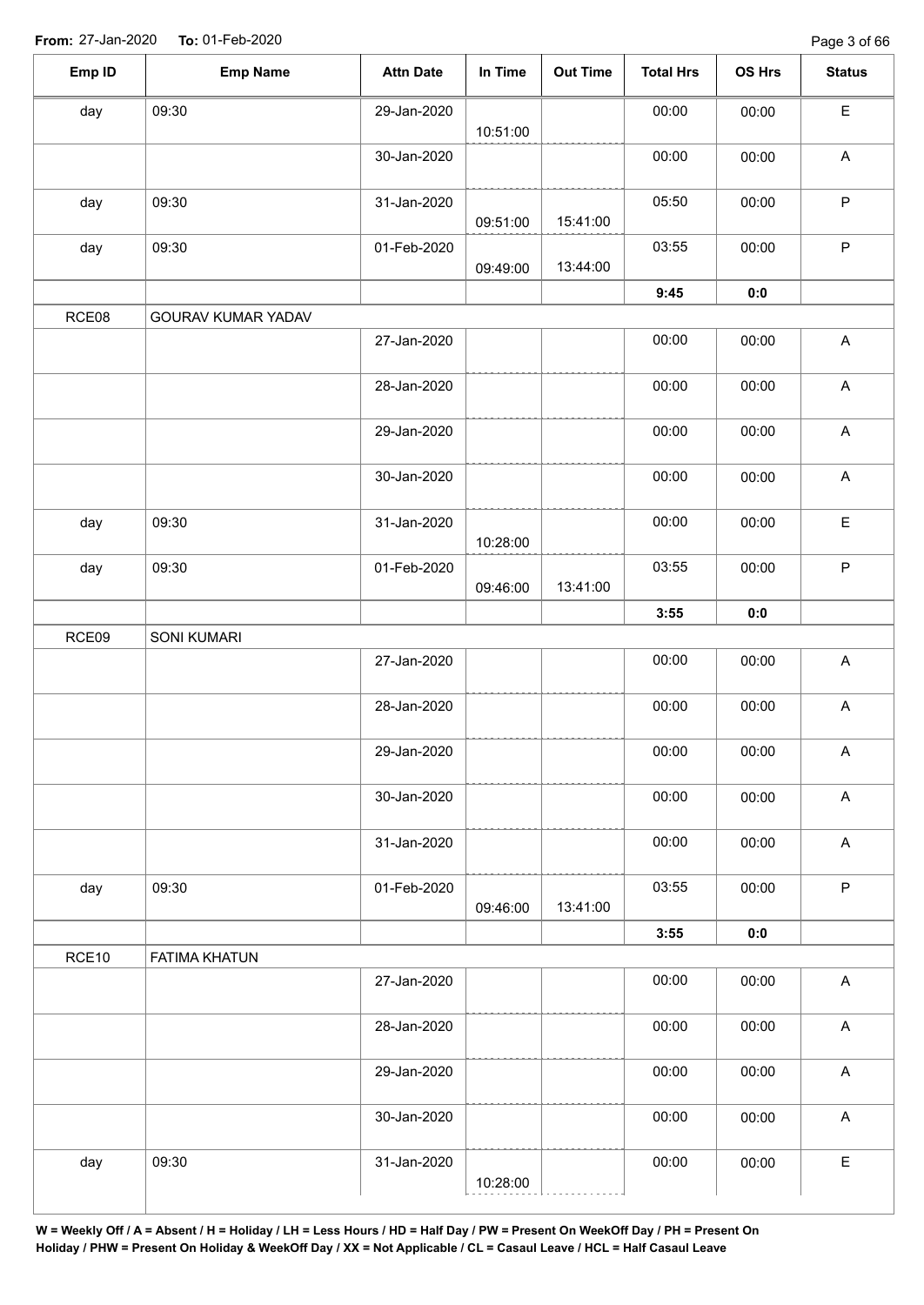**From:** 27-Jan-2020 **To:** 01-Feb-2020

| Emp ID | Emp Name | Attn Date | In Time | Out Time | Total Hrs | OS Hrs | Status |
|---|---|---|---|---|---|---|---|
| day | 09:30 | 29-Jan-2020 | 10:51:00 | | 00:00 | 00:00 | E |
| | | 30-Jan-2020 | | | 00:00 | 00:00 | A |
| day | 09:30 | 31-Jan-2020 | 09:51:00 | 15:41:00 | 05:50 | 00:00 | P |
| day | 09:30 | 01-Feb-2020 | 09:49:00 | 13:44:00 | 03:55 | 00:00 | P |
| | | | | | **9:45** | **0:0** | |
| RCE08 | GOURAV KUMAR YADAV | | | | | | |
| | | 27-Jan-2020 | | | 00:00 | 00:00 | A |
| | | 28-Jan-2020 | | | 00:00 | 00:00 | A |
| | | 29-Jan-2020 | | | 00:00 | 00:00 | A |
| | | 30-Jan-2020 | | | 00:00 | 00:00 | A |
| day | 09:30 | 31-Jan-2020 | 10:28:00 | | 00:00 | 00:00 | E |
| day | 09:30 | 01-Feb-2020 | 09:46:00 | 13:41:00 | 03:55 | 00:00 | P |
| | | | | | **3:55** | **0:0** | |
| RCE09 | SONI KUMARI | | | | | | |
| | | 27-Jan-2020 | | | 00:00 | 00:00 | A |
| | | 28-Jan-2020 | | | 00:00 | 00:00 | A |
| | | 29-Jan-2020 | | | 00:00 | 00:00 | A |
| | | 30-Jan-2020 | | | 00:00 | 00:00 | A |
| | | 31-Jan-2020 | | | 00:00 | 00:00 | A |
| day | 09:30 | 01-Feb-2020 | 09:46:00 | 13:41:00 | 03:55 | 00:00 | P |
| | | | | | **3:55** | **0:0** | |
| RCE10 | FATIMA KHATUN | | | | | | |
| | | 27-Jan-2020 | | | 00:00 | 00:00 | A |
| | | 28-Jan-2020 | | | 00:00 | 00:00 | A |
| | | 29-Jan-2020 | | | 00:00 | 00:00 | A |
| | | 30-Jan-2020 | | | 00:00 | 00:00 | A |
| day | 09:30 | 31-Jan-2020 | 10:28:00 | | 00:00 | 00:00 | E |

**W = Weekly Off / A = Absent / H = Holiday / LH = Less Hours / HD = Half Day / PW = Present On WeekOff Day / PH = Present On Holiday / PHW = Present On Holiday & WeekOff Day / XX = Not Applicable / CL = Casaul Leave / HCL = Half Casaul Leave**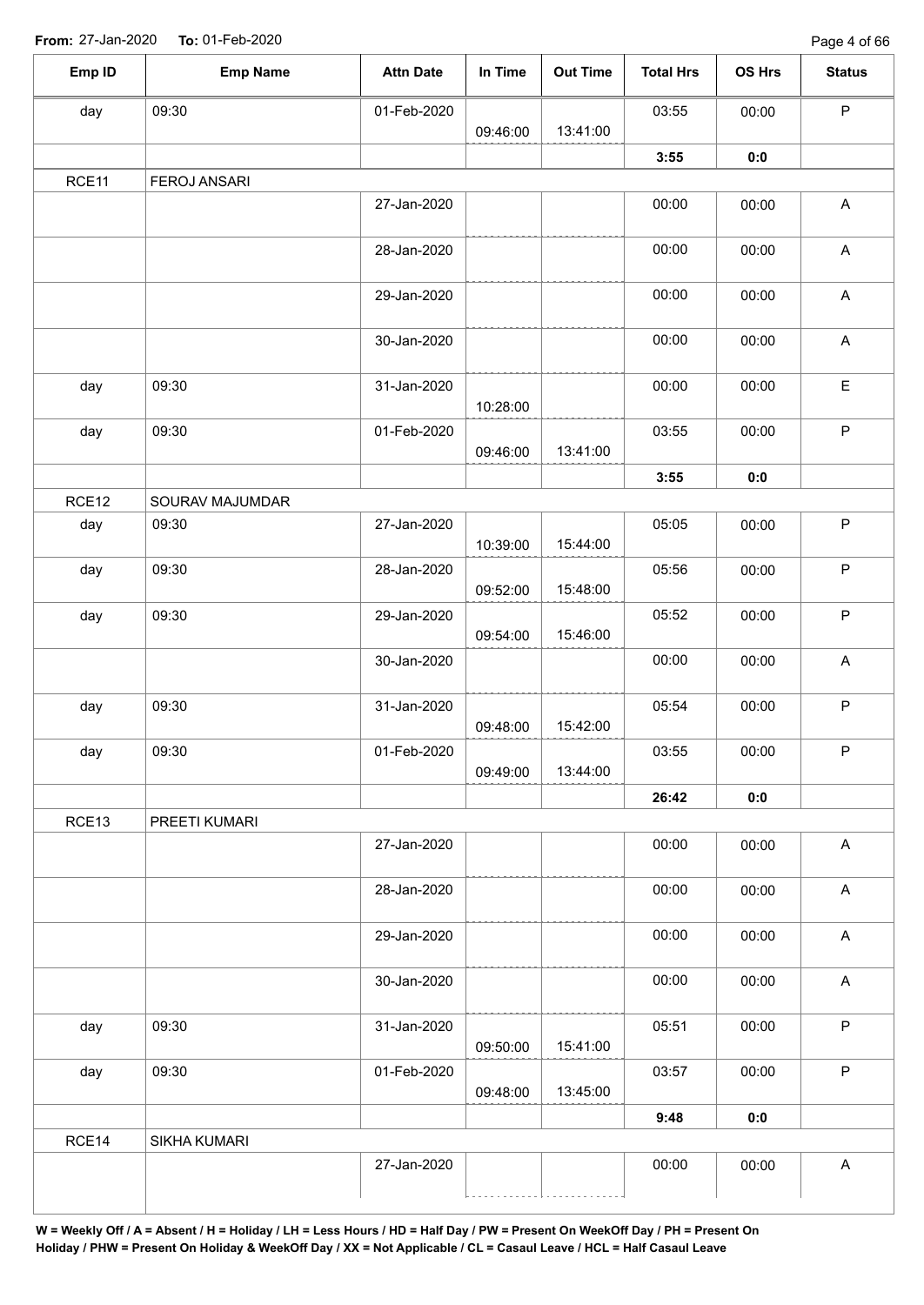From: 27-Jan-2020 To: 01-Feb-2020

| Emp ID | Emp Name | Attn Date | In Time | Out Time | Total Hrs | OS Hrs | Status |
|---|---|---|---|---|---|---|---|
| day | 09:30 | 01-Feb-2020 | 09:46:00 | 13:41:00 | 03:55 | 00:00 | P |
| | | | | | **3:55** | **0:0** | |
| RCE11 | FEROJ ANSARI | | | | | | |
| | | 27-Jan-2020 | | | 00:00 | 00:00 | A |
| | | 28-Jan-2020 | | | 00:00 | 00:00 | A |
| | | 29-Jan-2020 | | | 00:00 | 00:00 | A |
| | | 30-Jan-2020 | | | 00:00 | 00:00 | A |
| day | 09:30 | 31-Jan-2020 | 10:28:00 | | 00:00 | 00:00 | E |
| day | 09:30 | 01-Feb-2020 | 09:46:00 | 13:41:00 | 03:55 | 00:00 | P |
| | | | | | **3:55** | **0:0** | |
| RCE12 | SOURAV MAJUMDAR | | | | | | |
| day | 09:30 | 27-Jan-2020 | 10:39:00 | 15:44:00 | 05:05 | 00:00 | P |
| day | 09:30 | 28-Jan-2020 | 09:52:00 | 15:48:00 | 05:56 | 00:00 | P |
| day | 09:30 | 29-Jan-2020 | 09:54:00 | 15:46:00 | 05:52 | 00:00 | P |
| | | 30-Jan-2020 | | | 00:00 | 00:00 | A |
| day | 09:30 | 31-Jan-2020 | 09:48:00 | 15:42:00 | 05:54 | 00:00 | P |
| day | 09:30 | 01-Feb-2020 | 09:49:00 | 13:44:00 | 03:55 | 00:00 | P |
| | | | | | **26:42** | **0:0** | |
| RCE13 | PREETI KUMARI | | | | | | |
| | | 27-Jan-2020 | | | 00:00 | 00:00 | A |
| | | 28-Jan-2020 | | | 00:00 | 00:00 | A |
| | | 29-Jan-2020 | | | 00:00 | 00:00 | A |
| | | 30-Jan-2020 | | | 00:00 | 00:00 | A |
| day | 09:30 | 31-Jan-2020 | 09:50:00 | 15:41:00 | 05:51 | 00:00 | P |
| day | 09:30 | 01-Feb-2020 | 09:48:00 | 13:45:00 | 03:57 | 00:00 | P |
| | | | | | **9:48** | **0:0** | |
| RCE14 | SIKHA KUMARI | | | | | | |
| | | 27-Jan-2020 | | | 00:00 | 00:00 | A |

**W = Weekly Off / A = Absent / H = Holiday / LH = Less Hours / HD = Half Day / PW = Present On WeekOff Day / PH = Present On Holiday / PHW = Present On Holiday & WeekOff Day / XX = Not Applicable / CL = Casaul Leave / HCL = Half Casaul Leave**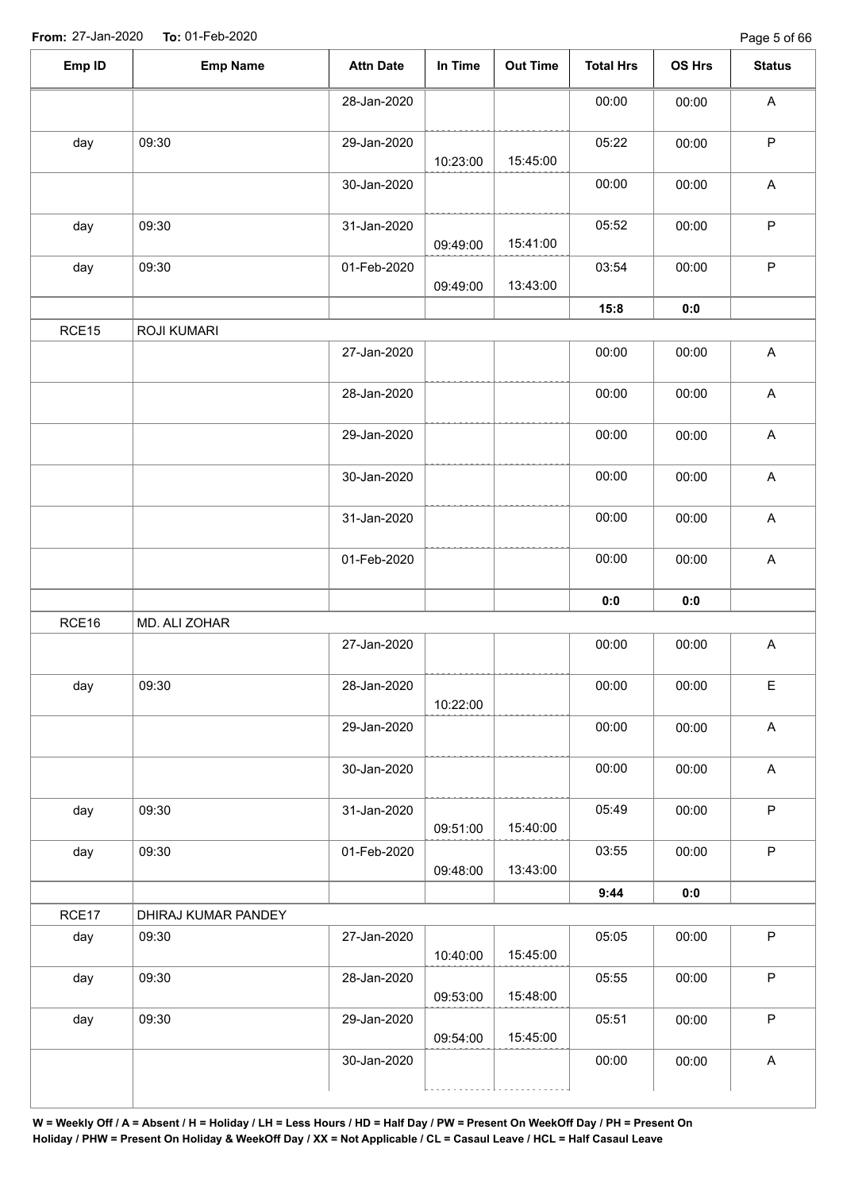**From:** 27-Jan-2020 **To:** 01-Feb-2020

| Emp ID | Emp Name | Attn Date | In Time | Out Time | Total Hrs | OS Hrs | Status |
|---|---|---|---|---|---|---|---|
| | | 28-Jan-2020 | | | 00:00 | 00:00 | A |
| day | 09:30 | 29-Jan-2020 | 10:23:00 | 15:45:00 | 05:22 | 00:00 | P |
| | | 30-Jan-2020 | | | 00:00 | 00:00 | A |
| day | 09:30 | 31-Jan-2020 | 09:49:00 | 15:41:00 | 05:52 | 00:00 | P |
| day | 09:30 | 01-Feb-2020 | 09:49:00 | 13:43:00 | 03:54 | 00:00 | P |
| | | | | | **15:8** | **0:0** | |
| RCE15 | ROJI KUMARI | | | | | | |
| | | 27-Jan-2020 | | | 00:00 | 00:00 | A |
| | | 28-Jan-2020 | | | 00:00 | 00:00 | A |
| | | 29-Jan-2020 | | | 00:00 | 00:00 | A |
| | | 30-Jan-2020 | | | 00:00 | 00:00 | A |
| | | 31-Jan-2020 | | | 00:00 | 00:00 | A |
| | | 01-Feb-2020 | | | 00:00 | 00:00 | A |
| | | | | | **0:0** | **0:0** | |
| RCE16 | MD. ALI ZOHAR | | | | | | |
| | | 27-Jan-2020 | | | 00:00 | 00:00 | A |
| day | 09:30 | 28-Jan-2020 | 10:22:00 | | 00:00 | 00:00 | E |
| | | 29-Jan-2020 | | | 00:00 | 00:00 | A |
| | | 30-Jan-2020 | | | 00:00 | 00:00 | A |
| day | 09:30 | 31-Jan-2020 | 09:51:00 | 15:40:00 | 05:49 | 00:00 | P |
| day | 09:30 | 01-Feb-2020 | 09:48:00 | 13:43:00 | 03:55 | 00:00 | P |
| | | | | | **9:44** | **0:0** | |
| RCE17 | DHIRAJ KUMAR PANDEY | | | | | | |
| day | 09:30 | 27-Jan-2020 | 10:40:00 | 15:45:00 | 05:05 | 00:00 | P |
| day | 09:30 | 28-Jan-2020 | 09:53:00 | 15:48:00 | 05:55 | 00:00 | P |
| day | 09:30 | 29-Jan-2020 | 09:54:00 | 15:45:00 | 05:51 | 00:00 | P |
| | | 30-Jan-2020 | | | 00:00 | 00:00 | A |

**W = Weekly Off / A = Absent / H = Holiday / LH = Less Hours / HD = Half Day / PW = Present On WeekOff Day / PH = Present On Holiday / PHW = Present On Holiday & WeekOff Day / XX = Not Applicable / CL = Casaul Leave / HCL = Half Casaul Leave**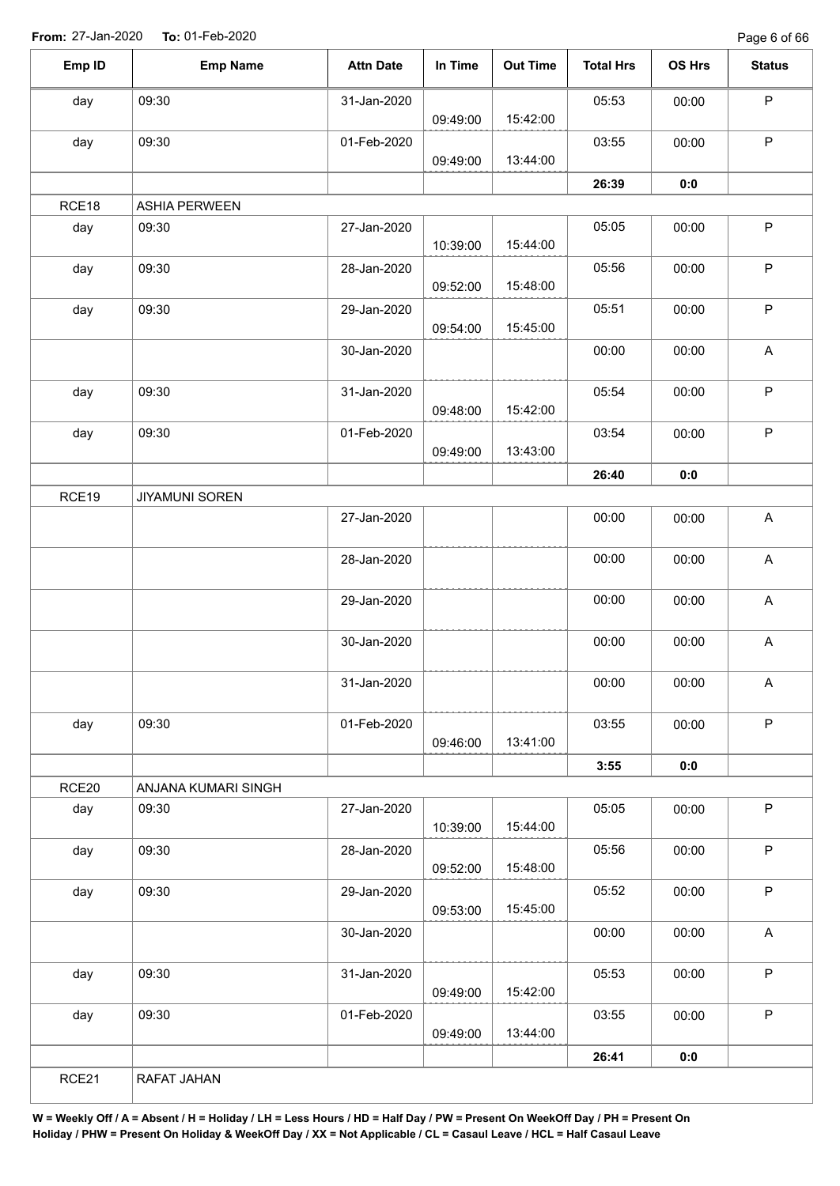**From:** 27-Jan-2020 **To:** 01-Feb-2020

| Emp ID | Emp Name | Attn Date | In Time | Out Time | Total Hrs | OS Hrs | Status |
|---|---|---|---|---|---|---|---|
| day | 09:30 | 31-Jan-2020 | 09:49:00 | 15:42:00 | 05:53 | 00:00 | P |
| day | 09:30 | 01-Feb-2020 | 09:49:00 | 13:44:00 | 03:55 | 00:00 | P |
| | | | | | **26:39** | **0:0** | |
| RCE18 | ASHIA PERWEEN | | | | | | |
| day | 09:30 | 27-Jan-2020 | 10:39:00 | 15:44:00 | 05:05 | 00:00 | P |
| day | 09:30 | 28-Jan-2020 | 09:52:00 | 15:48:00 | 05:56 | 00:00 | P |
| day | 09:30 | 29-Jan-2020 | 09:54:00 | 15:45:00 | 05:51 | 00:00 | P |
| | | 30-Jan-2020 | | | 00:00 | 00:00 | A |
| day | 09:30 | 31-Jan-2020 | 09:48:00 | 15:42:00 | 05:54 | 00:00 | P |
| day | 09:30 | 01-Feb-2020 | 09:49:00 | 13:43:00 | 03:54 | 00:00 | P |
| | | | | | **26:40** | **0:0** | |
| RCE19 | JIYAMUNI SOREN | | | | | | |
| | | 27-Jan-2020 | | | 00:00 | 00:00 | A |
| | | 28-Jan-2020 | | | 00:00 | 00:00 | A |
| | | 29-Jan-2020 | | | 00:00 | 00:00 | A |
| | | 30-Jan-2020 | | | 00:00 | 00:00 | A |
| | | 31-Jan-2020 | | | 00:00 | 00:00 | A |
| day | 09:30 | 01-Feb-2020 | 09:46:00 | 13:41:00 | 03:55 | 00:00 | P |
| | | | | | **3:55** | **0:0** | |
| RCE20 | ANJANA KUMARI SINGH | | | | | | |
| day | 09:30 | 27-Jan-2020 | 10:39:00 | 15:44:00 | 05:05 | 00:00 | P |
| day | 09:30 | 28-Jan-2020 | 09:52:00 | 15:48:00 | 05:56 | 00:00 | P |
| day | 09:30 | 29-Jan-2020 | 09:53:00 | 15:45:00 | 05:52 | 00:00 | P |
| | | 30-Jan-2020 | | | 00:00 | 00:00 | A |
| day | 09:30 | 31-Jan-2020 | 09:49:00 | 15:42:00 | 05:53 | 00:00 | P |
| day | 09:30 | 01-Feb-2020 | 09:49:00 | 13:44:00 | 03:55 | 00:00 | P |
| | | | | | **26:41** | **0:0** | |
| RCE21 | RAFAT JAHAN | | | | | | |

**W = Weekly Off / A = Absent / H = Holiday / LH = Less Hours / HD = Half Day / PW = Present On WeekOff Day / PH = Present On Holiday / PHW = Present On Holiday & WeekOff Day / XX = Not Applicable / CL = Casaul Leave / HCL = Half Casaul Leave**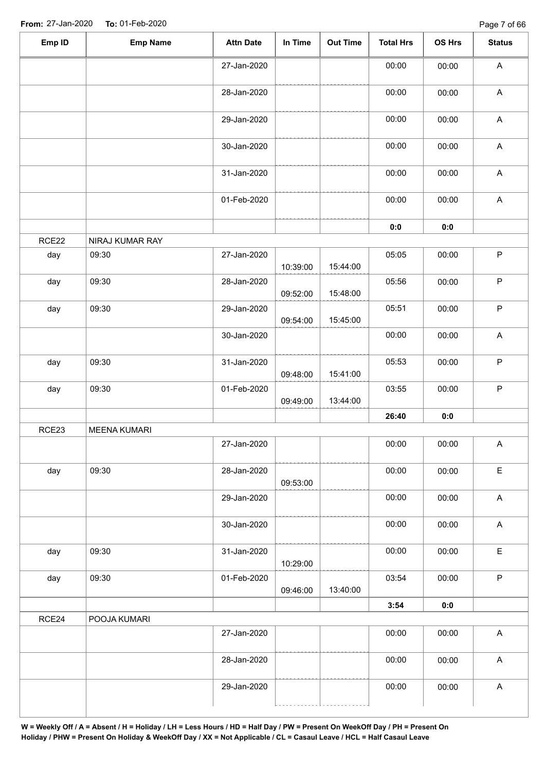**From:** 27-Jan-2020 **To:** 01-Feb-2020

| Emp ID | Emp Name | Attn Date | In Time | Out Time | Total Hrs | OS Hrs | Status |
|---|---|---|---|---|---|---|---|
| | | 27-Jan-2020 | | | 00:00 | 00:00 | A |
| | | 28-Jan-2020 | | | 00:00 | 00:00 | A |
| | | 29-Jan-2020 | | | 00:00 | 00:00 | A |
| | | 30-Jan-2020 | | | 00:00 | 00:00 | A |
| | | 31-Jan-2020 | | | 00:00 | 00:00 | A |
| | | 01-Feb-2020 | | | 00:00 | 00:00 | A |
| | | | | | **0:0** | **0:0** | |
| RCE22 | NIRAJ KUMAR RAY | | | | | | |
| day | 09:30 | 27-Jan-2020 | 10:39:00 | 15:44:00 | 05:05 | 00:00 | P |
| day | 09:30 | 28-Jan-2020 | 09:52:00 | 15:48:00 | 05:56 | 00:00 | P |
| day | 09:30 | 29-Jan-2020 | 09:54:00 | 15:45:00 | 05:51 | 00:00 | P |
| | | 30-Jan-2020 | | | 00:00 | 00:00 | A |
| day | 09:30 | 31-Jan-2020 | 09:48:00 | 15:41:00 | 05:53 | 00:00 | P |
| day | 09:30 | 01-Feb-2020 | 09:49:00 | 13:44:00 | 03:55 | 00:00 | P |
| | | | | | **26:40** | **0:0** | |
| RCE23 | MEENA KUMARI | | | | | | |
| | | 27-Jan-2020 | | | 00:00 | 00:00 | A |
| day | 09:30 | 28-Jan-2020 | 09:53:00 | | 00:00 | 00:00 | E |
| | | 29-Jan-2020 | | | 00:00 | 00:00 | A |
| | | 30-Jan-2020 | | | 00:00 | 00:00 | A |
| day | 09:30 | 31-Jan-2020 | 10:29:00 | | 00:00 | 00:00 | E |
| day | 09:30 | 01-Feb-2020 | 09:46:00 | 13:40:00 | 03:54 | 00:00 | P |
| | | | | | **3:54** | **0:0** | |
| RCE24 | POOJA KUMARI | | | | | | |
| | | 27-Jan-2020 | | | 00:00 | 00:00 | A |
| | | 28-Jan-2020 | | | 00:00 | 00:00 | A |
| | | 29-Jan-2020 | | | 00:00 | 00:00 | A |

**W = Weekly Off / A = Absent / H = Holiday / LH = Less Hours / HD = Half Day / PW = Present On WeekOff Day / PH = Present On Holiday / PHW = Present On Holiday & WeekOff Day / XX = Not Applicable / CL = Casaul Leave / HCL = Half Casaul Leave**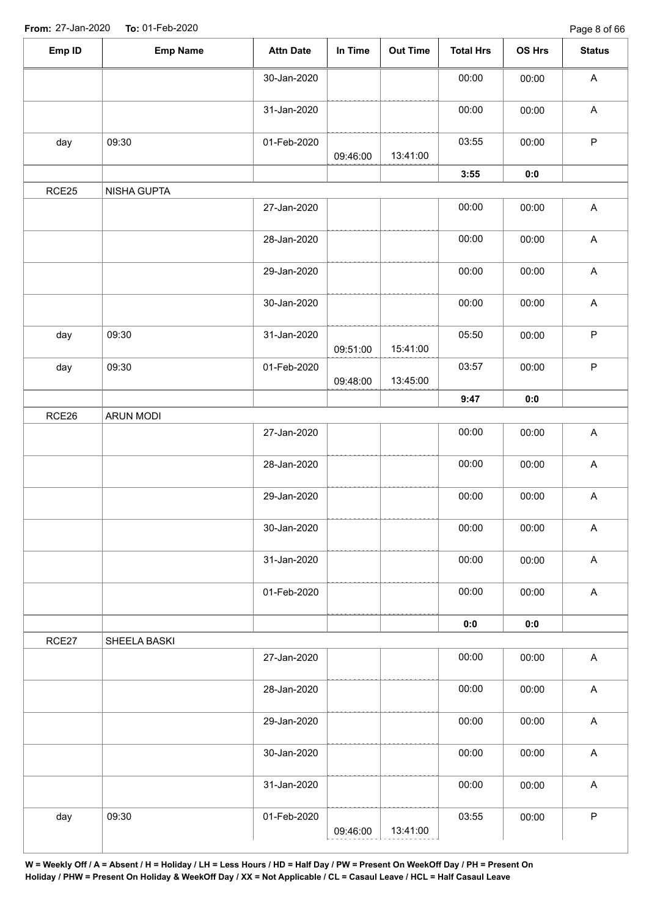**From:** 27-Jan-2020 **To:** 01-Feb-2020

| Emp ID | Emp Name | Attn Date | In Time | Out Time | Total Hrs | OS Hrs | Status |
|---|---|---|---|---|---|---|---|
| | | 30-Jan-2020 | | | 00:00 | 00:00 | A |
| | | 31-Jan-2020 | | | 00:00 | 00:00 | A |
| day | 09:30 | 01-Feb-2020 | 09:46:00 | 13:41:00 | 03:55 | 00:00 | P |
| | | | | | **3:55** | **0:0** | |
| RCE25 | NISHA GUPTA | | | | | | |
| | | 27-Jan-2020 | | | 00:00 | 00:00 | A |
| | | 28-Jan-2020 | | | 00:00 | 00:00 | A |
| | | 29-Jan-2020 | | | 00:00 | 00:00 | A |
| | | 30-Jan-2020 | | | 00:00 | 00:00 | A |
| day | 09:30 | 31-Jan-2020 | 09:51:00 | 15:41:00 | 05:50 | 00:00 | P |
| day | 09:30 | 01-Feb-2020 | 09:48:00 | 13:45:00 | 03:57 | 00:00 | P |
| | | | | | **9:47** | **0:0** | |
| RCE26 | ARUN MODI | | | | | | |
| | | 27-Jan-2020 | | | 00:00 | 00:00 | A |
| | | 28-Jan-2020 | | | 00:00 | 00:00 | A |
| | | 29-Jan-2020 | | | 00:00 | 00:00 | A |
| | | 30-Jan-2020 | | | 00:00 | 00:00 | A |
| | | 31-Jan-2020 | | | 00:00 | 00:00 | A |
| | | 01-Feb-2020 | | | 00:00 | 00:00 | A |
| | | | | | **0:0** | **0:0** | |
| RCE27 | SHEELA BASKI | | | | | | |
| | | 27-Jan-2020 | | | 00:00 | 00:00 | A |
| | | 28-Jan-2020 | | | 00:00 | 00:00 | A |
| | | 29-Jan-2020 | | | 00:00 | 00:00 | A |
| | | 30-Jan-2020 | | | 00:00 | 00:00 | A |
| | | 31-Jan-2020 | | | 00:00 | 00:00 | A |
| day | 09:30 | 01-Feb-2020 | 09:46:00 | 13:41:00 | 03:55 | 00:00 | P |

**W = Weekly Off / A = Absent / H = Holiday / LH = Less Hours / HD = Half Day / PW = Present On WeekOff Day / PH = Present On Holiday / PHW = Present On Holiday & WeekOff Day / XX = Not Applicable / CL = Casaul Leave / HCL = Half Casaul Leave**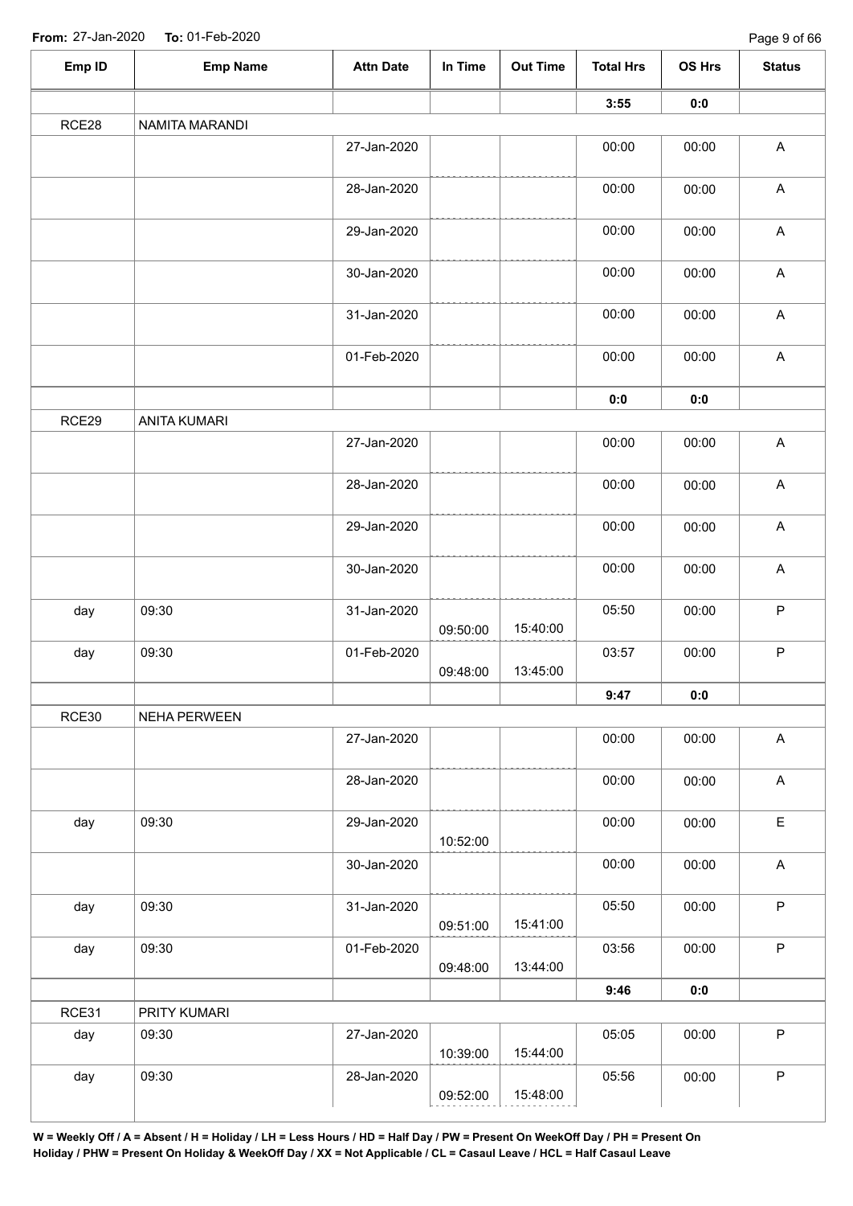From: 27-Jan-2020 To: 01-Feb-2020

| Emp ID | Emp Name | Attn Date | In Time | Out Time | Total Hrs | OS Hrs | Status |
|---|---|---|---|---|---|---|---|
| | | | | | 3:55 | 0:0 | |
| RCE28 | NAMITA MARANDI | | | | | | |
| | | 27-Jan-2020 | | | 00:00 | 00:00 | A |
| | | 28-Jan-2020 | | | 00:00 | 00:00 | A |
| | | 29-Jan-2020 | | | 00:00 | 00:00 | A |
| | | 30-Jan-2020 | | | 00:00 | 00:00 | A |
| | | 31-Jan-2020 | | | 00:00 | 00:00 | A |
| | | 01-Feb-2020 | | | 00:00 | 00:00 | A |
| | | | | | 0:0 | 0:0 | |
| RCE29 | ANITA KUMARI | | | | | | |
| | | 27-Jan-2020 | | | 00:00 | 00:00 | A |
| | | 28-Jan-2020 | | | 00:00 | 00:00 | A |
| | | 29-Jan-2020 | | | 00:00 | 00:00 | A |
| | | 30-Jan-2020 | | | 00:00 | 00:00 | A |
| day | 09:30 | 31-Jan-2020 | 09:50:00 | 15:40:00 | 05:50 | 00:00 | P |
| day | 09:30 | 01-Feb-2020 | 09:48:00 | 13:45:00 | 03:57 | 00:00 | P |
| | | | | | 9:47 | 0:0 | |
| RCE30 | NEHA PERWEEN | | | | | | |
| | | 27-Jan-2020 | | | 00:00 | 00:00 | A |
| | | 28-Jan-2020 | | | 00:00 | 00:00 | A |
| day | 09:30 | 29-Jan-2020 | 10:52:00 | | 00:00 | 00:00 | E |
| | | 30-Jan-2020 | | | 00:00 | 00:00 | A |
| day | 09:30 | 31-Jan-2020 | 09:51:00 | 15:41:00 | 05:50 | 00:00 | P |
| day | 09:30 | 01-Feb-2020 | 09:48:00 | 13:44:00 | 03:56 | 00:00 | P |
| | | | | | 9:46 | 0:0 | |
| RCE31 | PRITY KUMARI | | | | | | |
| day | 09:30 | 27-Jan-2020 | 10:39:00 | 15:44:00 | 05:05 | 00:00 | P |
| day | 09:30 | 28-Jan-2020 | 09:52:00 | 15:48:00 | 05:56 | 00:00 | P |

**W = Weekly Off / A = Absent / H = Holiday / LH = Less Hours / HD = Half Day / PW = Present On WeekOff Day / PH = Present On Holiday / PHW = Present On Holiday & WeekOff Day / XX = Not Applicable / CL = Casaul Leave / HCL = Half Casaul Leave**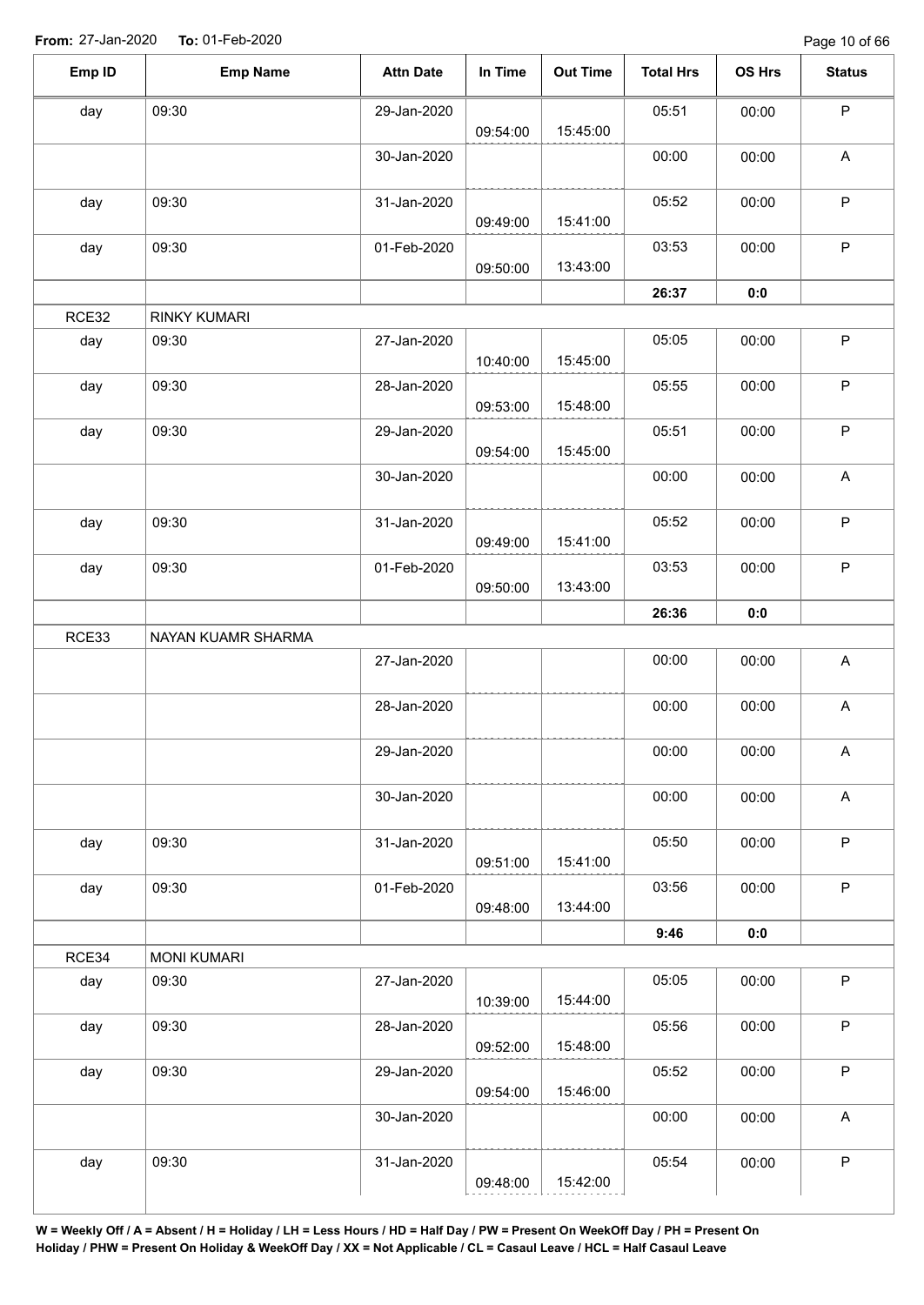**From:** 27-Jan-2020 **To:** 01-Feb-2020

| Emp ID | Emp Name | Attn Date | In Time | Out Time | Total Hrs | OS Hrs | Status |
|---|---|---|---|---|---|---|---|
| day | 09:30 | 29-Jan-2020 | 09:54:00 | 15:45:00 | 05:51 | 00:00 | P |
| | | 30-Jan-2020 | | | 00:00 | 00:00 | A |
| day | 09:30 | 31-Jan-2020 | 09:49:00 | 15:41:00 | 05:52 | 00:00 | P |
| day | 09:30 | 01-Feb-2020 | 09:50:00 | 13:43:00 | 03:53 | 00:00 | P |
| | | | | | **26:37** | **0:0** | |
| RCE32 | RINKY KUMARI | | | | | | |
| day | 09:30 | 27-Jan-2020 | 10:40:00 | 15:45:00 | 05:05 | 00:00 | P |
| day | 09:30 | 28-Jan-2020 | 09:53:00 | 15:48:00 | 05:55 | 00:00 | P |
| day | 09:30 | 29-Jan-2020 | 09:54:00 | 15:45:00 | 05:51 | 00:00 | P |
| | | 30-Jan-2020 | | | 00:00 | 00:00 | A |
| day | 09:30 | 31-Jan-2020 | 09:49:00 | 15:41:00 | 05:52 | 00:00 | P |
| day | 09:30 | 01-Feb-2020 | 09:50:00 | 13:43:00 | 03:53 | 00:00 | P |
| | | | | | **26:36** | **0:0** | |
| RCE33 | NAYAN KUAMR SHARMA | | | | | | |
| | | 27-Jan-2020 | | | 00:00 | 00:00 | A |
| | | 28-Jan-2020 | | | 00:00 | 00:00 | A |
| | | 29-Jan-2020 | | | 00:00 | 00:00 | A |
| | | 30-Jan-2020 | | | 00:00 | 00:00 | A |
| day | 09:30 | 31-Jan-2020 | 09:51:00 | 15:41:00 | 05:50 | 00:00 | P |
| day | 09:30 | 01-Feb-2020 | 09:48:00 | 13:44:00 | 03:56 | 00:00 | P |
| | | | | | **9:46** | **0:0** | |
| RCE34 | MONI KUMARI | | | | | | |
| day | 09:30 | 27-Jan-2020 | 10:39:00 | 15:44:00 | 05:05 | 00:00 | P |
| day | 09:30 | 28-Jan-2020 | 09:52:00 | 15:48:00 | 05:56 | 00:00 | P |
| day | 09:30 | 29-Jan-2020 | 09:54:00 | 15:46:00 | 05:52 | 00:00 | P |
| | | 30-Jan-2020 | | | 00:00 | 00:00 | A |
| day | 09:30 | 31-Jan-2020 | 09:48:00 | 15:42:00 | 05:54 | 00:00 | P |

**W = Weekly Off / A = Absent / H = Holiday / LH = Less Hours / HD = Half Day / PW = Present On WeekOff Day / PH = Present On Holiday / PHW = Present On Holiday & WeekOff Day / XX = Not Applicable / CL = Casaul Leave / HCL = Half Casaul Leave**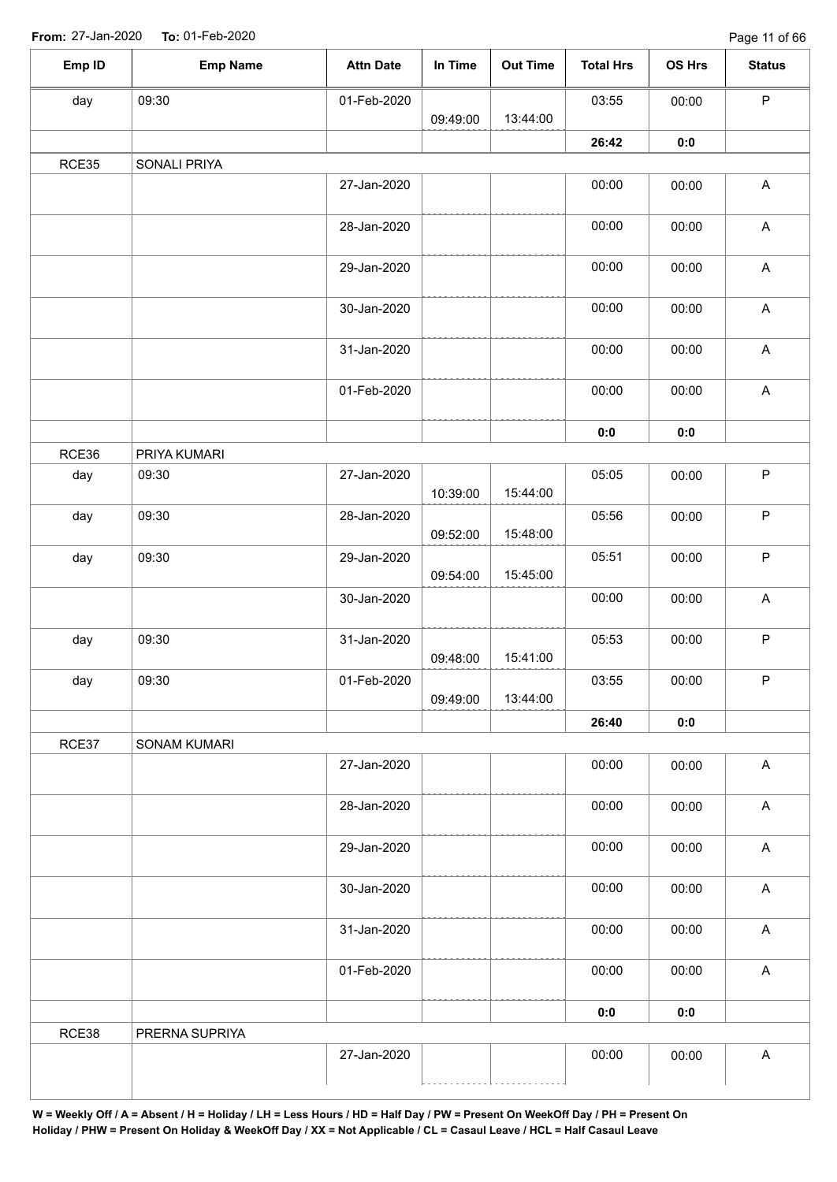From: 27-Jan-2020 To: 01-Feb-2020

| Emp ID | Emp Name | Attn Date | In Time | Out Time | Total Hrs | OS Hrs | Status |
|---|---|---|---|---|---|---|---|
| day | 09:30 | 01-Feb-2020 | 09:49:00 | 13:44:00 | 03:55 | 00:00 | P |
| | | | | | **26:42** | **0:0** | |
| RCE35 | SONALI PRIYA | | | | | | |
| | | 27-Jan-2020 | | | 00:00 | 00:00 | A |
| | | 28-Jan-2020 | | | 00:00 | 00:00 | A |
| | | 29-Jan-2020 | | | 00:00 | 00:00 | A |
| | | 30-Jan-2020 | | | 00:00 | 00:00 | A |
| | | 31-Jan-2020 | | | 00:00 | 00:00 | A |
| | | 01-Feb-2020 | | | 00:00 | 00:00 | A |
| | | | | | **0:0** | **0:0** | |
| RCE36 | PRIYA KUMARI | | | | | | |
| day | 09:30 | 27-Jan-2020 | 10:39:00 | 15:44:00 | 05:05 | 00:00 | P |
| day | 09:30 | 28-Jan-2020 | 09:52:00 | 15:48:00 | 05:56 | 00:00 | P |
| day | 09:30 | 29-Jan-2020 | 09:54:00 | 15:45:00 | 05:51 | 00:00 | P |
| | | 30-Jan-2020 | | | 00:00 | 00:00 | A |
| day | 09:30 | 31-Jan-2020 | 09:48:00 | 15:41:00 | 05:53 | 00:00 | P |
| day | 09:30 | 01-Feb-2020 | 09:49:00 | 13:44:00 | 03:55 | 00:00 | P |
| | | | | | **26:40** | **0:0** | |
| RCE37 | SONAM KUMARI | | | | | | |
| | | 27-Jan-2020 | | | 00:00 | 00:00 | A |
| | | 28-Jan-2020 | | | 00:00 | 00:00 | A |
| | | 29-Jan-2020 | | | 00:00 | 00:00 | A |
| | | 30-Jan-2020 | | | 00:00 | 00:00 | A |
| | | 31-Jan-2020 | | | 00:00 | 00:00 | A |
| | | 01-Feb-2020 | | | 00:00 | 00:00 | A |
| | | | | | **0:0** | **0:0** | |
| RCE38 | PRERNA SUPRIYA | | | | | | |
| | | 27-Jan-2020 | | | 00:00 | 00:00 | A |

**W = Weekly Off / A = Absent / H = Holiday / LH = Less Hours / HD = Half Day / PW = Present On WeekOff Day / PH = Present On Holiday / PHW = Present On Holiday & WeekOff Day / XX = Not Applicable / CL = Casaul Leave / HCL = Half Casaul Leave**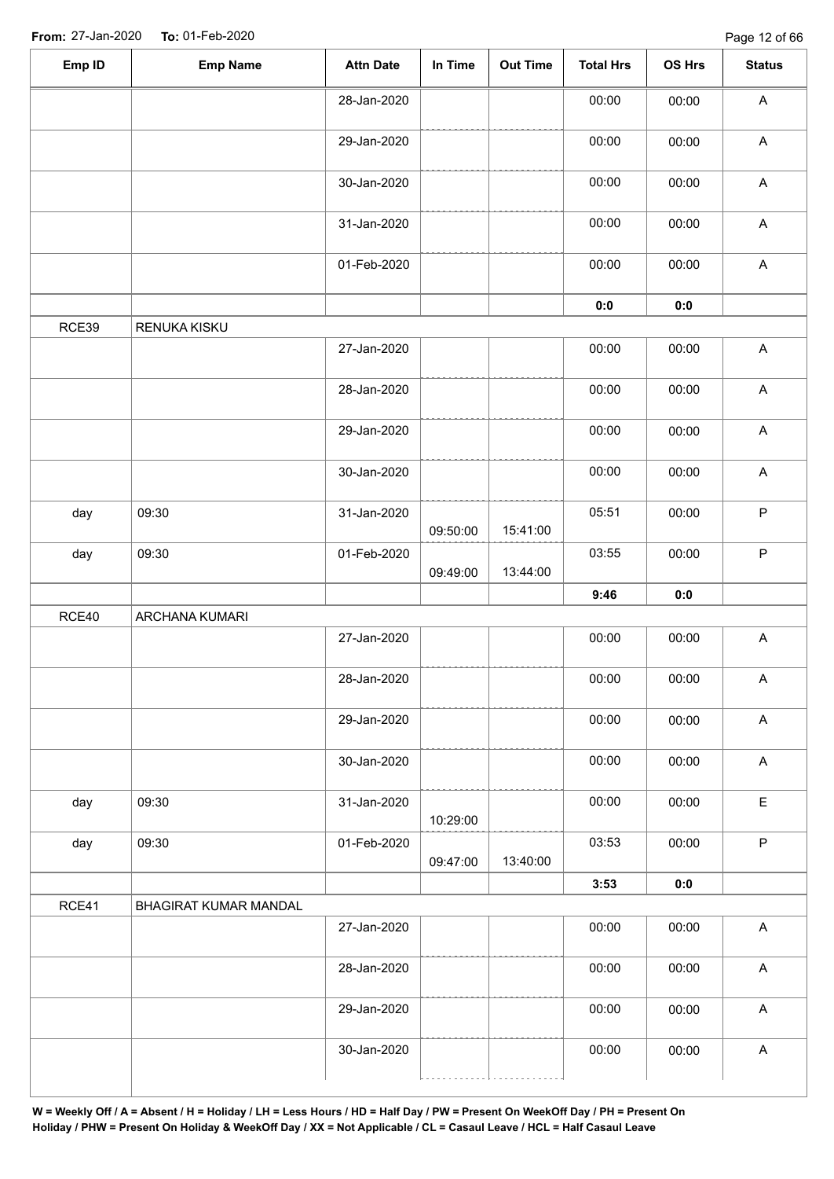**From:** 27-Jan-2020 **To:** 01-Feb-2020

| Emp ID | Emp Name | Attn Date | In Time | Out Time | Total Hrs | OS Hrs | Status |
|---|---|---|---|---|---|---|---|
| | | 28-Jan-2020 | | | 00:00 | 00:00 | A |
| | | 29-Jan-2020 | | | 00:00 | 00:00 | A |
| | | 30-Jan-2020 | | | 00:00 | 00:00 | A |
| | | 31-Jan-2020 | | | 00:00 | 00:00 | A |
| | | 01-Feb-2020 | | | 00:00 | 00:00 | A |
| | | | | | **0:0** | **0:0** | |
| RCE39 | RENUKA KISKU | | | | | | |
| | | 27-Jan-2020 | | | 00:00 | 00:00 | A |
| | | 28-Jan-2020 | | | 00:00 | 00:00 | A |
| | | 29-Jan-2020 | | | 00:00 | 00:00 | A |
| | | 30-Jan-2020 | | | 00:00 | 00:00 | A |
| day | 09:30 | 31-Jan-2020 | 09:50:00 | 15:41:00 | 05:51 | 00:00 | P |
| day | 09:30 | 01-Feb-2020 | 09:49:00 | 13:44:00 | 03:55 | 00:00 | P |
| | | | | | **9:46** | **0:0** | |
| RCE40 | ARCHANA KUMARI | | | | | | |
| | | 27-Jan-2020 | | | 00:00 | 00:00 | A |
| | | 28-Jan-2020 | | | 00:00 | 00:00 | A |
| | | 29-Jan-2020 | | | 00:00 | 00:00 | A |
| | | 30-Jan-2020 | | | 00:00 | 00:00 | A |
| day | 09:30 | 31-Jan-2020 | 10:29:00 | | 00:00 | 00:00 | E |
| day | 09:30 | 01-Feb-2020 | 09:47:00 | 13:40:00 | 03:53 | 00:00 | P |
| | | | | | **3:53** | **0:0** | |
| RCE41 | BHAGIRAT KUMAR MANDAL | | | | | | |
| | | 27-Jan-2020 | | | 00:00 | 00:00 | A |
| | | 28-Jan-2020 | | | 00:00 | 00:00 | A |
| | | 29-Jan-2020 | | | 00:00 | 00:00 | A |
| | | 30-Jan-2020 | | | 00:00 | 00:00 | A |

**W = Weekly Off / A = Absent / H = Holiday / LH = Less Hours / HD = Half Day / PW = Present On WeekOff Day / PH = Present On Holiday / PHW = Present On Holiday & WeekOff Day / XX = Not Applicable / CL = Casaul Leave / HCL = Half Casaul Leave**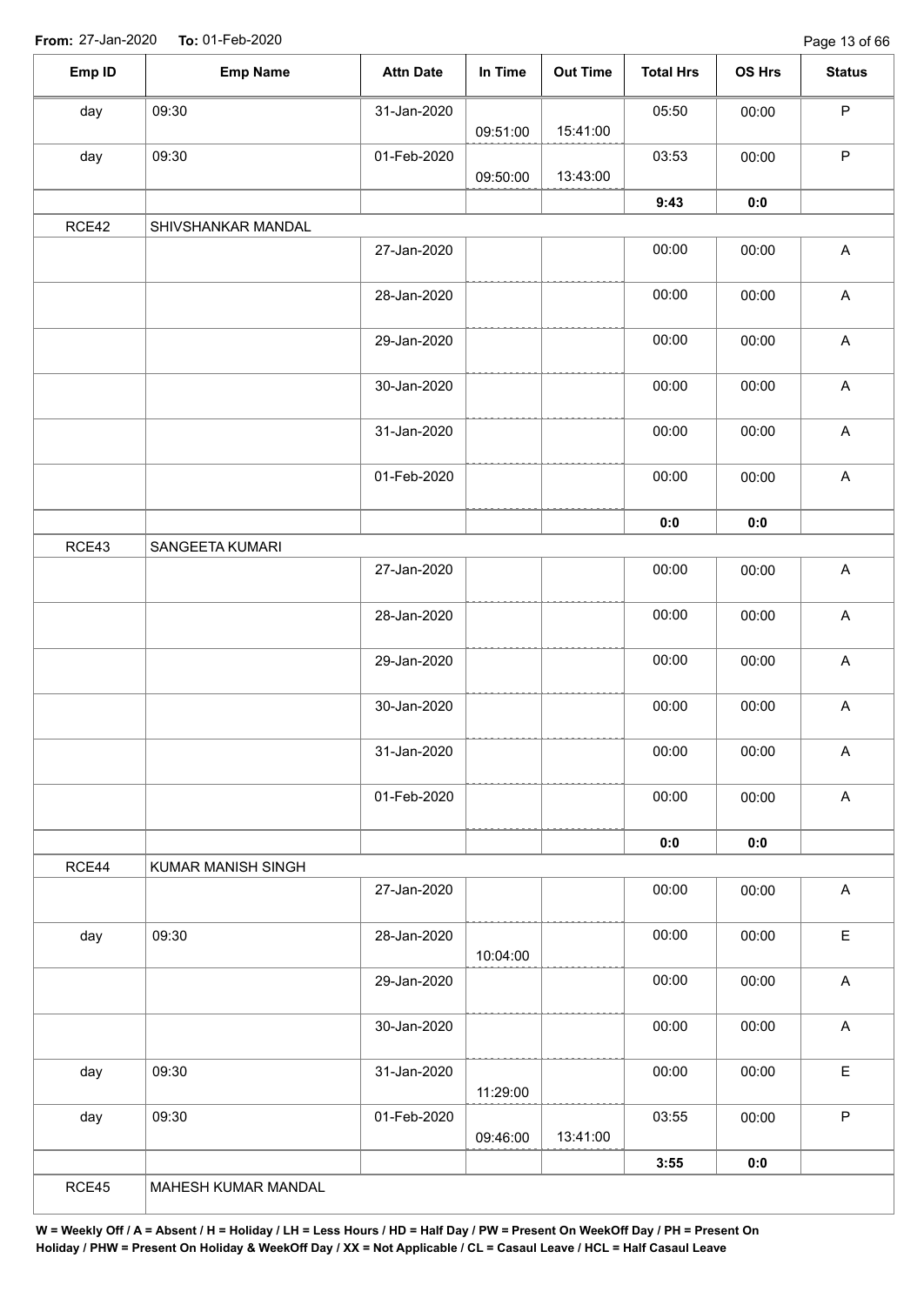**From:** 27-Jan-2020 **To:** 01-Feb-2020

| Emp ID | Emp Name | Attn Date | In Time | Out Time | Total Hrs | OS Hrs | Status |
|---|---|---|---|---|---|---|---|
| day | 09:30 | 31-Jan-2020 | 09:51:00 | 15:41:00 | 05:50 | 00:00 | P |
| day | 09:30 | 01-Feb-2020 | 09:50:00 | 13:43:00 | 03:53 | 00:00 | P |
| | | | | | 9:43 | 0:0 | |
| RCE42 | SHIVSHANKAR MANDAL | | | | | | |
| | | 27-Jan-2020 | | | 00:00 | 00:00 | A |
| | | 28-Jan-2020 | | | 00:00 | 00:00 | A |
| | | 29-Jan-2020 | | | 00:00 | 00:00 | A |
| | | 30-Jan-2020 | | | 00:00 | 00:00 | A |
| | | 31-Jan-2020 | | | 00:00 | 00:00 | A |
| | | 01-Feb-2020 | | | 00:00 | 00:00 | A |
| | | | | | 0:0 | 0:0 | |
| RCE43 | SANGEETA KUMARI | | | | | | |
| | | 27-Jan-2020 | | | 00:00 | 00:00 | A |
| | | 28-Jan-2020 | | | 00:00 | 00:00 | A |
| | | 29-Jan-2020 | | | 00:00 | 00:00 | A |
| | | 30-Jan-2020 | | | 00:00 | 00:00 | A |
| | | 31-Jan-2020 | | | 00:00 | 00:00 | A |
| | | 01-Feb-2020 | | | 00:00 | 00:00 | A |
| | | | | | 0:0 | 0:0 | |
| RCE44 | KUMAR MANISH SINGH | | | | | | |
| | | 27-Jan-2020 | | | 00:00 | 00:00 | A |
| day | 09:30 | 28-Jan-2020 | 10:04:00 | | 00:00 | 00:00 | E |
| | | 29-Jan-2020 | | | 00:00 | 00:00 | A |
| | | 30-Jan-2020 | | | 00:00 | 00:00 | A |
| day | 09:30 | 31-Jan-2020 | 11:29:00 | | 00:00 | 00:00 | E |
| day | 09:30 | 01-Feb-2020 | 09:46:00 | 13:41:00 | 03:55 | 00:00 | P |
| | | | | | 3:55 | 0:0 | |
| RCE45 | MAHESH KUMAR MANDAL | | | | | | |

**W = Weekly Off / A = Absent / H = Holiday / LH = Less Hours / HD = Half Day / PW = Present On WeekOff Day / PH = Present On Holiday / PHW = Present On Holiday & WeekOff Day / XX = Not Applicable / CL = Casaul Leave / HCL = Half Casaul Leave**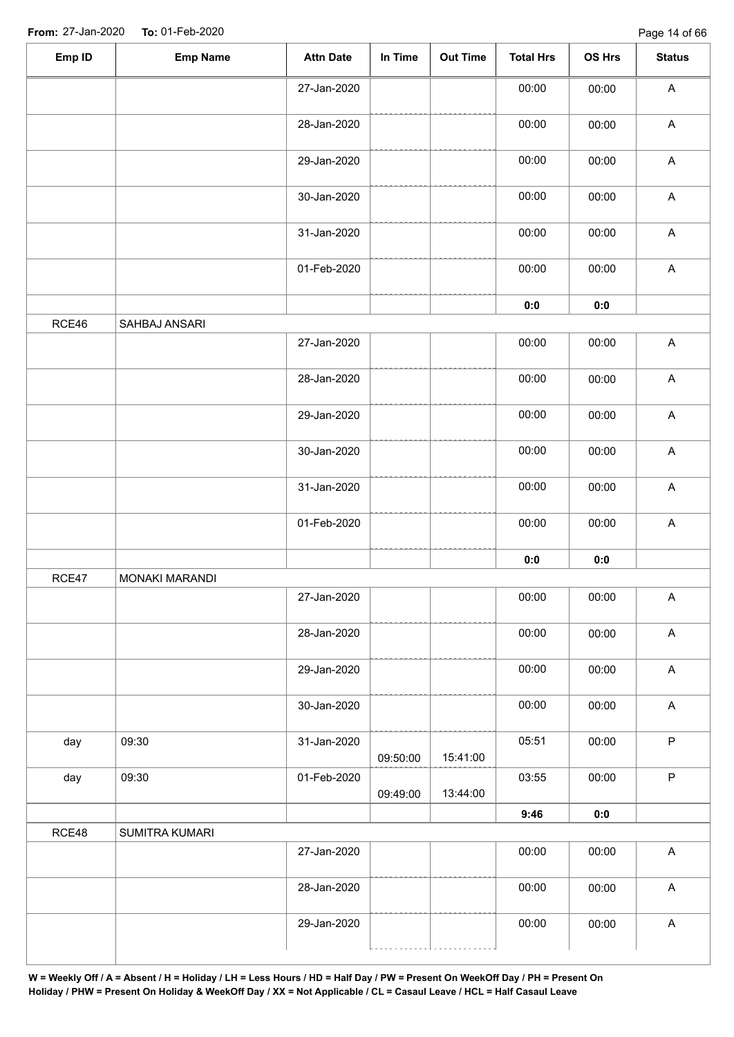**From:** 27-Jan-2020 **To:** 01-Feb-2020

| Emp ID | Emp Name | Attn Date | In Time | Out Time | Total Hrs | OS Hrs | Status |
|---|---|---|---|---|---|---|---|
| | | 27-Jan-2020 | | | 00:00 | 00:00 | A |
| | | 28-Jan-2020 | | | 00:00 | 00:00 | A |
| | | 29-Jan-2020 | | | 00:00 | 00:00 | A |
| | | 30-Jan-2020 | | | 00:00 | 00:00 | A |
| | | 31-Jan-2020 | | | 00:00 | 00:00 | A |
| | | 01-Feb-2020 | | | 00:00 | 00:00 | A |
| | | | | | **0:0** | **0:0** | |
| RCE46 | SAHBAJ ANSARI | | | | | | |
| | | 27-Jan-2020 | | | 00:00 | 00:00 | A |
| | | 28-Jan-2020 | | | 00:00 | 00:00 | A |
| | | 29-Jan-2020 | | | 00:00 | 00:00 | A |
| | | 30-Jan-2020 | | | 00:00 | 00:00 | A |
| | | 31-Jan-2020 | | | 00:00 | 00:00 | A |
| | | 01-Feb-2020 | | | 00:00 | 00:00 | A |
| | | | | | **0:0** | **0:0** | |
| RCE47 | MONAKI MARANDI | | | | | | |
| | | 27-Jan-2020 | | | 00:00 | 00:00 | A |
| | | 28-Jan-2020 | | | 00:00 | 00:00 | A |
| | | 29-Jan-2020 | | | 00:00 | 00:00 | A |
| | | 30-Jan-2020 | | | 00:00 | 00:00 | A |
| day | 09:30 | 31-Jan-2020 | 09:50:00 | 15:41:00 | 05:51 | 00:00 | P |
| day | 09:30 | 01-Feb-2020 | 09:49:00 | 13:44:00 | 03:55 | 00:00 | P |
| | | | | | **9:46** | **0:0** | |
| RCE48 | SUMITRA KUMARI | | | | | | |
| | | 27-Jan-2020 | | | 00:00 | 00:00 | A |
| | | 28-Jan-2020 | | | 00:00 | 00:00 | A |
| | | 29-Jan-2020 | | | 00:00 | 00:00 | A |

**W = Weekly Off / A = Absent / H = Holiday / LH = Less Hours / HD = Half Day / PW = Present On WeekOff Day / PH = Present On Holiday / PHW = Present On Holiday & WeekOff Day / XX = Not Applicable / CL = Casaul Leave / HCL = Half Casaul Leave**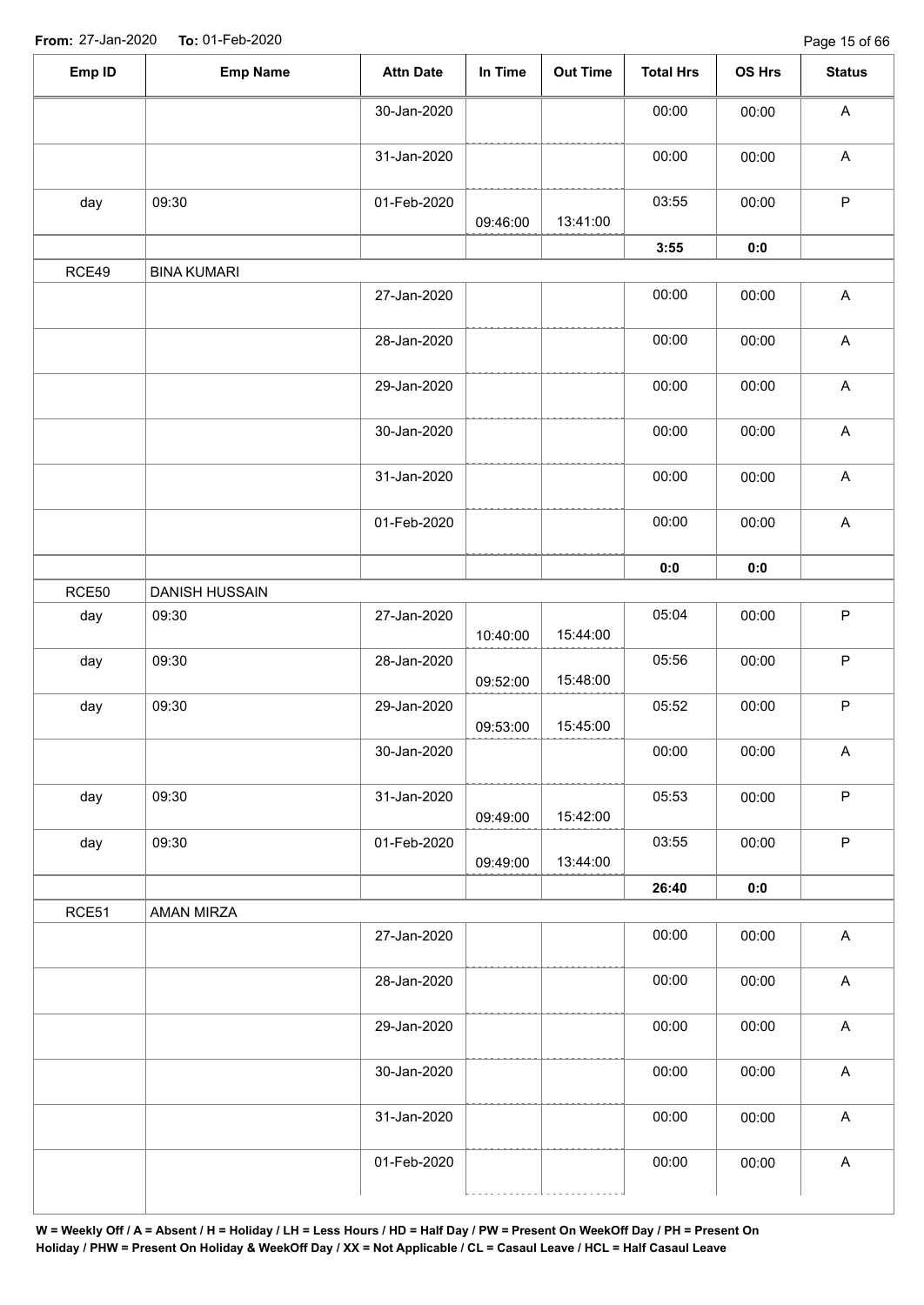**From:** 27-Jan-2020 **To:** 01-Feb-2020

| Emp ID | Emp Name | Attn Date | In Time | Out Time | Total Hrs | OS Hrs | Status |
|---|---|---|---|---|---|---|---|
| | | 30-Jan-2020 | | | 00:00 | 00:00 | A |
| | | 31-Jan-2020 | | | 00:00 | 00:00 | A |
| day | 09:30 | 01-Feb-2020 | 09:46:00 | 13:41:00 | 03:55 | 00:00 | P |
| | | | | | **3:55** | **0:0** | |
| RCE49 | BINA KUMARI | | | | | | |
| | | 27-Jan-2020 | | | 00:00 | 00:00 | A |
| | | 28-Jan-2020 | | | 00:00 | 00:00 | A |
| | | 29-Jan-2020 | | | 00:00 | 00:00 | A |
| | | 30-Jan-2020 | | | 00:00 | 00:00 | A |
| | | 31-Jan-2020 | | | 00:00 | 00:00 | A |
| | | 01-Feb-2020 | | | 00:00 | 00:00 | A |
| | | | | | **0:0** | **0:0** | |
| RCE50 | DANISH HUSSAIN | | | | | | |
| day | 09:30 | 27-Jan-2020 | 10:40:00 | 15:44:00 | 05:04 | 00:00 | P |
| day | 09:30 | 28-Jan-2020 | 09:52:00 | 15:48:00 | 05:56 | 00:00 | P |
| day | 09:30 | 29-Jan-2020 | 09:53:00 | 15:45:00 | 05:52 | 00:00 | P |
| | | 30-Jan-2020 | | | 00:00 | 00:00 | A |
| day | 09:30 | 31-Jan-2020 | 09:49:00 | 15:42:00 | 05:53 | 00:00 | P |
| day | 09:30 | 01-Feb-2020 | 09:49:00 | 13:44:00 | 03:55 | 00:00 | P |
| | | | | | **26:40** | **0:0** | |
| RCE51 | AMAN MIRZA | | | | | | |
| | | 27-Jan-2020 | | | 00:00 | 00:00 | A |
| | | 28-Jan-2020 | | | 00:00 | 00:00 | A |
| | | 29-Jan-2020 | | | 00:00 | 00:00 | A |
| | | 30-Jan-2020 | | | 00:00 | 00:00 | A |
| | | 31-Jan-2020 | | | 00:00 | 00:00 | A |
| | | 01-Feb-2020 | | | 00:00 | 00:00 | A |

**W = Weekly Off / A = Absent / H = Holiday / LH = Less Hours / HD = Half Day / PW = Present On WeekOff Day / PH = Present On Holiday / PHW = Present On Holiday & WeekOff Day / XX = Not Applicable / CL = Casaul Leave / HCL = Half Casaul Leave**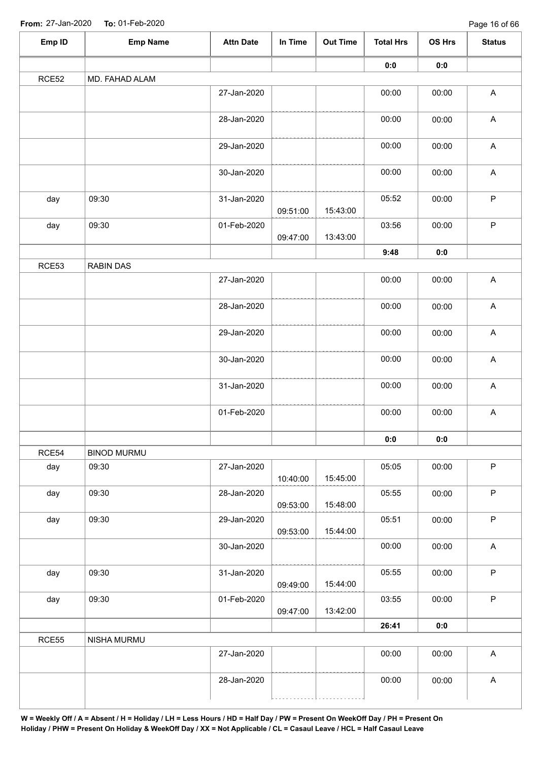**From:** 27-Jan-2020 **To:** 01-Feb-2020

| Emp ID | Emp Name | Attn Date | In Time | Out Time | Total Hrs | OS Hrs | Status |
|---|---|---|---|---|---|---|---|
| | | | | | 0:0 | 0:0 | |
| RCE52 | MD. FAHAD ALAM | | | | | | |
| | | 27-Jan-2020 | | | 00:00 | 00:00 | A |
| | | 28-Jan-2020 | | | 00:00 | 00:00 | A |
| | | 29-Jan-2020 | | | 00:00 | 00:00 | A |
| | | 30-Jan-2020 | | | 00:00 | 00:00 | A |
| day | 09:30 | 31-Jan-2020 | 09:51:00 | 15:43:00 | 05:52 | 00:00 | P |
| day | 09:30 | 01-Feb-2020 | 09:47:00 | 13:43:00 | 03:56 | 00:00 | P |
| | | | | | 9:48 | 0:0 | |
| RCE53 | RABIN DAS | | | | | | |
| | | 27-Jan-2020 | | | 00:00 | 00:00 | A |
| | | 28-Jan-2020 | | | 00:00 | 00:00 | A |
| | | 29-Jan-2020 | | | 00:00 | 00:00 | A |
| | | 30-Jan-2020 | | | 00:00 | 00:00 | A |
| | | 31-Jan-2020 | | | 00:00 | 00:00 | A |
| | | 01-Feb-2020 | | | 00:00 | 00:00 | A |
| | | | | | 0:0 | 0:0 | |
| RCE54 | BINOD MURMU | | | | | | |
| day | 09:30 | 27-Jan-2020 | 10:40:00 | 15:45:00 | 05:05 | 00:00 | P |
| day | 09:30 | 28-Jan-2020 | 09:53:00 | 15:48:00 | 05:55 | 00:00 | P |
| day | 09:30 | 29-Jan-2020 | 09:53:00 | 15:44:00 | 05:51 | 00:00 | P |
| | | 30-Jan-2020 | | | 00:00 | 00:00 | A |
| day | 09:30 | 31-Jan-2020 | 09:49:00 | 15:44:00 | 05:55 | 00:00 | P |
| day | 09:30 | 01-Feb-2020 | 09:47:00 | 13:42:00 | 03:55 | 00:00 | P |
| | | | | | 26:41 | 0:0 | |
| RCE55 | NISHA MURMU | | | | | | |
| | | 27-Jan-2020 | | | 00:00 | 00:00 | A |
| | | 28-Jan-2020 | | | 00:00 | 00:00 | A |

**W = Weekly Off / A = Absent / H = Holiday / LH = Less Hours / HD = Half Day / PW = Present On WeekOff Day / PH = Present On Holiday / PHW = Present On Holiday & WeekOff Day / XX = Not Applicable / CL = Casaul Leave / HCL = Half Casaul Leave**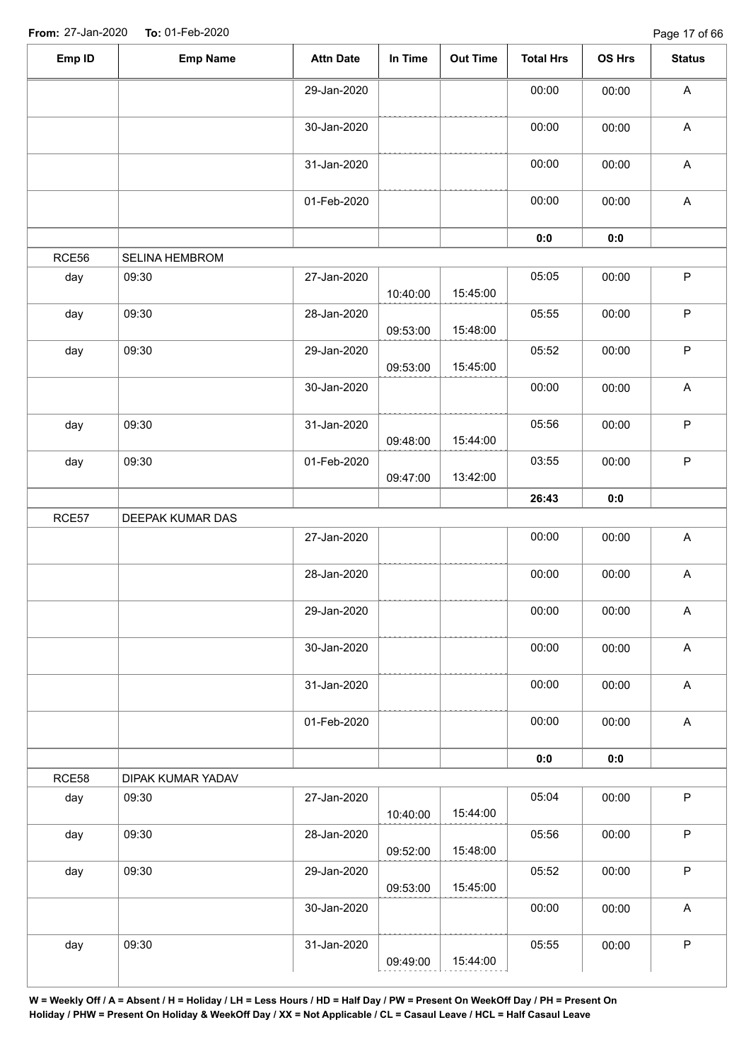**From:** 27-Jan-2020 **To:** 01-Feb-2020

| Emp ID | Emp Name | Attn Date | In Time | Out Time | Total Hrs | OS Hrs | Status |
|---|---|---|---|---|---|---|---|
| | | 29-Jan-2020 | | | 00:00 | 00:00 | A |
| | | 30-Jan-2020 | | | 00:00 | 00:00 | A |
| | | 31-Jan-2020 | | | 00:00 | 00:00 | A |
| | | 01-Feb-2020 | | | 00:00 | 00:00 | A |
| | | | | | **0:0** | **0:0** | |
| RCE56 | SELINA HEMBROM | | | | | | |
| day | 09:30 | 27-Jan-2020 | 10:40:00 | 15:45:00 | 05:05 | 00:00 | P |
| day | 09:30 | 28-Jan-2020 | 09:53:00 | 15:48:00 | 05:55 | 00:00 | P |
| day | 09:30 | 29-Jan-2020 | 09:53:00 | 15:45:00 | 05:52 | 00:00 | P |
| | | 30-Jan-2020 | | | 00:00 | 00:00 | A |
| day | 09:30 | 31-Jan-2020 | 09:48:00 | 15:44:00 | 05:56 | 00:00 | P |
| day | 09:30 | 01-Feb-2020 | 09:47:00 | 13:42:00 | 03:55 | 00:00 | P |
| | | | | | **26:43** | **0:0** | |
| RCE57 | DEEPAK KUMAR DAS | | | | | | |
| | | 27-Jan-2020 | | | 00:00 | 00:00 | A |
| | | 28-Jan-2020 | | | 00:00 | 00:00 | A |
| | | 29-Jan-2020 | | | 00:00 | 00:00 | A |
| | | 30-Jan-2020 | | | 00:00 | 00:00 | A |
| | | 31-Jan-2020 | | | 00:00 | 00:00 | A |
| | | 01-Feb-2020 | | | 00:00 | 00:00 | A |
| | | | | | **0:0** | **0:0** | |
| RCE58 | DIPAK KUMAR YADAV | | | | | | |
| day | 09:30 | 27-Jan-2020 | 10:40:00 | 15:44:00 | 05:04 | 00:00 | P |
| day | 09:30 | 28-Jan-2020 | 09:52:00 | 15:48:00 | 05:56 | 00:00 | P |
| day | 09:30 | 29-Jan-2020 | 09:53:00 | 15:45:00 | 05:52 | 00:00 | P |
| | | 30-Jan-2020 | | | 00:00 | 00:00 | A |
| day | 09:30 | 31-Jan-2020 | 09:49:00 | 15:44:00 | 05:55 | 00:00 | P |

**W = Weekly Off / A = Absent / H = Holiday / LH = Less Hours / HD = Half Day / PW = Present On WeekOff Day / PH = Present On Holiday / PHW = Present On Holiday & WeekOff Day / XX = Not Applicable / CL = Casaul Leave / HCL = Half Casaul Leave**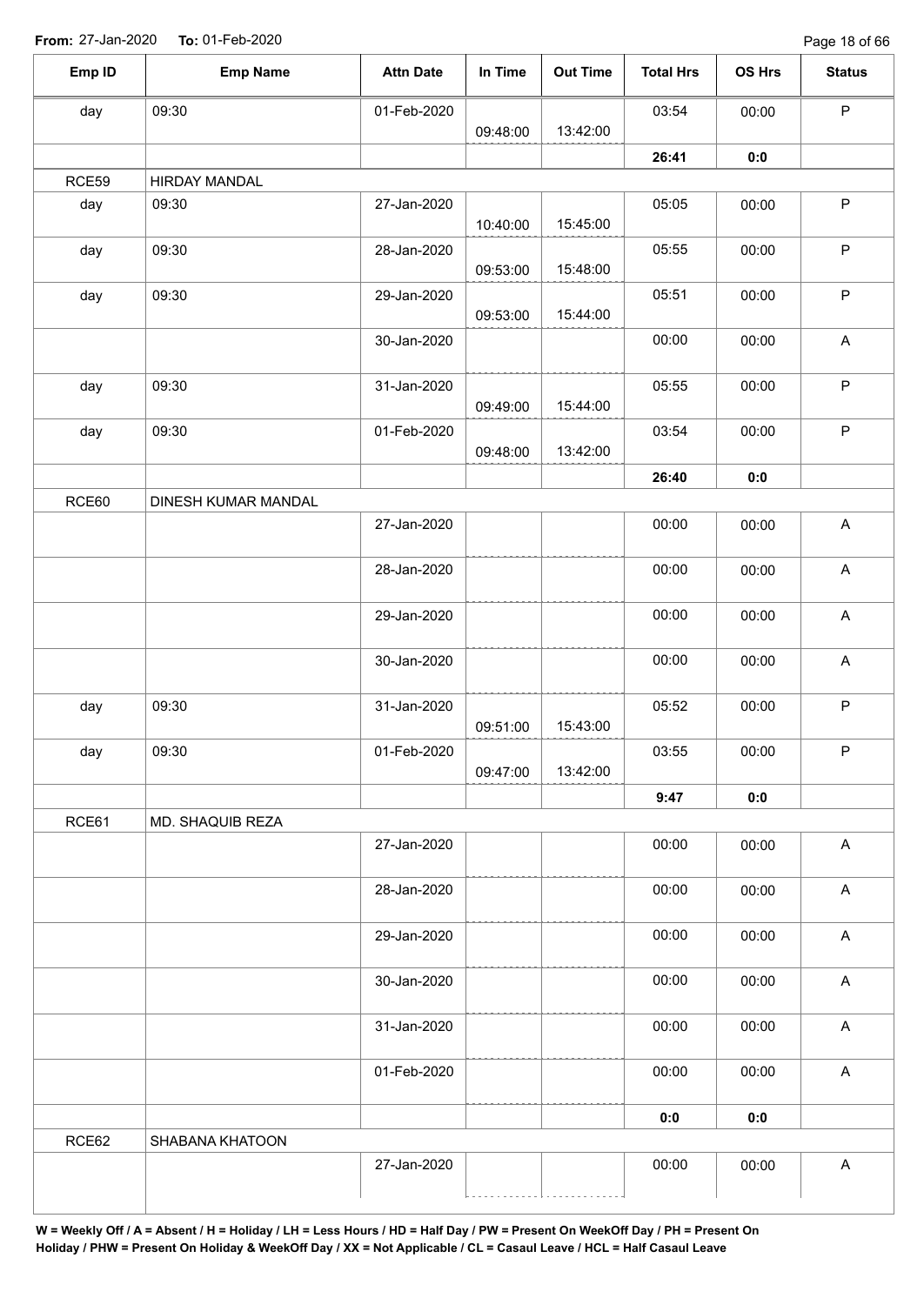**From:** 27-Jan-2020 **To:** 01-Feb-2020

| Emp ID | Emp Name | Attn Date | In Time | Out Time | Total Hrs | OS Hrs | Status |
|---|---|---|---|---|---|---|---|
| day | 09:30 | 01-Feb-2020 | 09:48:00 | 13:42:00 | 03:54 | 00:00 | P |
| | | | | | **26:41** | **0:0** | |
| RCE59 | HIRDAY MANDAL | | | | | | |
| day | 09:30 | 27-Jan-2020 | 10:40:00 | 15:45:00 | 05:05 | 00:00 | P |
| day | 09:30 | 28-Jan-2020 | 09:53:00 | 15:48:00 | 05:55 | 00:00 | P |
| day | 09:30 | 29-Jan-2020 | 09:53:00 | 15:44:00 | 05:51 | 00:00 | P |
| | | 30-Jan-2020 | | | 00:00 | 00:00 | A |
| day | 09:30 | 31-Jan-2020 | 09:49:00 | 15:44:00 | 05:55 | 00:00 | P |
| day | 09:30 | 01-Feb-2020 | 09:48:00 | 13:42:00 | 03:54 | 00:00 | P |
| | | | | | **26:40** | **0:0** | |
| RCE60 | DINESH KUMAR MANDAL | | | | | | |
| | | 27-Jan-2020 | | | 00:00 | 00:00 | A |
| | | 28-Jan-2020 | | | 00:00 | 00:00 | A |
| | | 29-Jan-2020 | | | 00:00 | 00:00 | A |
| | | 30-Jan-2020 | | | 00:00 | 00:00 | A |
| day | 09:30 | 31-Jan-2020 | 09:51:00 | 15:43:00 | 05:52 | 00:00 | P |
| day | 09:30 | 01-Feb-2020 | 09:47:00 | 13:42:00 | 03:55 | 00:00 | P |
| | | | | | **9:47** | **0:0** | |
| RCE61 | MD. SHAQUIB REZA | | | | | | |
| | | 27-Jan-2020 | | | 00:00 | 00:00 | A |
| | | 28-Jan-2020 | | | 00:00 | 00:00 | A |
| | | 29-Jan-2020 | | | 00:00 | 00:00 | A |
| | | 30-Jan-2020 | | | 00:00 | 00:00 | A |
| | | 31-Jan-2020 | | | 00:00 | 00:00 | A |
| | | 01-Feb-2020 | | | 00:00 | 00:00 | A |
| | | | | | **0:0** | **0:0** | |
| RCE62 | SHABANA KHATOON | | | | | | |
| | | 27-Jan-2020 | | | 00:00 | 00:00 | A |

**W = Weekly Off / A = Absent / H = Holiday / LH = Less Hours / HD = Half Day / PW = Present On WeekOff Day / PH = Present On Holiday / PHW = Present On Holiday & WeekOff Day / XX = Not Applicable / CL = Casaul Leave / HCL = Half Casaul Leave**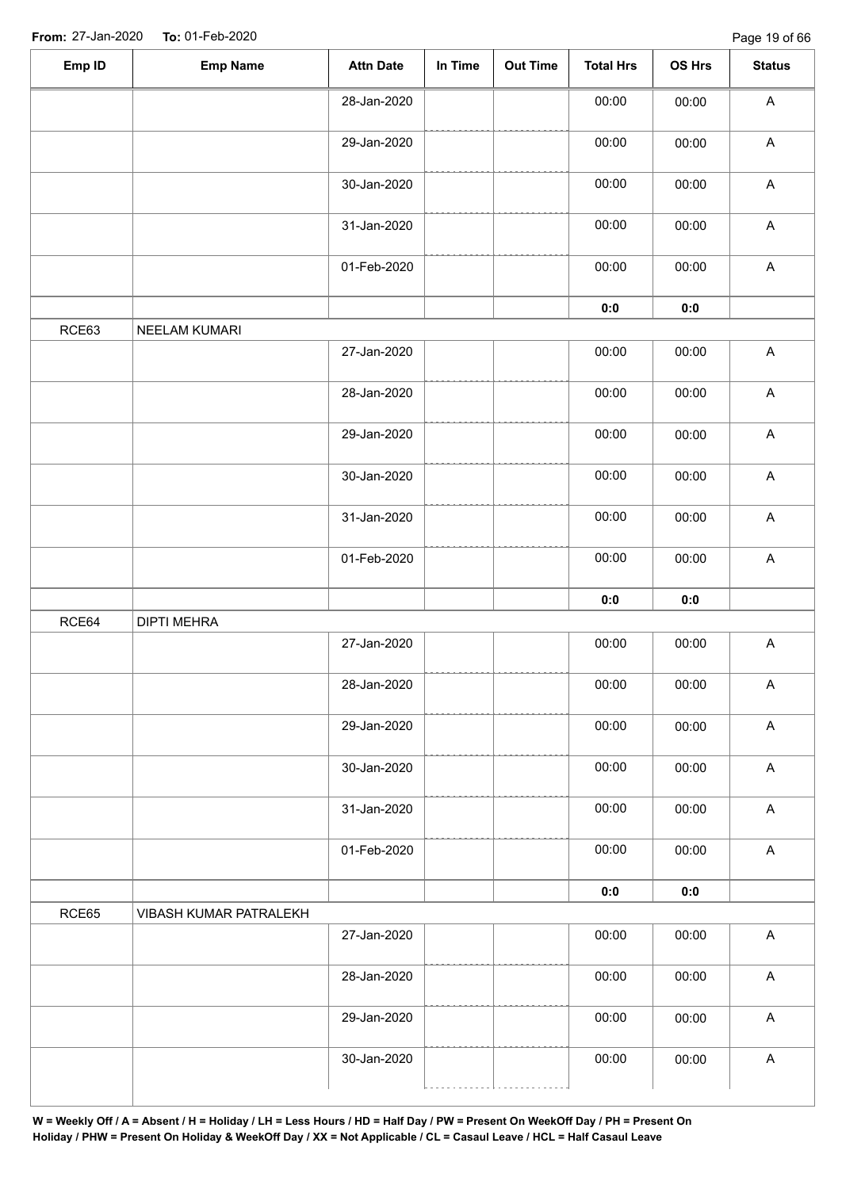**From:** 27-Jan-2020 **To:** 01-Feb-2020

| Emp ID | Emp Name | Attn Date | In Time | Out Time | Total Hrs | OS Hrs | Status |
|---|---|---|---|---|---|---|---|
| | | 28-Jan-2020 | | | 00:00 | 00:00 | A |
| | | 29-Jan-2020 | | | 00:00 | 00:00 | A |
| | | 30-Jan-2020 | | | 00:00 | 00:00 | A |
| | | 31-Jan-2020 | | | 00:00 | 00:00 | A |
| | | 01-Feb-2020 | | | 00:00 | 00:00 | A |
| | | | | | **0:0** | **0:0** | |
| RCE63 | NEELAM KUMARI | | | | | | |
| | | 27-Jan-2020 | | | 00:00 | 00:00 | A |
| | | 28-Jan-2020 | | | 00:00 | 00:00 | A |
| | | 29-Jan-2020 | | | 00:00 | 00:00 | A |
| | | 30-Jan-2020 | | | 00:00 | 00:00 | A |
| | | 31-Jan-2020 | | | 00:00 | 00:00 | A |
| | | 01-Feb-2020 | | | 00:00 | 00:00 | A |
| | | | | | **0:0** | **0:0** | |
| RCE64 | DIPTI MEHRA | | | | | | |
| | | 27-Jan-2020 | | | 00:00 | 00:00 | A |
| | | 28-Jan-2020 | | | 00:00 | 00:00 | A |
| | | 29-Jan-2020 | | | 00:00 | 00:00 | A |
| | | 30-Jan-2020 | | | 00:00 | 00:00 | A |
| | | 31-Jan-2020 | | | 00:00 | 00:00 | A |
| | | 01-Feb-2020 | | | 00:00 | 00:00 | A |
| | | | | | **0:0** | **0:0** | |
| RCE65 | VIBASH KUMAR PATRALEKH | | | | | | |
| | | 27-Jan-2020 | | | 00:00 | 00:00 | A |
| | | 28-Jan-2020 | | | 00:00 | 00:00 | A |
| | | 29-Jan-2020 | | | 00:00 | 00:00 | A |
| | | 30-Jan-2020 | | | 00:00 | 00:00 | A |

**W = Weekly Off / A = Absent / H = Holiday / LH = Less Hours / HD = Half Day / PW = Present On WeekOff Day / PH = Present On Holiday / PHW = Present On Holiday & WeekOff Day / XX = Not Applicable / CL = Casaul Leave / HCL = Half Casaul Leave**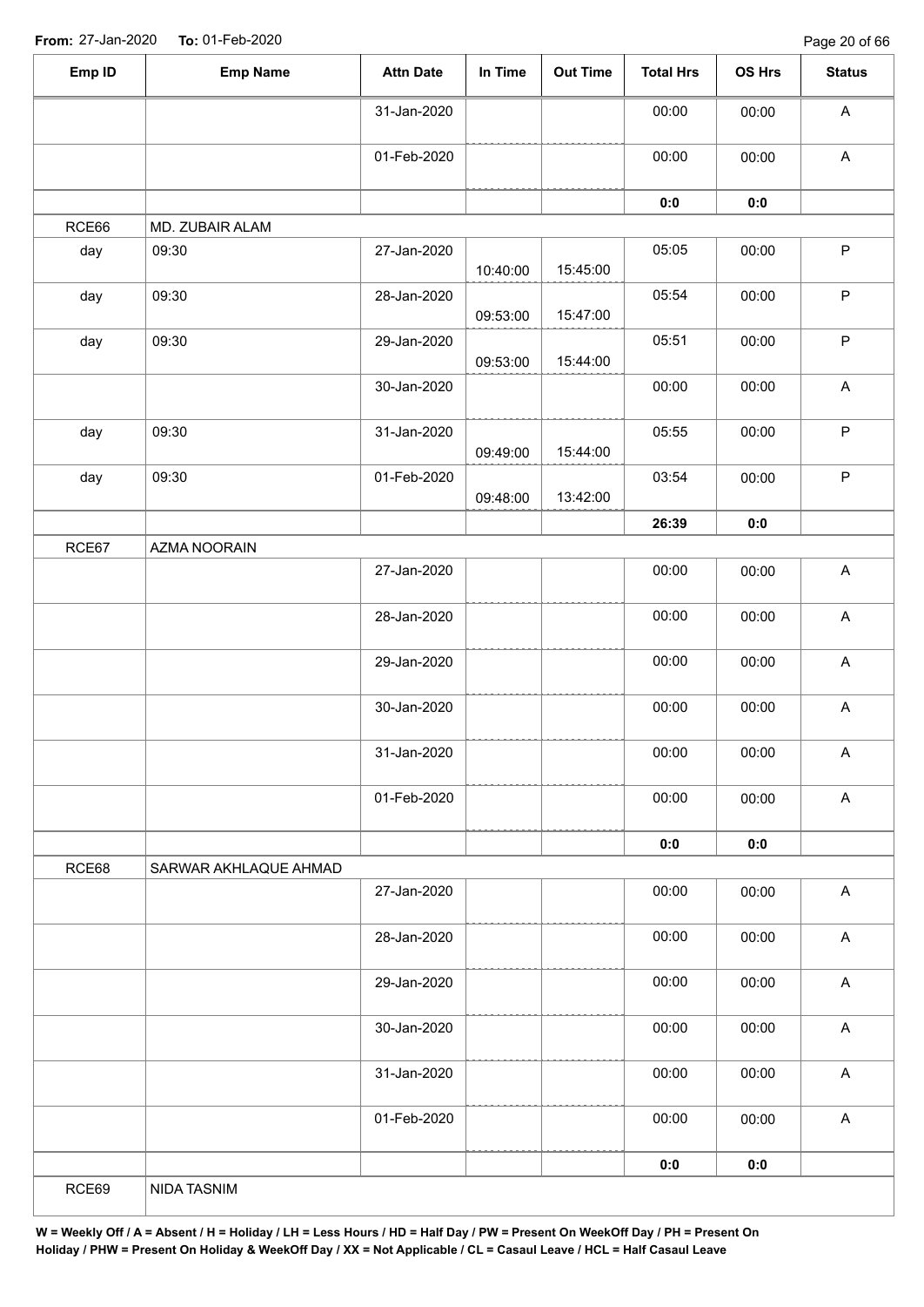From: 27-Jan-2020 To: 01-Feb-2020

| Emp ID | Emp Name | Attn Date | In Time | Out Time | Total Hrs | OS Hrs | Status |
|---|---|---|---|---|---|---|---|
| | | 31-Jan-2020 | | | 00:00 | 00:00 | A |
| | | 01-Feb-2020 | | | 00:00 | 00:00 | A |
| | | | | | **0:0** | **0:0** | |
| RCE66 | MD. ZUBAIR ALAM | | | | | | |
| day | 09:30 | 27-Jan-2020 | 10:40:00 | 15:45:00 | 05:05 | 00:00 | P |
| day | 09:30 | 28-Jan-2020 | 09:53:00 | 15:47:00 | 05:54 | 00:00 | P |
| day | 09:30 | 29-Jan-2020 | 09:53:00 | 15:44:00 | 05:51 | 00:00 | P |
| | | 30-Jan-2020 | | | 00:00 | 00:00 | A |
| day | 09:30 | 31-Jan-2020 | 09:49:00 | 15:44:00 | 05:55 | 00:00 | P |
| day | 09:30 | 01-Feb-2020 | 09:48:00 | 13:42:00 | 03:54 | 00:00 | P |
| | | | | | **26:39** | **0:0** | |
| RCE67 | AZMA NOORAIN | | | | | | |
| | | 27-Jan-2020 | | | 00:00 | 00:00 | A |
| | | 28-Jan-2020 | | | 00:00 | 00:00 | A |
| | | 29-Jan-2020 | | | 00:00 | 00:00 | A |
| | | 30-Jan-2020 | | | 00:00 | 00:00 | A |
| | | 31-Jan-2020 | | | 00:00 | 00:00 | A |
| | | 01-Feb-2020 | | | 00:00 | 00:00 | A |
| | | | | | **0:0** | **0:0** | |
| RCE68 | SARWAR AKHLAQUE AHMAD | | | | | | |
| | | 27-Jan-2020 | | | 00:00 | 00:00 | A |
| | | 28-Jan-2020 | | | 00:00 | 00:00 | A |
| | | 29-Jan-2020 | | | 00:00 | 00:00 | A |
| | | 30-Jan-2020 | | | 00:00 | 00:00 | A |
| | | 31-Jan-2020 | | | 00:00 | 00:00 | A |
| | | 01-Feb-2020 | | | 00:00 | 00:00 | A |
| | | | | | **0:0** | **0:0** | |
| RCE69 | NIDA TASNIM | | | | | | |

**W = Weekly Off / A = Absent / H = Holiday / LH = Less Hours / HD = Half Day / PW = Present On WeekOff Day / PH = Present On Holiday / PHW = Present On Holiday & WeekOff Day / XX = Not Applicable / CL = Casaul Leave / HCL = Half Casaul Leave**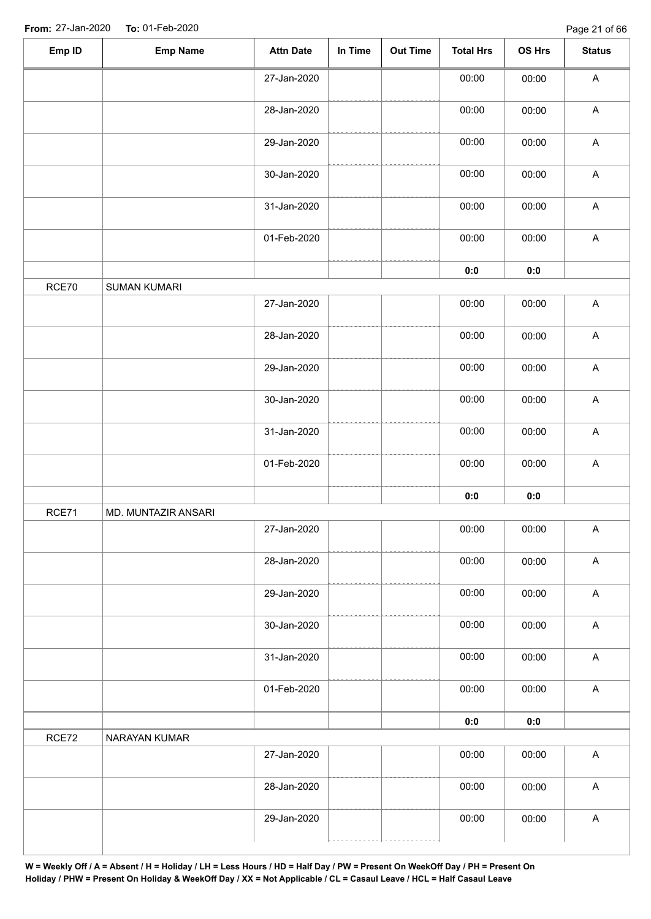**From:** 27-Jan-2020 **To:** 01-Feb-2020

| Emp ID | Emp Name | Attn Date | In Time | Out Time | Total Hrs | OS Hrs | Status |
|---|---|---|---|---|---|---|---|
| | | 27-Jan-2020 | | | 00:00 | 00:00 | A |
| | | 28-Jan-2020 | | | 00:00 | 00:00 | A |
| | | 29-Jan-2020 | | | 00:00 | 00:00 | A |
| | | 30-Jan-2020 | | | 00:00 | 00:00 | A |
| | | 31-Jan-2020 | | | 00:00 | 00:00 | A |
| | | 01-Feb-2020 | | | 00:00 | 00:00 | A |
| | | | | | **0:0** | **0:0** | |
| RCE70 | SUMAN KUMARI | | | | | | |
| | | 27-Jan-2020 | | | 00:00 | 00:00 | A |
| | | 28-Jan-2020 | | | 00:00 | 00:00 | A |
| | | 29-Jan-2020 | | | 00:00 | 00:00 | A |
| | | 30-Jan-2020 | | | 00:00 | 00:00 | A |
| | | 31-Jan-2020 | | | 00:00 | 00:00 | A |
| | | 01-Feb-2020 | | | 00:00 | 00:00 | A |
| | | | | | **0:0** | **0:0** | |
| RCE71 | MD. MUNTAZIR ANSARI | | | | | | |
| | | 27-Jan-2020 | | | 00:00 | 00:00 | A |
| | | 28-Jan-2020 | | | 00:00 | 00:00 | A |
| | | 29-Jan-2020 | | | 00:00 | 00:00 | A |
| | | 30-Jan-2020 | | | 00:00 | 00:00 | A |
| | | 31-Jan-2020 | | | 00:00 | 00:00 | A |
| | | 01-Feb-2020 | | | 00:00 | 00:00 | A |
| | | | | | **0:0** | **0:0** | |
| RCE72 | NARAYAN KUMAR | | | | | | |
| | | 27-Jan-2020 | | | 00:00 | 00:00 | A |
| | | 28-Jan-2020 | | | 00:00 | 00:00 | A |
| | | 29-Jan-2020 | | | 00:00 | 00:00 | A |

**W = Weekly Off / A = Absent / H = Holiday / LH = Less Hours / HD = Half Day / PW = Present On WeekOff Day / PH = Present On Holiday / PHW = Present On Holiday & WeekOff Day / XX = Not Applicable / CL = Casaul Leave / HCL = Half Casaul Leave**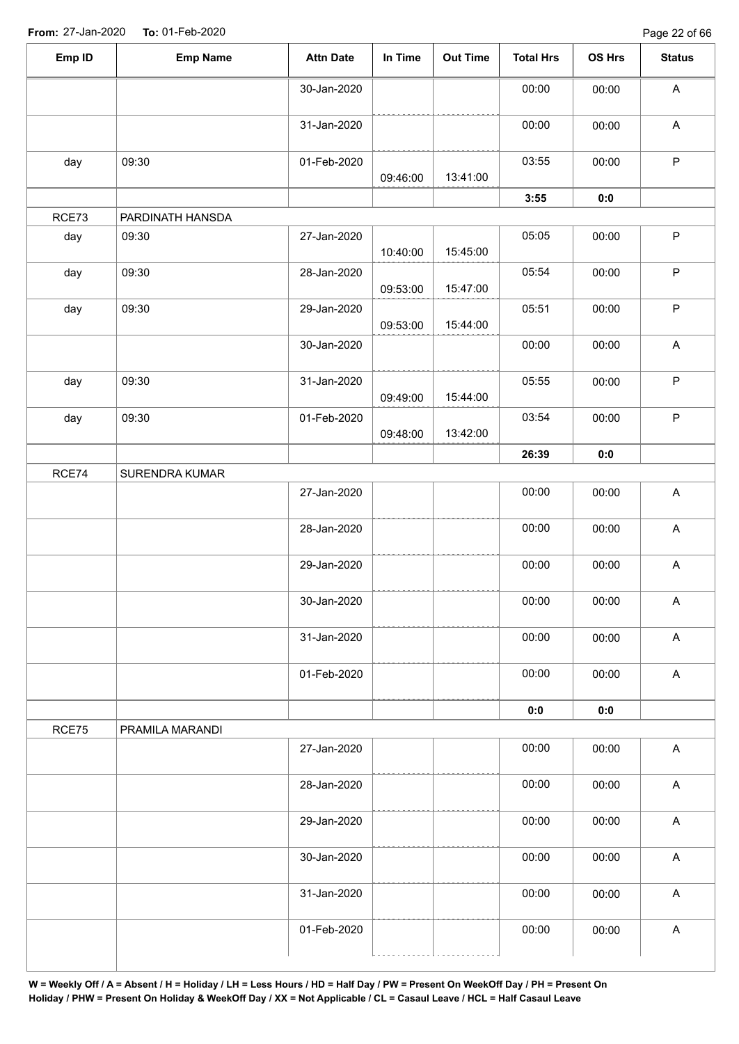**From:** 27-Jan-2020 **To:** 01-Feb-2020

| Emp ID | Emp Name | Attn Date | In Time | Out Time | Total Hrs | OS Hrs | Status |
|---|---|---|---|---|---|---|---|
| | | 30-Jan-2020 | | | 00:00 | 00:00 | A |
| | | 31-Jan-2020 | | | 00:00 | 00:00 | A |
| day | 09:30 | 01-Feb-2020 | 09:46:00 | 13:41:00 | 03:55 | 00:00 | P |
| | | | | | **3:55** | **0:0** | |
| RCE73 | PARDINATH HANSDA | | | | | | |
| day | 09:30 | 27-Jan-2020 | 10:40:00 | 15:45:00 | 05:05 | 00:00 | P |
| day | 09:30 | 28-Jan-2020 | 09:53:00 | 15:47:00 | 05:54 | 00:00 | P |
| day | 09:30 | 29-Jan-2020 | 09:53:00 | 15:44:00 | 05:51 | 00:00 | P |
| | | 30-Jan-2020 | | | 00:00 | 00:00 | A |
| day | 09:30 | 31-Jan-2020 | 09:49:00 | 15:44:00 | 05:55 | 00:00 | P |
| day | 09:30 | 01-Feb-2020 | 09:48:00 | 13:42:00 | 03:54 | 00:00 | P |
| | | | | | **26:39** | **0:0** | |
| RCE74 | SURENDRA KUMAR | | | | | | |
| | | 27-Jan-2020 | | | 00:00 | 00:00 | A |
| | | 28-Jan-2020 | | | 00:00 | 00:00 | A |
| | | 29-Jan-2020 | | | 00:00 | 00:00 | A |
| | | 30-Jan-2020 | | | 00:00 | 00:00 | A |
| | | 31-Jan-2020 | | | 00:00 | 00:00 | A |
| | | 01-Feb-2020 | | | 00:00 | 00:00 | A |
| | | | | | **0:0** | **0:0** | |
| RCE75 | PRAMILA MARANDI | | | | | | |
| | | 27-Jan-2020 | | | 00:00 | 00:00 | A |
| | | 28-Jan-2020 | | | 00:00 | 00:00 | A |
| | | 29-Jan-2020 | | | 00:00 | 00:00 | A |
| | | 30-Jan-2020 | | | 00:00 | 00:00 | A |
| | | 31-Jan-2020 | | | 00:00 | 00:00 | A |
| | | 01-Feb-2020 | | | 00:00 | 00:00 | A |

**W = Weekly Off / A = Absent / H = Holiday / LH = Less Hours / HD = Half Day / PW = Present On WeekOff Day / PH = Present On Holiday / PHW = Present On Holiday & WeekOff Day / XX = Not Applicable / CL = Casaul Leave / HCL = Half Casaul Leave**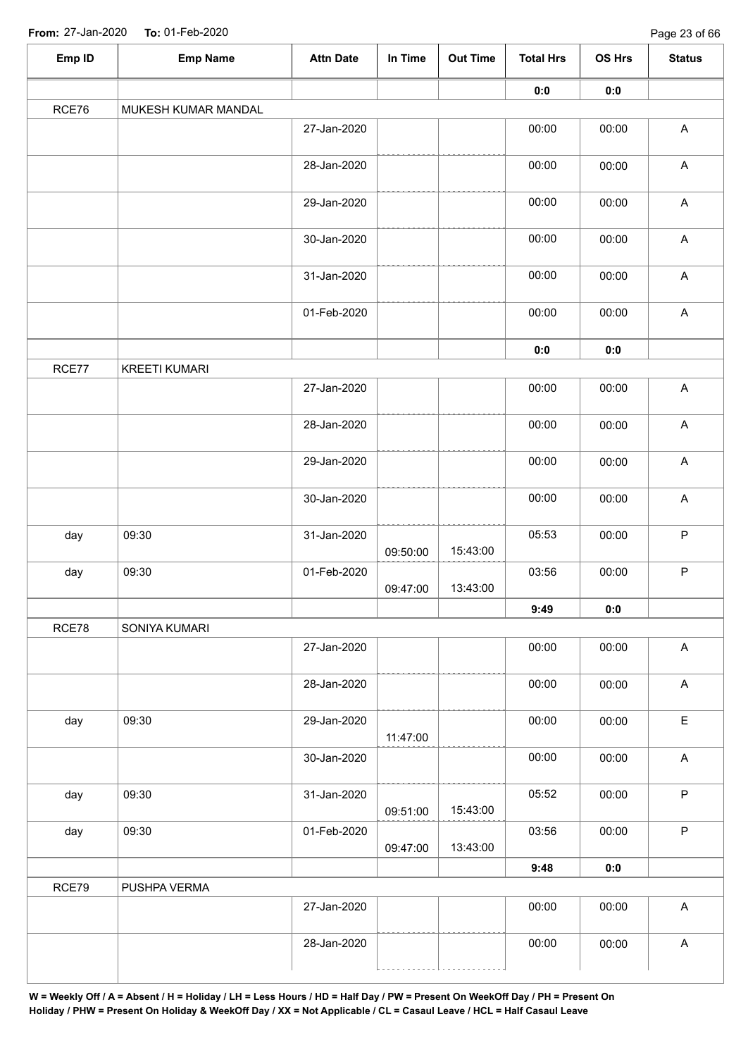From: 27-Jan-2020 To: 01-Feb-2020

| Emp ID | Emp Name | Attn Date | In Time | Out Time | Total Hrs | OS Hrs | Status |
|---|---|---|---|---|---|---|---|
| | | | | | 0:0 | 0:0 | |
| RCE76 | MUKESH KUMAR MANDAL | | | | | | |
| | | 27-Jan-2020 | | | 00:00 | 00:00 | A |
| | | 28-Jan-2020 | | | 00:00 | 00:00 | A |
| | | 29-Jan-2020 | | | 00:00 | 00:00 | A |
| | | 30-Jan-2020 | | | 00:00 | 00:00 | A |
| | | 31-Jan-2020 | | | 00:00 | 00:00 | A |
| | | 01-Feb-2020 | | | 00:00 | 00:00 | A |
| | | | | | 0:0 | 0:0 | |
| RCE77 | KREETI KUMARI | | | | | | |
| | | 27-Jan-2020 | | | 00:00 | 00:00 | A |
| | | 28-Jan-2020 | | | 00:00 | 00:00 | A |
| | | 29-Jan-2020 | | | 00:00 | 00:00 | A |
| | | 30-Jan-2020 | | | 00:00 | 00:00 | A |
| day | 09:30 | 31-Jan-2020 | 09:50:00 | 15:43:00 | 05:53 | 00:00 | P |
| day | 09:30 | 01-Feb-2020 | 09:47:00 | 13:43:00 | 03:56 | 00:00 | P |
| | | | | | 9:49 | 0:0 | |
| RCE78 | SONIYA KUMARI | | | | | | |
| | | 27-Jan-2020 | | | 00:00 | 00:00 | A |
| | | 28-Jan-2020 | | | 00:00 | 00:00 | A |
| day | 09:30 | 29-Jan-2020 | 11:47:00 | | 00:00 | 00:00 | E |
| | | 30-Jan-2020 | | | 00:00 | 00:00 | A |
| day | 09:30 | 31-Jan-2020 | 09:51:00 | 15:43:00 | 05:52 | 00:00 | P |
| day | 09:30 | 01-Feb-2020 | 09:47:00 | 13:43:00 | 03:56 | 00:00 | P |
| | | | | | 9:48 | 0:0 | |
| RCE79 | PUSHPA VERMA | | | | | | |
| | | 27-Jan-2020 | | | 00:00 | 00:00 | A |
| | | 28-Jan-2020 | | | 00:00 | 00:00 | A |

**W = Weekly Off / A = Absent / H = Holiday / LH = Less Hours / HD = Half Day / PW = Present On WeekOff Day / PH = Present On Holiday / PHW = Present On Holiday & WeekOff Day / XX = Not Applicable / CL = Casaul Leave / HCL = Half Casaul Leave**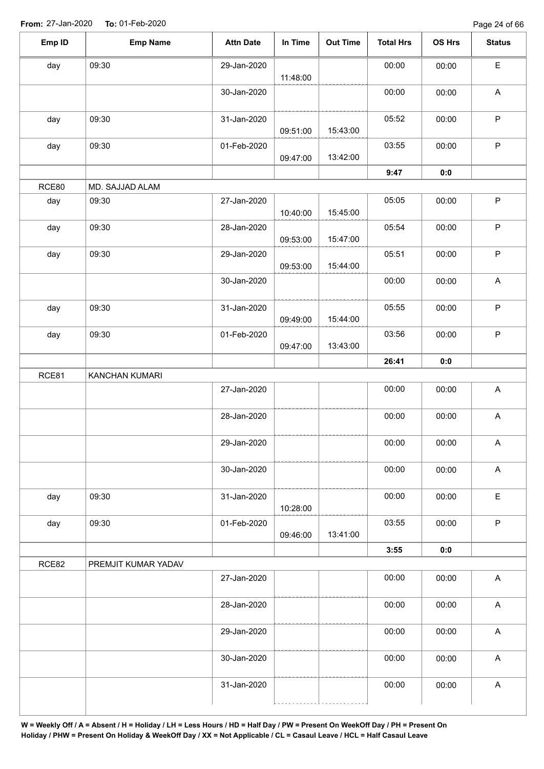**From:** 27-Jan-2020 **To:** 01-Feb-2020

| Emp ID | Emp Name | Attn Date | In Time | Out Time | Total Hrs | OS Hrs | Status |
|---|---|---|---|---|---|---|---|
| day | 09:30 | 29-Jan-2020 | 11:48:00 | | 00:00 | 00:00 | E |
| | | 30-Jan-2020 | | | 00:00 | 00:00 | A |
| day | 09:30 | 31-Jan-2020 | 09:51:00 | 15:43:00 | 05:52 | 00:00 | P |
| day | 09:30 | 01-Feb-2020 | 09:47:00 | 13:42:00 | 03:55 | 00:00 | P |
| | | | | | **9:47** | **0:0** | |
| RCE80 | MD. SAJJAD ALAM | | | | | | |
| day | 09:30 | 27-Jan-2020 | 10:40:00 | 15:45:00 | 05:05 | 00:00 | P |
| day | 09:30 | 28-Jan-2020 | 09:53:00 | 15:47:00 | 05:54 | 00:00 | P |
| day | 09:30 | 29-Jan-2020 | 09:53:00 | 15:44:00 | 05:51 | 00:00 | P |
| | | 30-Jan-2020 | | | 00:00 | 00:00 | A |
| day | 09:30 | 31-Jan-2020 | 09:49:00 | 15:44:00 | 05:55 | 00:00 | P |
| day | 09:30 | 01-Feb-2020 | 09:47:00 | 13:43:00 | 03:56 | 00:00 | P |
| | | | | | **26:41** | **0:0** | |
| RCE81 | KANCHAN KUMARI | | | | | | |
| | | 27-Jan-2020 | | | 00:00 | 00:00 | A |
| | | 28-Jan-2020 | | | 00:00 | 00:00 | A |
| | | 29-Jan-2020 | | | 00:00 | 00:00 | A |
| | | 30-Jan-2020 | | | 00:00 | 00:00 | A |
| day | 09:30 | 31-Jan-2020 | 10:28:00 | | 00:00 | 00:00 | E |
| day | 09:30 | 01-Feb-2020 | 09:46:00 | 13:41:00 | 03:55 | 00:00 | P |
| | | | | | **3:55** | **0:0** | |
| RCE82 | PREMJIT KUMAR YADAV | | | | | | |
| | | 27-Jan-2020 | | | 00:00 | 00:00 | A |
| | | 28-Jan-2020 | | | 00:00 | 00:00 | A |
| | | 29-Jan-2020 | | | 00:00 | 00:00 | A |
| | | 30-Jan-2020 | | | 00:00 | 00:00 | A |
| | | 31-Jan-2020 | | | 00:00 | 00:00 | A |

**W = Weekly Off / A = Absent / H = Holiday / LH = Less Hours / HD = Half Day / PW = Present On WeekOff Day / PH = Present On Holiday / PHW = Present On Holiday & WeekOff Day / XX = Not Applicable / CL = Casaul Leave / HCL = Half Casaul Leave**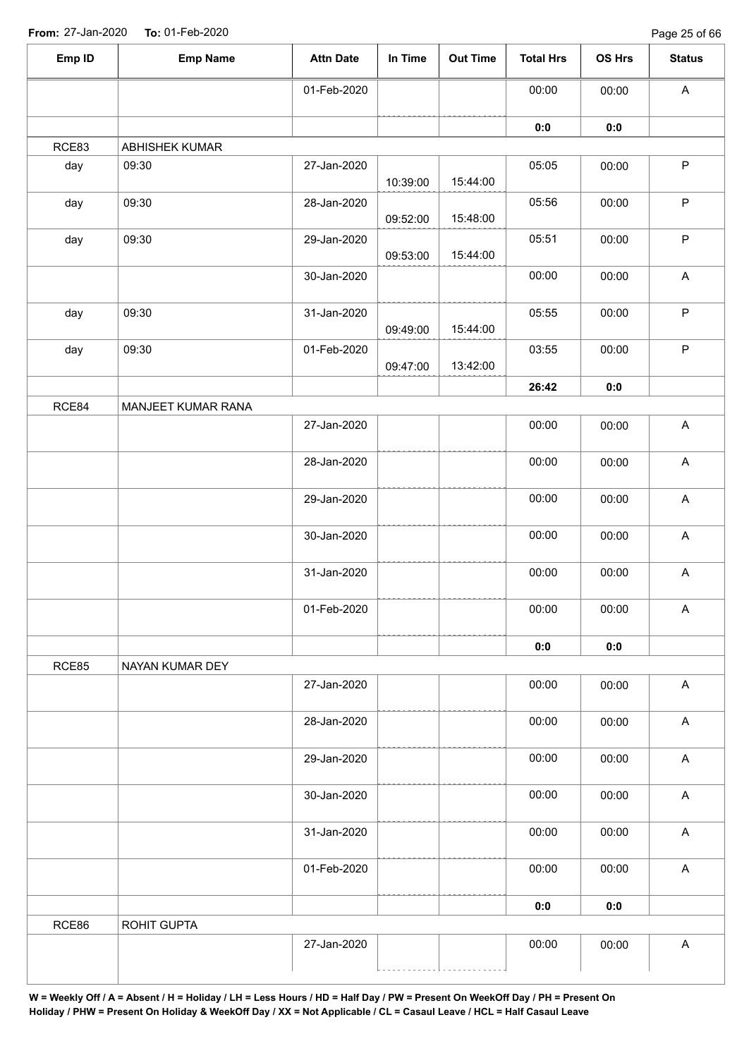**From:** 27-Jan-2020 **To:** 01-Feb-2020

| Emp ID | Emp Name | Attn Date | In Time | Out Time | Total Hrs | OS Hrs | Status |
|---|---|---|---|---|---|---|---|
| | | 01-Feb-2020 | | | 00:00 | 00:00 | A |
| | | | | | **0:0** | **0:0** | |
| RCE83 | ABHISHEK KUMAR | | | | | | |
| day | 09:30 | 27-Jan-2020 | 10:39:00 | 15:44:00 | 05:05 | 00:00 | P |
| day | 09:30 | 28-Jan-2020 | 09:52:00 | 15:48:00 | 05:56 | 00:00 | P |
| day | 09:30 | 29-Jan-2020 | 09:53:00 | 15:44:00 | 05:51 | 00:00 | P |
| | | 30-Jan-2020 | | | 00:00 | 00:00 | A |
| day | 09:30 | 31-Jan-2020 | 09:49:00 | 15:44:00 | 05:55 | 00:00 | P |
| day | 09:30 | 01-Feb-2020 | 09:47:00 | 13:42:00 | 03:55 | 00:00 | P |
| | | | | | **26:42** | **0:0** | |
| RCE84 | MANJEET KUMAR RANA | | | | | | |
| | | 27-Jan-2020 | | | 00:00 | 00:00 | A |
| | | 28-Jan-2020 | | | 00:00 | 00:00 | A |
| | | 29-Jan-2020 | | | 00:00 | 00:00 | A |
| | | 30-Jan-2020 | | | 00:00 | 00:00 | A |
| | | 31-Jan-2020 | | | 00:00 | 00:00 | A |
| | | 01-Feb-2020 | | | 00:00 | 00:00 | A |
| | | | | | **0:0** | **0:0** | |
| RCE85 | NAYAN KUMAR DEY | | | | | | |
| | | 27-Jan-2020 | | | 00:00 | 00:00 | A |
| | | 28-Jan-2020 | | | 00:00 | 00:00 | A |
| | | 29-Jan-2020 | | | 00:00 | 00:00 | A |
| | | 30-Jan-2020 | | | 00:00 | 00:00 | A |
| | | 31-Jan-2020 | | | 00:00 | 00:00 | A |
| | | 01-Feb-2020 | | | 00:00 | 00:00 | A |
| | | | | | **0:0** | **0:0** | |
| RCE86 | ROHIT GUPTA | | | | | | |
| | | 27-Jan-2020 | | | 00:00 | 00:00 | A |

**W = Weekly Off / A = Absent / H = Holiday / LH = Less Hours / HD = Half Day / PW = Present On WeekOff Day / PH = Present On Holiday / PHW = Present On Holiday & WeekOff Day / XX = Not Applicable / CL = Casaul Leave / HCL = Half Casaul Leave**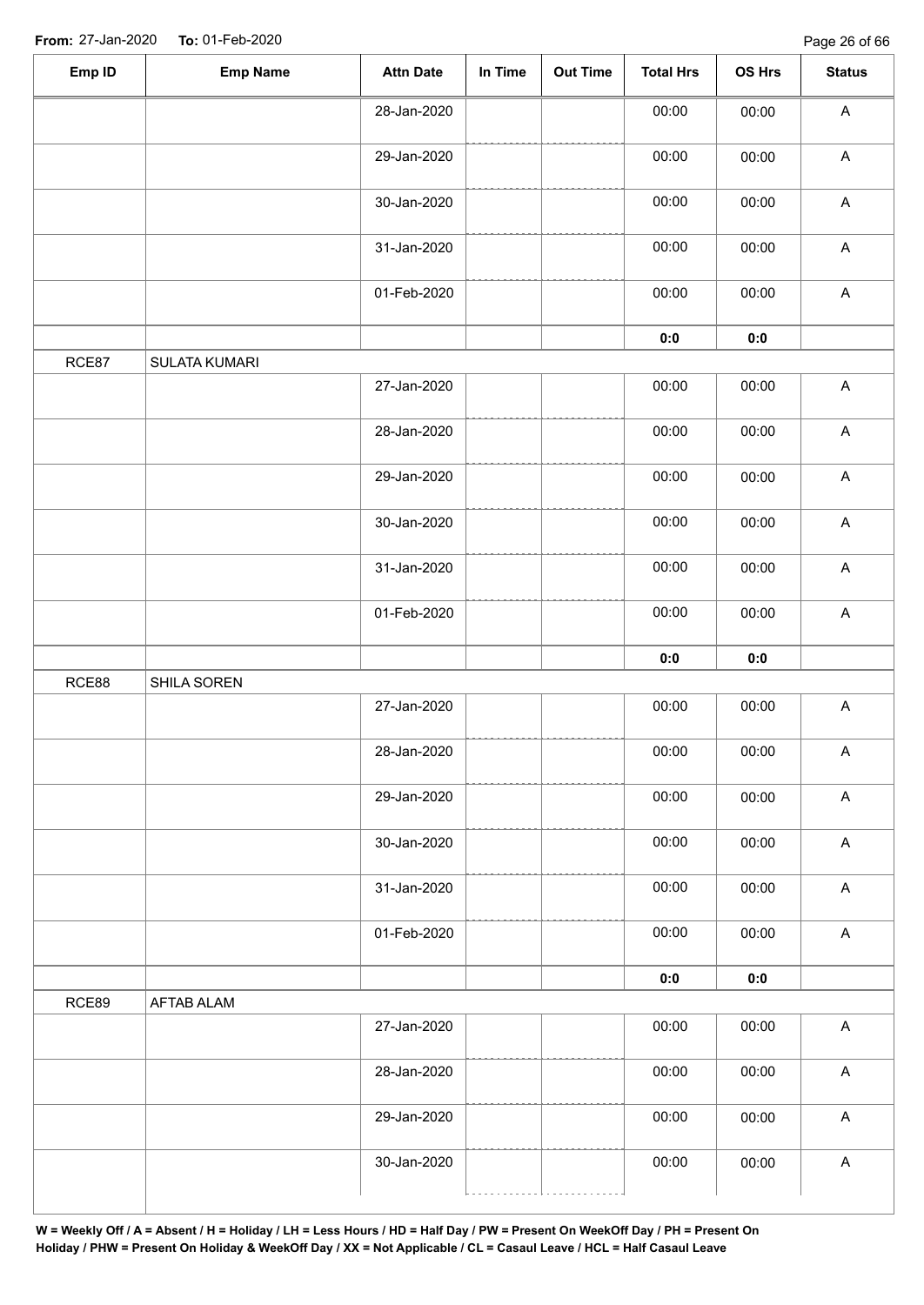**From:** 27-Jan-2020 **To:** 01-Feb-2020

| Emp ID | Emp Name | Attn Date | In Time | Out Time | Total Hrs | OS Hrs | Status |
|---|---|---|---|---|---|---|---|
| | | 28-Jan-2020 | | | 00:00 | 00:00 | A |
| | | 29-Jan-2020 | | | 00:00 | 00:00 | A |
| | | 30-Jan-2020 | | | 00:00 | 00:00 | A |
| | | 31-Jan-2020 | | | 00:00 | 00:00 | A |
| | | 01-Feb-2020 | | | 00:00 | 00:00 | A |
| | | | | | **0:0** | **0:0** | |
| RCE87 | SULATA KUMARI | | | | | | |
| | | 27-Jan-2020 | | | 00:00 | 00:00 | A |
| | | 28-Jan-2020 | | | 00:00 | 00:00 | A |
| | | 29-Jan-2020 | | | 00:00 | 00:00 | A |
| | | 30-Jan-2020 | | | 00:00 | 00:00 | A |
| | | 31-Jan-2020 | | | 00:00 | 00:00 | A |
| | | 01-Feb-2020 | | | 00:00 | 00:00 | A |
| | | | | | **0:0** | **0:0** | |
| RCE88 | SHILA SOREN | | | | | | |
| | | 27-Jan-2020 | | | 00:00 | 00:00 | A |
| | | 28-Jan-2020 | | | 00:00 | 00:00 | A |
| | | 29-Jan-2020 | | | 00:00 | 00:00 | A |
| | | 30-Jan-2020 | | | 00:00 | 00:00 | A |
| | | 31-Jan-2020 | | | 00:00 | 00:00 | A |
| | | 01-Feb-2020 | | | 00:00 | 00:00 | A |
| | | | | | **0:0** | **0:0** | |
| RCE89 | AFTAB ALAM | | | | | | |
| | | 27-Jan-2020 | | | 00:00 | 00:00 | A |
| | | 28-Jan-2020 | | | 00:00 | 00:00 | A |
| | | 29-Jan-2020 | | | 00:00 | 00:00 | A |
| | | 30-Jan-2020 | | | 00:00 | 00:00 | A |

**W = Weekly Off / A = Absent / H = Holiday / LH = Less Hours / HD = Half Day / PW = Present On WeekOff Day / PH = Present On Holiday / PHW = Present On Holiday & WeekOff Day / XX = Not Applicable / CL = Casaul Leave / HCL = Half Casaul Leave**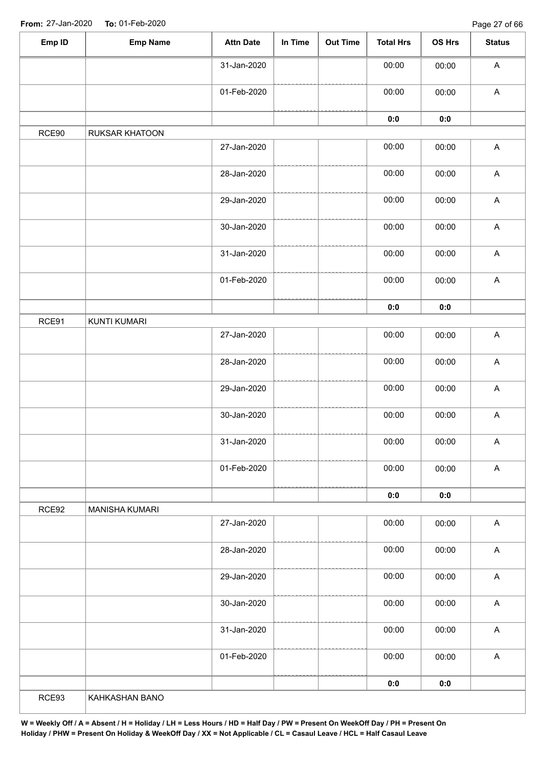From: 27-Jan-2020 To: 01-Feb-2020

| Emp ID | Emp Name | Attn Date | In Time | Out Time | Total Hrs | OS Hrs | Status |
|---|---|---|---|---|---|---|---|
| | | 31-Jan-2020 | | | 00:00 | 00:00 | A |
| | | 01-Feb-2020 | | | 00:00 | 00:00 | A |
| | | | | | **0:0** | **0:0** | |
| RCE90 | RUKSAR KHATOON | | | | | | |
| | | 27-Jan-2020 | | | 00:00 | 00:00 | A |
| | | 28-Jan-2020 | | | 00:00 | 00:00 | A |
| | | 29-Jan-2020 | | | 00:00 | 00:00 | A |
| | | 30-Jan-2020 | | | 00:00 | 00:00 | A |
| | | 31-Jan-2020 | | | 00:00 | 00:00 | A |
| | | 01-Feb-2020 | | | 00:00 | 00:00 | A |
| | | | | | **0:0** | **0:0** | |
| RCE91 | KUNTI KUMARI | | | | | | |
| | | 27-Jan-2020 | | | 00:00 | 00:00 | A |
| | | 28-Jan-2020 | | | 00:00 | 00:00 | A |
| | | 29-Jan-2020 | | | 00:00 | 00:00 | A |
| | | 30-Jan-2020 | | | 00:00 | 00:00 | A |
| | | 31-Jan-2020 | | | 00:00 | 00:00 | A |
| | | 01-Feb-2020 | | | 00:00 | 00:00 | A |
| | | | | | **0:0** | **0:0** | |
| RCE92 | MANISHA KUMARI | | | | | | |
| | | 27-Jan-2020 | | | 00:00 | 00:00 | A |
| | | 28-Jan-2020 | | | 00:00 | 00:00 | A |
| | | 29-Jan-2020 | | | 00:00 | 00:00 | A |
| | | 30-Jan-2020 | | | 00:00 | 00:00 | A |
| | | 31-Jan-2020 | | | 00:00 | 00:00 | A |
| | | 01-Feb-2020 | | | 00:00 | 00:00 | A |
| | | | | | **0:0** | **0:0** | |
| RCE93 | KAHKASHAN BANO | | | | | | |

**W = Weekly Off / A = Absent / H = Holiday / LH = Less Hours / HD = Half Day / PW = Present On WeekOff Day / PH = Present On Holiday / PHW = Present On Holiday & WeekOff Day / XX = Not Applicable / CL = Casaul Leave / HCL = Half Casaul Leave**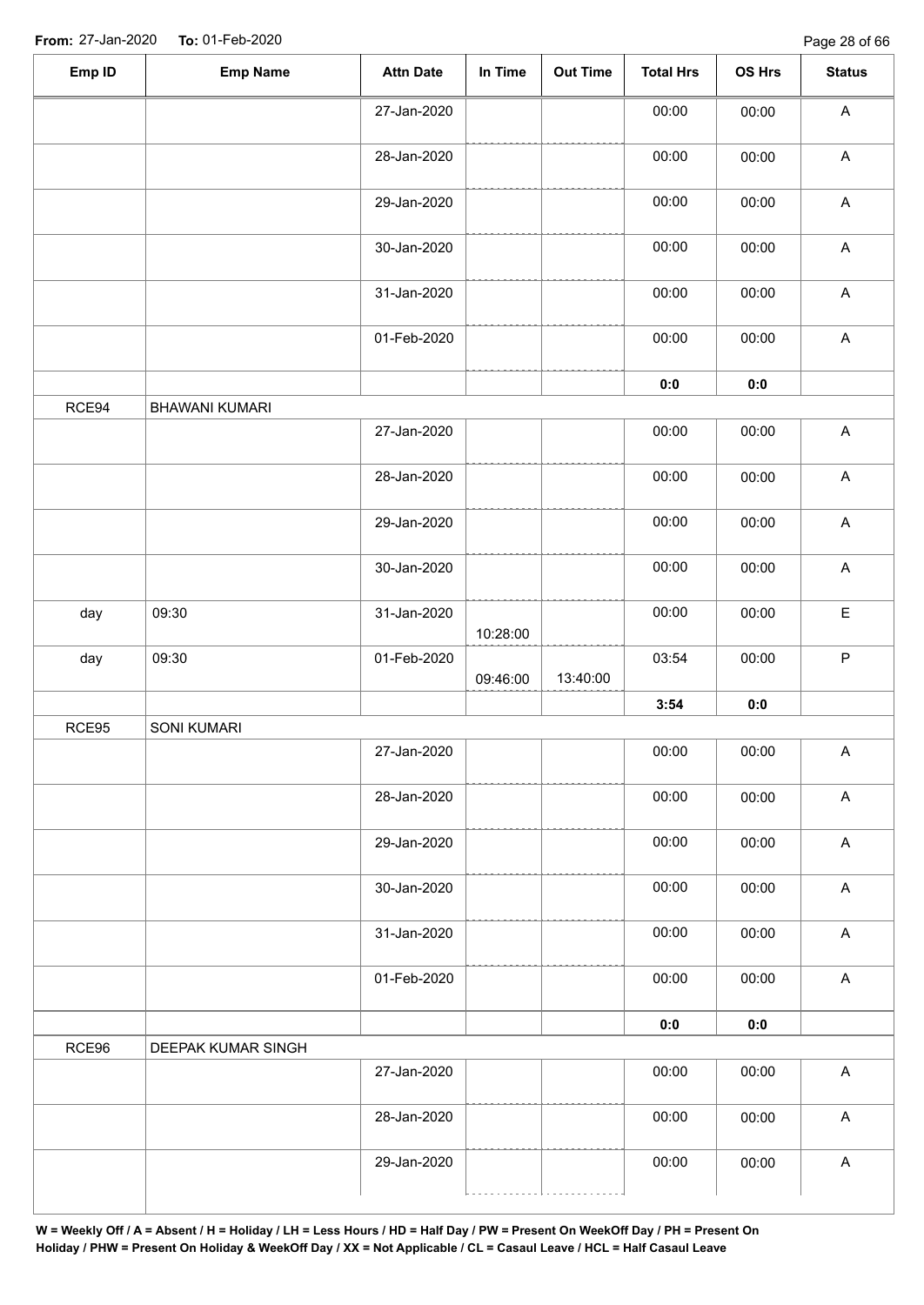**From:** 27-Jan-2020 **To:** 01-Feb-2020

| Emp ID | Emp Name | Attn Date | In Time | Out Time | Total Hrs | OS Hrs | Status |
|---|---|---|---|---|---|---|---|
| | | 27-Jan-2020 | | | 00:00 | 00:00 | A |
| | | 28-Jan-2020 | | | 00:00 | 00:00 | A |
| | | 29-Jan-2020 | | | 00:00 | 00:00 | A |
| | | 30-Jan-2020 | | | 00:00 | 00:00 | A |
| | | 31-Jan-2020 | | | 00:00 | 00:00 | A |
| | | 01-Feb-2020 | | | 00:00 | 00:00 | A |
| | | | | | 0:0 | 0:0 | |
| RCE94 | BHAWANI KUMARI | | | | | | |
| | | 27-Jan-2020 | | | 00:00 | 00:00 | A |
| | | 28-Jan-2020 | | | 00:00 | 00:00 | A |
| | | 29-Jan-2020 | | | 00:00 | 00:00 | A |
| | | 30-Jan-2020 | | | 00:00 | 00:00 | A |
| day | 09:30 | 31-Jan-2020 | 10:28:00 | | 00:00 | 00:00 | E |
| day | 09:30 | 01-Feb-2020 | 09:46:00 | 13:40:00 | 03:54 | 00:00 | P |
| | | | | | 3:54 | 0:0 | |
| RCE95 | SONI KUMARI | | | | | | |
| | | 27-Jan-2020 | | | 00:00 | 00:00 | A |
| | | 28-Jan-2020 | | | 00:00 | 00:00 | A |
| | | 29-Jan-2020 | | | 00:00 | 00:00 | A |
| | | 30-Jan-2020 | | | 00:00 | 00:00 | A |
| | | 31-Jan-2020 | | | 00:00 | 00:00 | A |
| | | 01-Feb-2020 | | | 00:00 | 00:00 | A |
| | | | | | 0:0 | 0:0 | |
| RCE96 | DEEPAK KUMAR SINGH | | | | | | |
| | | 27-Jan-2020 | | | 00:00 | 00:00 | A |
| | | 28-Jan-2020 | | | 00:00 | 00:00 | A |
| | | 29-Jan-2020 | | | 00:00 | 00:00 | A |

**W = Weekly Off / A = Absent / H = Holiday / LH = Less Hours / HD = Half Day / PW = Present On WeekOff Day / PH = Present On Holiday / PHW = Present On Holiday & WeekOff Day / XX = Not Applicable / CL = Casaul Leave / HCL = Half Casaul Leave**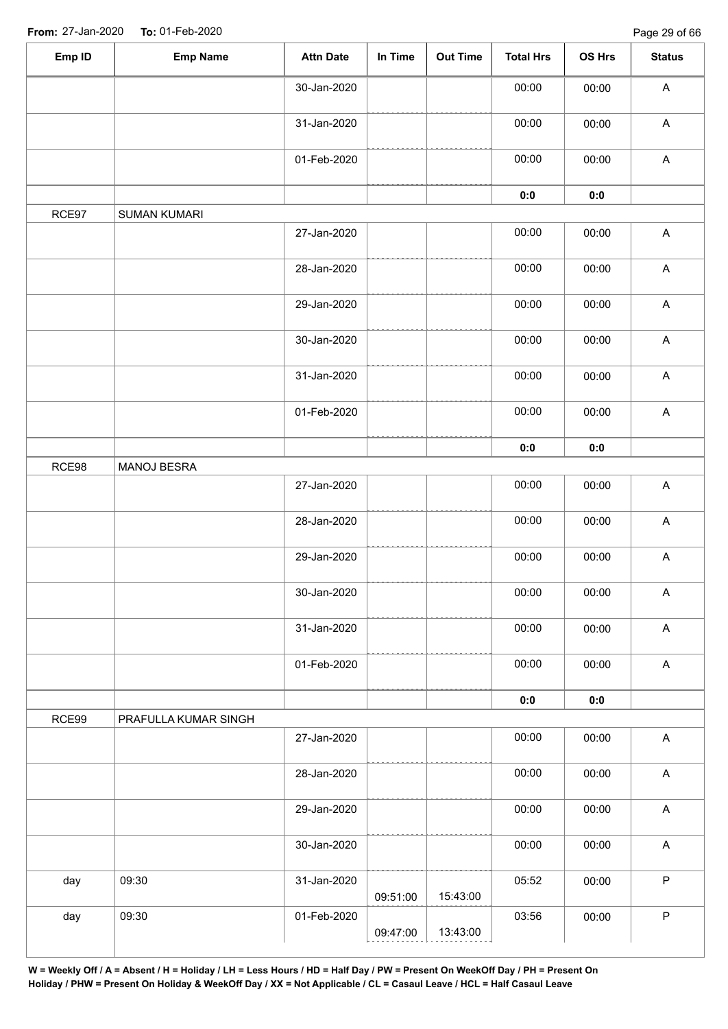From: 27-Jan-2020 To: 01-Feb-2020

| Emp ID | Emp Name | Attn Date | In Time | Out Time | Total Hrs | OS Hrs | Status |
|---|---|---|---|---|---|---|---|
| | | 30-Jan-2020 | | | 00:00 | 00:00 | A |
| | | 31-Jan-2020 | | | 00:00 | 00:00 | A |
| | | 01-Feb-2020 | | | 00:00 | 00:00 | A |
| | | | | | 0:0 | 0:0 | |
| RCE97 | SUMAN KUMARI | | | | | | |
| | | 27-Jan-2020 | | | 00:00 | 00:00 | A |
| | | 28-Jan-2020 | | | 00:00 | 00:00 | A |
| | | 29-Jan-2020 | | | 00:00 | 00:00 | A |
| | | 30-Jan-2020 | | | 00:00 | 00:00 | A |
| | | 31-Jan-2020 | | | 00:00 | 00:00 | A |
| | | 01-Feb-2020 | | | 00:00 | 00:00 | A |
| | | | | | 0:0 | 0:0 | |
| RCE98 | MANOJ BESRA | | | | | | |
| | | 27-Jan-2020 | | | 00:00 | 00:00 | A |
| | | 28-Jan-2020 | | | 00:00 | 00:00 | A |
| | | 29-Jan-2020 | | | 00:00 | 00:00 | A |
| | | 30-Jan-2020 | | | 00:00 | 00:00 | A |
| | | 31-Jan-2020 | | | 00:00 | 00:00 | A |
| | | 01-Feb-2020 | | | 00:00 | 00:00 | A |
| | | | | | 0:0 | 0:0 | |
| RCE99 | PRAFULLA KUMAR SINGH | | | | | | |
| | | 27-Jan-2020 | | | 00:00 | 00:00 | A |
| | | 28-Jan-2020 | | | 00:00 | 00:00 | A |
| | | 29-Jan-2020 | | | 00:00 | 00:00 | A |
| | | 30-Jan-2020 | | | 00:00 | 00:00 | A |
| day | 09:30 | 31-Jan-2020 | 09:51:00 | 15:43:00 | 05:52 | 00:00 | P |
| day | 09:30 | 01-Feb-2020 | 09:47:00 | 13:43:00 | 03:56 | 00:00 | P |

**W = Weekly Off / A = Absent / H = Holiday / LH = Less Hours / HD = Half Day / PW = Present On WeekOff Day / PH = Present On Holiday / PHW = Present On Holiday & WeekOff Day / XX = Not Applicable / CL = Casaul Leave / HCL = Half Casaul Leave**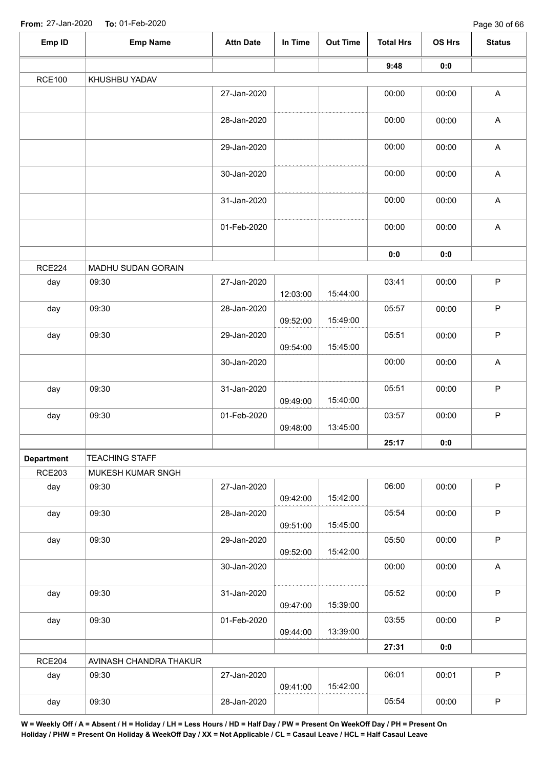From: 27-Jan-2020 To: 01-Feb-2020

| Emp ID | Emp Name | Attn Date | In Time | Out Time | Total Hrs | OS Hrs | Status |
|---|---|---|---|---|---|---|---|
| | | | | | **9:48** | **0:0** | |
| RCE100 | KHUSHBU YADAV | | | | | | |
| | | 27-Jan-2020 | | | 00:00 | 00:00 | A |
| | | 28-Jan-2020 | | | 00:00 | 00:00 | A |
| | | 29-Jan-2020 | | | 00:00 | 00:00 | A |
| | | 30-Jan-2020 | | | 00:00 | 00:00 | A |
| | | 31-Jan-2020 | | | 00:00 | 00:00 | A |
| | | 01-Feb-2020 | | | 00:00 | 00:00 | A |
| | | | | | **0:0** | **0:0** | |
| RCE224 | MADHU SUDAN GORAIN | | | | | | |
| day | 09:30 | 27-Jan-2020 | 12:03:00 | 15:44:00 | 03:41 | 00:00 | P |
| day | 09:30 | 28-Jan-2020 | 09:52:00 | 15:49:00 | 05:57 | 00:00 | P |
| day | 09:30 | 29-Jan-2020 | 09:54:00 | 15:45:00 | 05:51 | 00:00 | P |
| | | 30-Jan-2020 | | | 00:00 | 00:00 | A |
| day | 09:30 | 31-Jan-2020 | 09:49:00 | 15:40:00 | 05:51 | 00:00 | P |
| day | 09:30 | 01-Feb-2020 | 09:48:00 | 13:45:00 | 03:57 | 00:00 | P |
| | | | | | **25:17** | **0:0** | |
| **Department** | TEACHING STAFF | | | | | | |
| RCE203 | MUKESH KUMAR SNGH | | | | | | |
| day | 09:30 | 27-Jan-2020 | 09:42:00 | 15:42:00 | 06:00 | 00:00 | P |
| day | 09:30 | 28-Jan-2020 | 09:51:00 | 15:45:00 | 05:54 | 00:00 | P |
| day | 09:30 | 29-Jan-2020 | 09:52:00 | 15:42:00 | 05:50 | 00:00 | P |
| | | 30-Jan-2020 | | | 00:00 | 00:00 | A |
| day | 09:30 | 31-Jan-2020 | 09:47:00 | 15:39:00 | 05:52 | 00:00 | P |
| day | 09:30 | 01-Feb-2020 | 09:44:00 | 13:39:00 | 03:55 | 00:00 | P |
| | | | | | **27:31** | **0:0** | |
| RCE204 | AVINASH CHANDRA THAKUR | | | | | | |
| day | 09:30 | 27-Jan-2020 | 09:41:00 | 15:42:00 | 06:01 | 00:01 | P |
| day | 09:30 | 28-Jan-2020 | | | 05:54 | 00:00 | P |

**W = Weekly Off / A = Absent / H = Holiday / LH = Less Hours / HD = Half Day / PW = Present On WeekOff Day / PH = Present On Holiday / PHW = Present On Holiday & WeekOff Day / XX = Not Applicable / CL = Casaul Leave / HCL = Half Casaul Leave**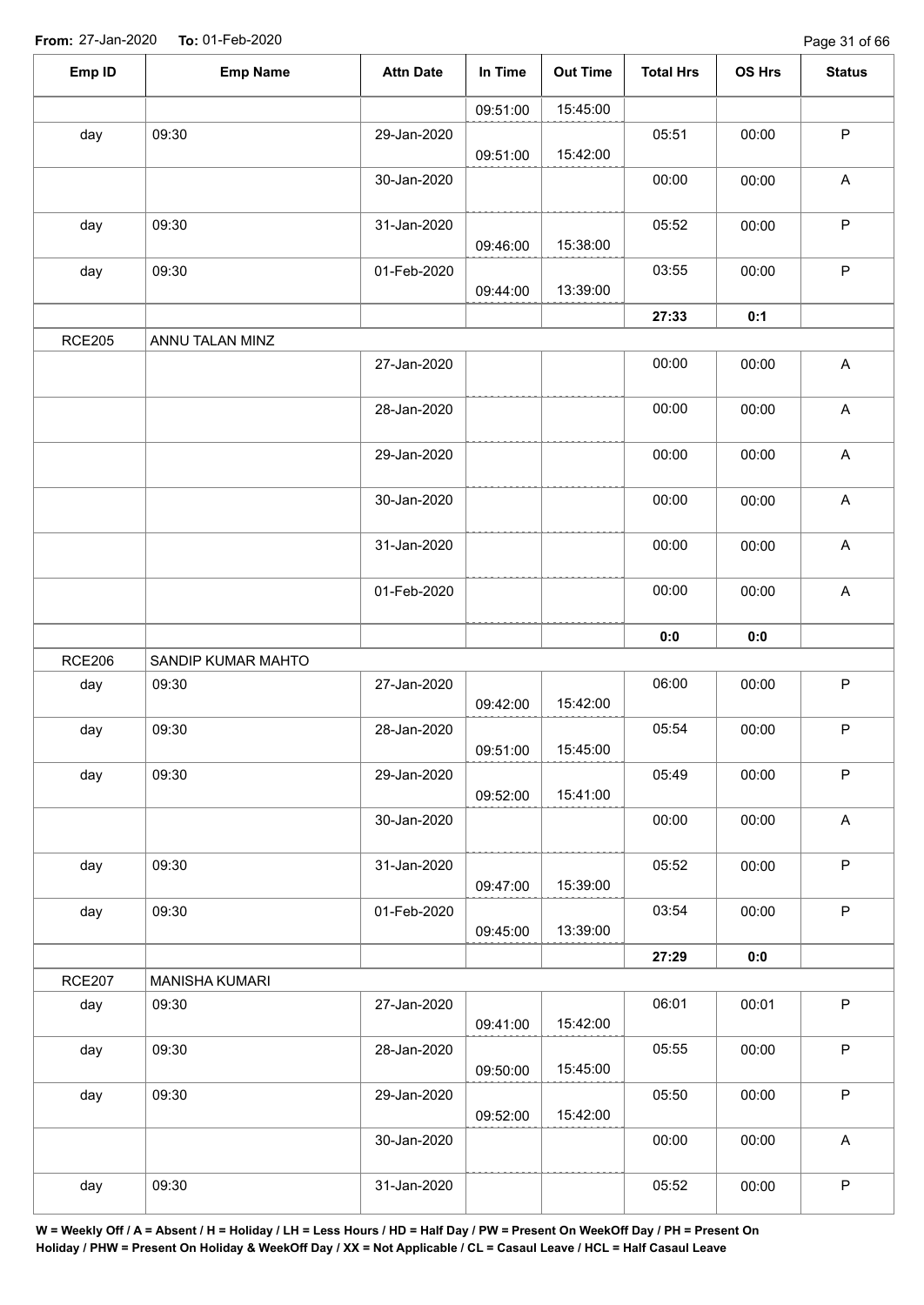**From:** 27-Jan-2020 **To:** 01-Feb-2020

| Emp ID | Emp Name | Attn Date | In Time | Out Time | Total Hrs | OS Hrs | Status |
|---|---|---|---|---|---|---|---|
| | | | 09:51:00 | 15:45:00 | | | |
| day | 09:30 | 29-Jan-2020 | 09:51:00 | 15:42:00 | 05:51 | 00:00 | P |
| | | 30-Jan-2020 | | | 00:00 | 00:00 | A |
| day | 09:30 | 31-Jan-2020 | 09:46:00 | 15:38:00 | 05:52 | 00:00 | P |
| day | 09:30 | 01-Feb-2020 | 09:44:00 | 13:39:00 | 03:55 | 00:00 | P |
| | | | | | **27:33** | **0:1** | |
| RCE205 | ANNU TALAN MINZ | | | | | | |
| | | 27-Jan-2020 | | | 00:00 | 00:00 | A |
| | | 28-Jan-2020 | | | 00:00 | 00:00 | A |
| | | 29-Jan-2020 | | | 00:00 | 00:00 | A |
| | | 30-Jan-2020 | | | 00:00 | 00:00 | A |
| | | 31-Jan-2020 | | | 00:00 | 00:00 | A |
| | | 01-Feb-2020 | | | 00:00 | 00:00 | A |
| | | | | | **0:0** | **0:0** | |
| RCE206 | SANDIP KUMAR MAHTO | | | | | | |
| day | 09:30 | 27-Jan-2020 | 09:42:00 | 15:42:00 | 06:00 | 00:00 | P |
| day | 09:30 | 28-Jan-2020 | 09:51:00 | 15:45:00 | 05:54 | 00:00 | P |
| day | 09:30 | 29-Jan-2020 | 09:52:00 | 15:41:00 | 05:49 | 00:00 | P |
| | | 30-Jan-2020 | | | 00:00 | 00:00 | A |
| day | 09:30 | 31-Jan-2020 | 09:47:00 | 15:39:00 | 05:52 | 00:00 | P |
| day | 09:30 | 01-Feb-2020 | 09:45:00 | 13:39:00 | 03:54 | 00:00 | P |
| | | | | | **27:29** | **0:0** | |
| RCE207 | MANISHA KUMARI | | | | | | |
| day | 09:30 | 27-Jan-2020 | 09:41:00 | 15:42:00 | 06:01 | 00:01 | P |
| day | 09:30 | 28-Jan-2020 | 09:50:00 | 15:45:00 | 05:55 | 00:00 | P |
| day | 09:30 | 29-Jan-2020 | 09:52:00 | 15:42:00 | 05:50 | 00:00 | P |
| | | 30-Jan-2020 | | | 00:00 | 00:00 | A |
| day | 09:30 | 31-Jan-2020 | | | 05:52 | 00:00 | P |

**W = Weekly Off / A = Absent / H = Holiday / LH = Less Hours / HD = Half Day / PW = Present On WeekOff Day / PH = Present On Holiday / PHW = Present On Holiday & WeekOff Day / XX = Not Applicable / CL = Casaul Leave / HCL = Half Casaul Leave**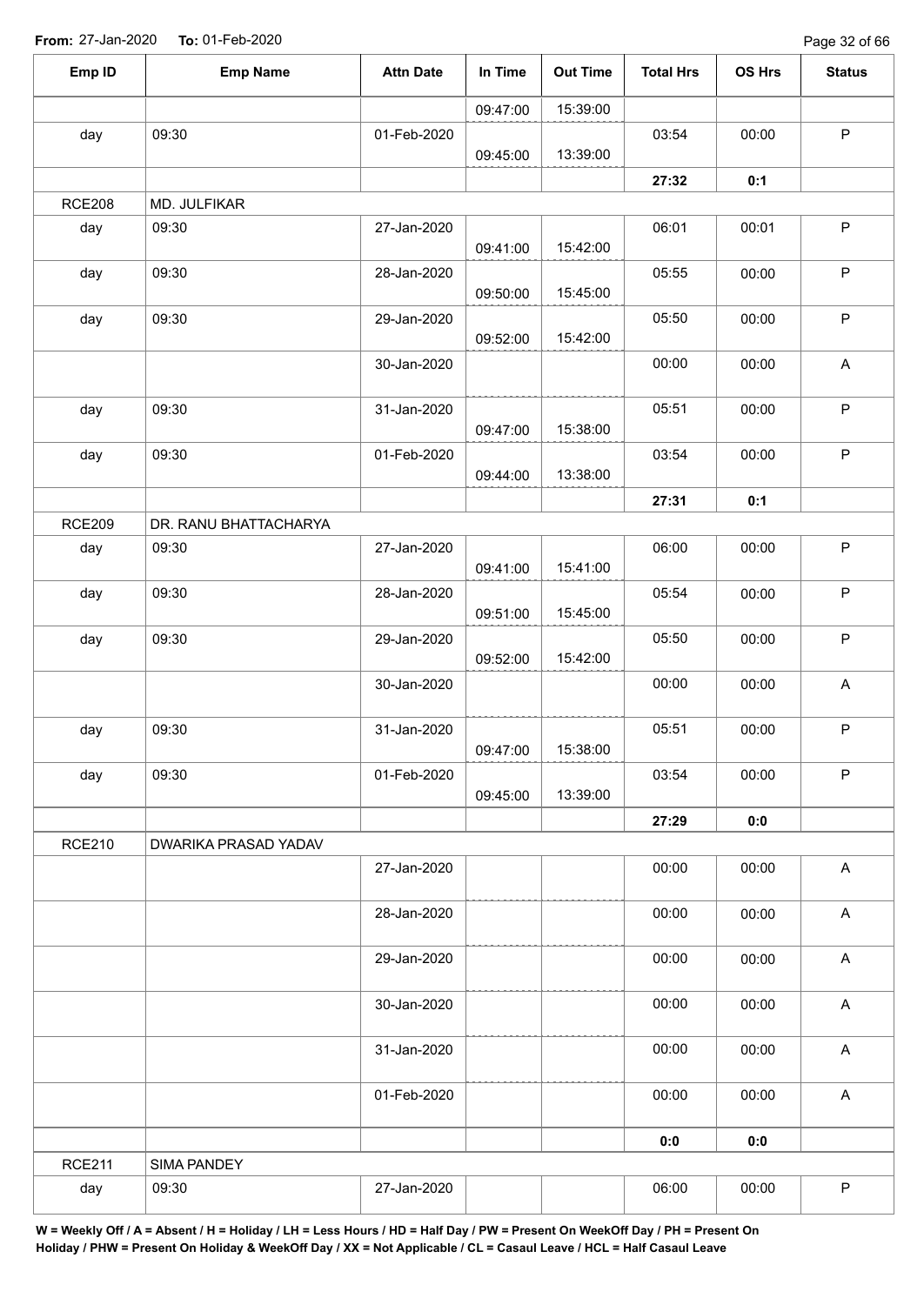**From:** 27-Jan-2020 **To:** 01-Feb-2020

| Emp ID | Emp Name | Attn Date | In Time | Out Time | Total Hrs | OS Hrs | Status |
|---|---|---|---|---|---|---|---|
| | | | 09:47:00 | 15:39:00 | | | |
| day | 09:30 | 01-Feb-2020 | 09:45:00 | 13:39:00 | 03:54 | 00:00 | P |
| | | | | | **27:32** | **0:1** | |
| RCE208 | MD. JULFIKAR | | | | | | |
| day | 09:30 | 27-Jan-2020 | 09:41:00 | 15:42:00 | 06:01 | 00:01 | P |
| day | 09:30 | 28-Jan-2020 | 09:50:00 | 15:45:00 | 05:55 | 00:00 | P |
| day | 09:30 | 29-Jan-2020 | 09:52:00 | 15:42:00 | 05:50 | 00:00 | P |
| | | 30-Jan-2020 | | | 00:00 | 00:00 | A |
| day | 09:30 | 31-Jan-2020 | 09:47:00 | 15:38:00 | 05:51 | 00:00 | P |
| day | 09:30 | 01-Feb-2020 | 09:44:00 | 13:38:00 | 03:54 | 00:00 | P |
| | | | | | **27:31** | **0:1** | |
| RCE209 | DR. RANU BHATTACHARYA | | | | | | |
| day | 09:30 | 27-Jan-2020 | 09:41:00 | 15:41:00 | 06:00 | 00:00 | P |
| day | 09:30 | 28-Jan-2020 | 09:51:00 | 15:45:00 | 05:54 | 00:00 | P |
| day | 09:30 | 29-Jan-2020 | 09:52:00 | 15:42:00 | 05:50 | 00:00 | P |
| | | 30-Jan-2020 | | | 00:00 | 00:00 | A |
| day | 09:30 | 31-Jan-2020 | 09:47:00 | 15:38:00 | 05:51 | 00:00 | P |
| day | 09:30 | 01-Feb-2020 | 09:45:00 | 13:39:00 | 03:54 | 00:00 | P |
| | | | | | **27:29** | **0:0** | |
| RCE210 | DWARIKA PRASAD YADAV | | | | | | |
| | | 27-Jan-2020 | | | 00:00 | 00:00 | A |
| | | 28-Jan-2020 | | | 00:00 | 00:00 | A |
| | | 29-Jan-2020 | | | 00:00 | 00:00 | A |
| | | 30-Jan-2020 | | | 00:00 | 00:00 | A |
| | | 31-Jan-2020 | | | 00:00 | 00:00 | A |
| | | 01-Feb-2020 | | | 00:00 | 00:00 | A |
| | | | | | **0:0** | **0:0** | |
| RCE211 | SIMA PANDEY | | | | | | |
| day | 09:30 | 27-Jan-2020 | | | 06:00 | 00:00 | P |

**W = Weekly Off / A = Absent / H = Holiday / LH = Less Hours / HD = Half Day / PW = Present On WeekOff Day / PH = Present On Holiday / PHW = Present On Holiday & WeekOff Day / XX = Not Applicable / CL = Casaul Leave / HCL = Half Casaul Leave**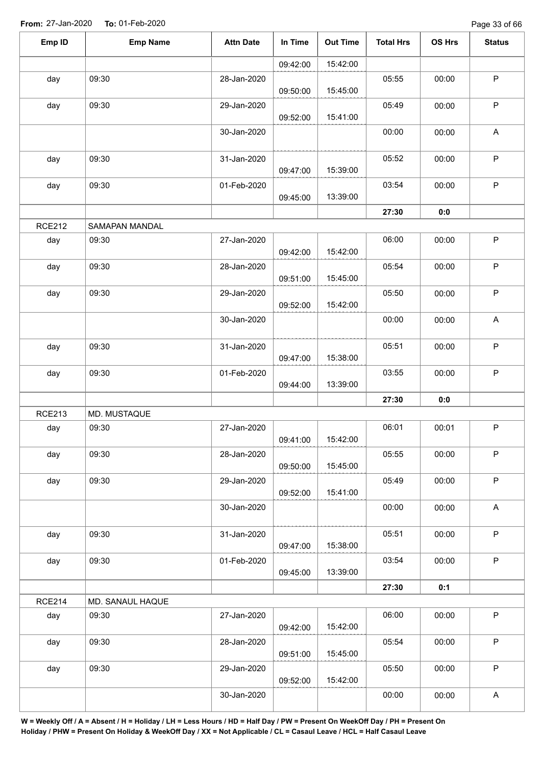**From:** 27-Jan-2020 **To:** 01-Feb-2020

| Emp ID | Emp Name | Attn Date | In Time | Out Time | Total Hrs | OS Hrs | Status |
|---|---|---|---|---|---|---|---|
| | | | 09:42:00 | 15:42:00 | | | |
| day | 09:30 | 28-Jan-2020 | 09:50:00 | 15:45:00 | 05:55 | 00:00 | P |
| day | 09:30 | 29-Jan-2020 | 09:52:00 | 15:41:00 | 05:49 | 00:00 | P |
| | | 30-Jan-2020 | | | 00:00 | 00:00 | A |
| day | 09:30 | 31-Jan-2020 | 09:47:00 | 15:39:00 | 05:52 | 00:00 | P |
| day | 09:30 | 01-Feb-2020 | 09:45:00 | 13:39:00 | 03:54 | 00:00 | P |
| | | | | | **27:30** | **0:0** | |
| RCE212 | SAMAPAN MANDAL | | | | | | |
| day | 09:30 | 27-Jan-2020 | 09:42:00 | 15:42:00 | 06:00 | 00:00 | P |
| day | 09:30 | 28-Jan-2020 | 09:51:00 | 15:45:00 | 05:54 | 00:00 | P |
| day | 09:30 | 29-Jan-2020 | 09:52:00 | 15:42:00 | 05:50 | 00:00 | P |
| | | 30-Jan-2020 | | | 00:00 | 00:00 | A |
| day | 09:30 | 31-Jan-2020 | 09:47:00 | 15:38:00 | 05:51 | 00:00 | P |
| day | 09:30 | 01-Feb-2020 | 09:44:00 | 13:39:00 | 03:55 | 00:00 | P |
| | | | | | **27:30** | **0:0** | |
| RCE213 | MD. MUSTAQUE | | | | | | |
| day | 09:30 | 27-Jan-2020 | 09:41:00 | 15:42:00 | 06:01 | 00:01 | P |
| day | 09:30 | 28-Jan-2020 | 09:50:00 | 15:45:00 | 05:55 | 00:00 | P |
| day | 09:30 | 29-Jan-2020 | 09:52:00 | 15:41:00 | 05:49 | 00:00 | P |
| | | 30-Jan-2020 | | | 00:00 | 00:00 | A |
| day | 09:30 | 31-Jan-2020 | 09:47:00 | 15:38:00 | 05:51 | 00:00 | P |
| day | 09:30 | 01-Feb-2020 | 09:45:00 | 13:39:00 | 03:54 | 00:00 | P |
| | | | | | **27:30** | **0:1** | |
| RCE214 | MD. SANAUL HAQUE | | | | | | |
| day | 09:30 | 27-Jan-2020 | 09:42:00 | 15:42:00 | 06:00 | 00:00 | P |
| day | 09:30 | 28-Jan-2020 | 09:51:00 | 15:45:00 | 05:54 | 00:00 | P |
| day | 09:30 | 29-Jan-2020 | 09:52:00 | 15:42:00 | 05:50 | 00:00 | P |
| | | 30-Jan-2020 | | | 00:00 | 00:00 | A |

**W = Weekly Off / A = Absent / H = Holiday / LH = Less Hours / HD = Half Day / PW = Present On WeekOff Day / PH = Present On Holiday / PHW = Present On Holiday & WeekOff Day / XX = Not Applicable / CL = Casaul Leave / HCL = Half Casaul Leave**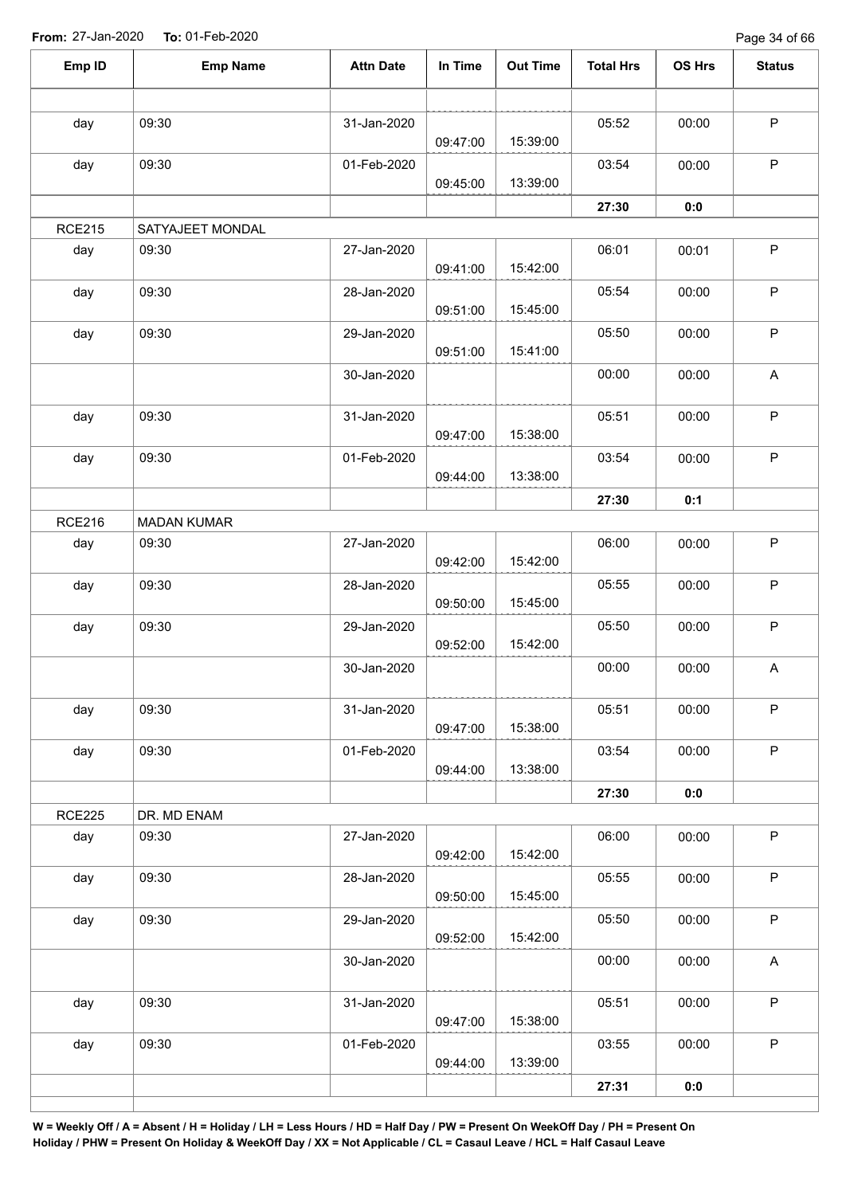**From:** 27-Jan-2020 **To:** 01-Feb-2020

| Emp ID | Emp Name | Attn Date | In Time | Out Time | Total Hrs | OS Hrs | Status |
|---|---|---|---|---|---|---|---|
| | | | | | | | |
| day | 09:30 | 31-Jan-2020 | 09:47:00 | 15:39:00 | 05:52 | 00:00 | P |
| day | 09:30 | 01-Feb-2020 | 09:45:00 | 13:39:00 | 03:54 | 00:00 | P |
| | | | | | **27:30** | **0:0** | |
| RCE215 | SATYAJEET MONDAL | | | | | | |
| day | 09:30 | 27-Jan-2020 | 09:41:00 | 15:42:00 | 06:01 | 00:01 | P |
| day | 09:30 | 28-Jan-2020 | 09:51:00 | 15:45:00 | 05:54 | 00:00 | P |
| day | 09:30 | 29-Jan-2020 | 09:51:00 | 15:41:00 | 05:50 | 00:00 | P |
| | | 30-Jan-2020 | | | 00:00 | 00:00 | A |
| day | 09:30 | 31-Jan-2020 | 09:47:00 | 15:38:00 | 05:51 | 00:00 | P |
| day | 09:30 | 01-Feb-2020 | 09:44:00 | 13:38:00 | 03:54 | 00:00 | P |
| | | | | | **27:30** | **0:1** | |
| RCE216 | MADAN KUMAR | | | | | | |
| day | 09:30 | 27-Jan-2020 | 09:42:00 | 15:42:00 | 06:00 | 00:00 | P |
| day | 09:30 | 28-Jan-2020 | 09:50:00 | 15:45:00 | 05:55 | 00:00 | P |
| day | 09:30 | 29-Jan-2020 | 09:52:00 | 15:42:00 | 05:50 | 00:00 | P |
| | | 30-Jan-2020 | | | 00:00 | 00:00 | A |
| day | 09:30 | 31-Jan-2020 | 09:47:00 | 15:38:00 | 05:51 | 00:00 | P |
| day | 09:30 | 01-Feb-2020 | 09:44:00 | 13:38:00 | 03:54 | 00:00 | P |
| | | | | | **27:30** | **0:0** | |
| RCE225 | DR. MD ENAM | | | | | | |
| day | 09:30 | 27-Jan-2020 | 09:42:00 | 15:42:00 | 06:00 | 00:00 | P |
| day | 09:30 | 28-Jan-2020 | 09:50:00 | 15:45:00 | 05:55 | 00:00 | P |
| day | 09:30 | 29-Jan-2020 | 09:52:00 | 15:42:00 | 05:50 | 00:00 | P |
| | | 30-Jan-2020 | | | 00:00 | 00:00 | A |
| day | 09:30 | 31-Jan-2020 | 09:47:00 | 15:38:00 | 05:51 | 00:00 | P |
| day | 09:30 | 01-Feb-2020 | 09:44:00 | 13:39:00 | 03:55 | 00:00 | P |
| | | | | | **27:31** | **0:0** | |
| | | | | | | | |

**W = Weekly Off / A = Absent / H = Holiday / LH = Less Hours / HD = Half Day / PW = Present On WeekOff Day / PH = Present On Holiday / PHW = Present On Holiday & WeekOff Day / XX = Not Applicable / CL = Casaul Leave / HCL = Half Casaul Leave**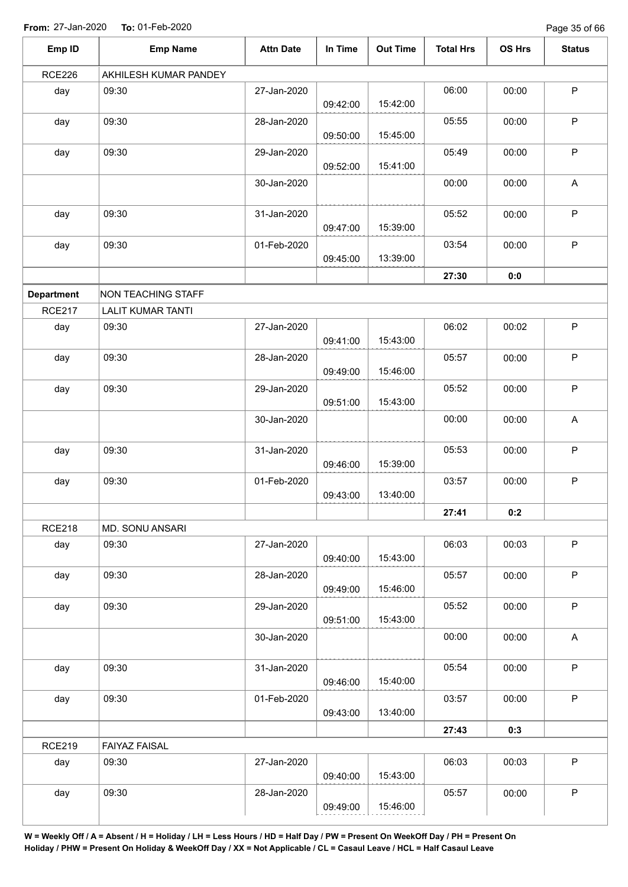From: 27-Jan-2020 To: 01-Feb-2020

| Emp ID | Emp Name | Attn Date | In Time | Out Time | Total Hrs | OS Hrs | Status |
|---|---|---|---|---|---|---|---|
| RCE226 | AKHILESH KUMAR PANDEY | | | | | | |
| day | 09:30 | 27-Jan-2020 | 09:42:00 | 15:42:00 | 06:00 | 00:00 | P |
| day | 09:30 | 28-Jan-2020 | 09:50:00 | 15:45:00 | 05:55 | 00:00 | P |
| day | 09:30 | 29-Jan-2020 | 09:52:00 | 15:41:00 | 05:49 | 00:00 | P |
| | | 30-Jan-2020 | | | 00:00 | 00:00 | A |
| day | 09:30 | 31-Jan-2020 | 09:47:00 | 15:39:00 | 05:52 | 00:00 | P |
| day | 09:30 | 01-Feb-2020 | 09:45:00 | 13:39:00 | 03:54 | 00:00 | P |
| | | | | | **27:30** | **0:0** | |
| **Department** | NON TEACHING STAFF | | | | | | |
| RCE217 | LALIT KUMAR TANTI | | | | | | |
| day | 09:30 | 27-Jan-2020 | 09:41:00 | 15:43:00 | 06:02 | 00:02 | P |
| day | 09:30 | 28-Jan-2020 | 09:49:00 | 15:46:00 | 05:57 | 00:00 | P |
| day | 09:30 | 29-Jan-2020 | 09:51:00 | 15:43:00 | 05:52 | 00:00 | P |
| | | 30-Jan-2020 | | | 00:00 | 00:00 | A |
| day | 09:30 | 31-Jan-2020 | 09:46:00 | 15:39:00 | 05:53 | 00:00 | P |
| day | 09:30 | 01-Feb-2020 | 09:43:00 | 13:40:00 | 03:57 | 00:00 | P |
| | | | | | **27:41** | **0:2** | |
| RCE218 | MD. SONU ANSARI | | | | | | |
| day | 09:30 | 27-Jan-2020 | 09:40:00 | 15:43:00 | 06:03 | 00:03 | P |
| day | 09:30 | 28-Jan-2020 | 09:49:00 | 15:46:00 | 05:57 | 00:00 | P |
| day | 09:30 | 29-Jan-2020 | 09:51:00 | 15:43:00 | 05:52 | 00:00 | P |
| | | 30-Jan-2020 | | | 00:00 | 00:00 | A |
| day | 09:30 | 31-Jan-2020 | 09:46:00 | 15:40:00 | 05:54 | 00:00 | P |
| day | 09:30 | 01-Feb-2020 | 09:43:00 | 13:40:00 | 03:57 | 00:00 | P |
| | | | | | **27:43** | **0:3** | |
| RCE219 | FAIYAZ FAISAL | | | | | | |
| day | 09:30 | 27-Jan-2020 | 09:40:00 | 15:43:00 | 06:03 | 00:03 | P |
| day | 09:30 | 28-Jan-2020 | 09:49:00 | 15:46:00 | 05:57 | 00:00 | P |

**W = Weekly Off / A = Absent / H = Holiday / LH = Less Hours / HD = Half Day / PW = Present On WeekOff Day / PH = Present On Holiday / PHW = Present On Holiday & WeekOff Day / XX = Not Applicable / CL = Casaul Leave / HCL = Half Casaul Leave**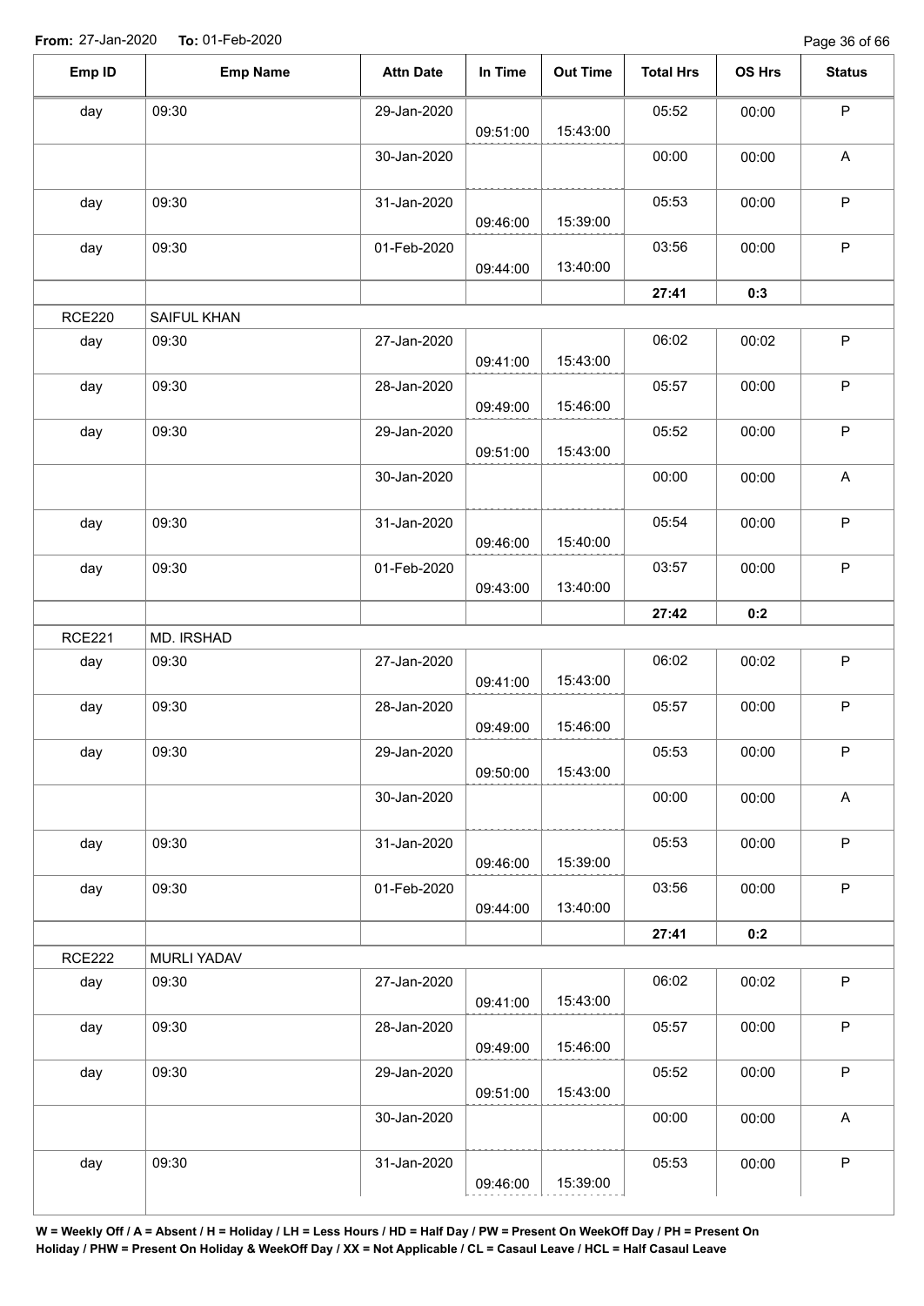**From:** 27-Jan-2020 **To:** 01-Feb-2020

| Emp ID | Emp Name | Attn Date | In Time | Out Time | Total Hrs | OS Hrs | Status |
|---|---|---|---|---|---|---|---|
| day | 09:30 | 29-Jan-2020 | 09:51:00 | 15:43:00 | 05:52 | 00:00 | P |
| | | 30-Jan-2020 | | | 00:00 | 00:00 | A |
| day | 09:30 | 31-Jan-2020 | 09:46:00 | 15:39:00 | 05:53 | 00:00 | P |
| day | 09:30 | 01-Feb-2020 | 09:44:00 | 13:40:00 | 03:56 | 00:00 | P |
| | | | | | **27:41** | **0:3** | |
| RCE220 | SAIFUL KHAN | | | | | | |
| day | 09:30 | 27-Jan-2020 | 09:41:00 | 15:43:00 | 06:02 | 00:02 | P |
| day | 09:30 | 28-Jan-2020 | 09:49:00 | 15:46:00 | 05:57 | 00:00 | P |
| day | 09:30 | 29-Jan-2020 | 09:51:00 | 15:43:00 | 05:52 | 00:00 | P |
| | | 30-Jan-2020 | | | 00:00 | 00:00 | A |
| day | 09:30 | 31-Jan-2020 | 09:46:00 | 15:40:00 | 05:54 | 00:00 | P |
| day | 09:30 | 01-Feb-2020 | 09:43:00 | 13:40:00 | 03:57 | 00:00 | P |
| | | | | | **27:42** | **0:2** | |
| RCE221 | MD. IRSHAD | | | | | | |
| day | 09:30 | 27-Jan-2020 | 09:41:00 | 15:43:00 | 06:02 | 00:02 | P |
| day | 09:30 | 28-Jan-2020 | 09:49:00 | 15:46:00 | 05:57 | 00:00 | P |
| day | 09:30 | 29-Jan-2020 | 09:50:00 | 15:43:00 | 05:53 | 00:00 | P |
| | | 30-Jan-2020 | | | 00:00 | 00:00 | A |
| day | 09:30 | 31-Jan-2020 | 09:46:00 | 15:39:00 | 05:53 | 00:00 | P |
| day | 09:30 | 01-Feb-2020 | 09:44:00 | 13:40:00 | 03:56 | 00:00 | P |
| | | | | | **27:41** | **0:2** | |
| RCE222 | MURLI YADAV | | | | | | |
| day | 09:30 | 27-Jan-2020 | 09:41:00 | 15:43:00 | 06:02 | 00:02 | P |
| day | 09:30 | 28-Jan-2020 | 09:49:00 | 15:46:00 | 05:57 | 00:00 | P |
| day | 09:30 | 29-Jan-2020 | 09:51:00 | 15:43:00 | 05:52 | 00:00 | P |
| | | 30-Jan-2020 | | | 00:00 | 00:00 | A |
| day | 09:30 | 31-Jan-2020 | 09:46:00 | 15:39:00 | 05:53 | 00:00 | P |

**W = Weekly Off / A = Absent / H = Holiday / LH = Less Hours / HD = Half Day / PW = Present On WeekOff Day / PH = Present On Holiday / PHW = Present On Holiday & WeekOff Day / XX = Not Applicable / CL = Casaul Leave / HCL = Half Casaul Leave**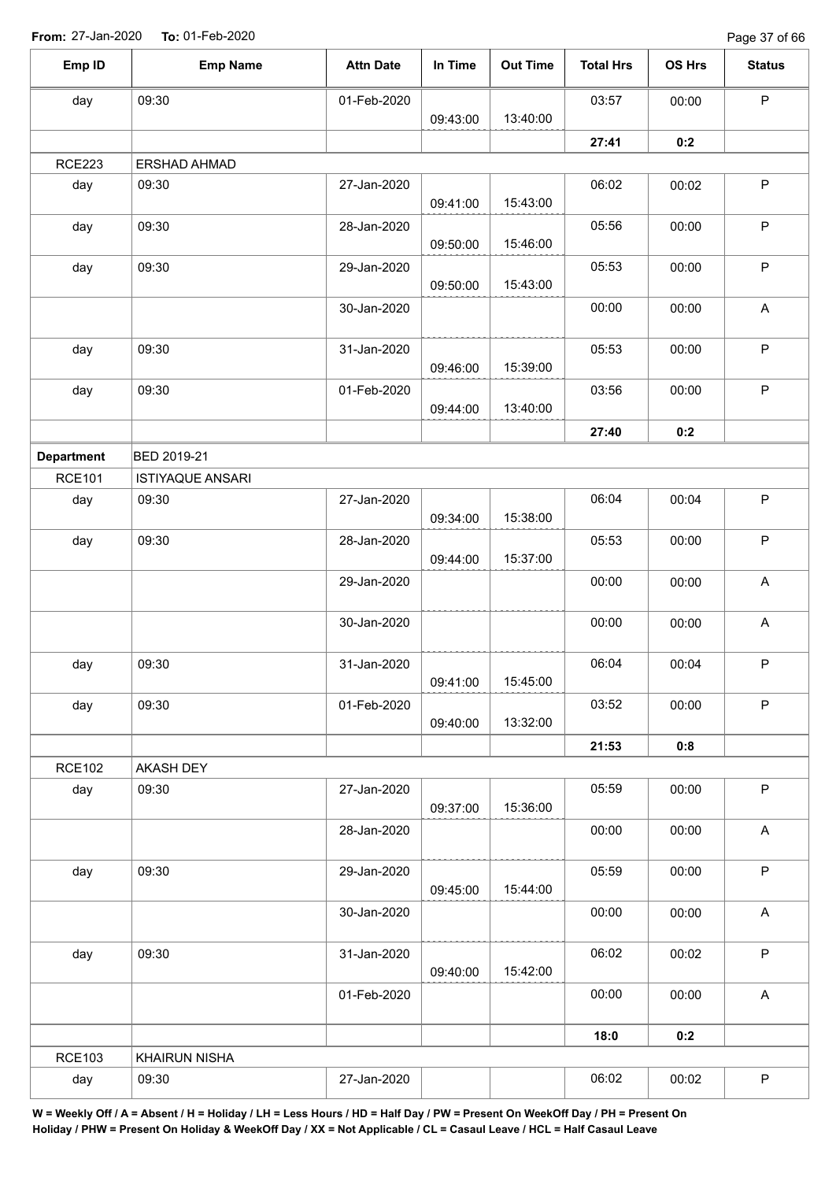From: 27-Jan-2020 To: 01-Feb-2020

| Emp ID | Emp Name | Attn Date | In Time | Out Time | Total Hrs | OS Hrs | Status |
|---|---|---|---|---|---|---|---|
| day | 09:30 | 01-Feb-2020 | 09:43:00 | 13:40:00 | 03:57 | 00:00 | P |
| | | | | | **27:41** | **0:2** | |
| RCE223 | ERSHAD AHMAD | | | | | | |
| day | 09:30 | 27-Jan-2020 | 09:41:00 | 15:43:00 | 06:02 | 00:02 | P |
| day | 09:30 | 28-Jan-2020 | 09:50:00 | 15:46:00 | 05:56 | 00:00 | P |
| day | 09:30 | 29-Jan-2020 | 09:50:00 | 15:43:00 | 05:53 | 00:00 | P |
| | | 30-Jan-2020 | | | 00:00 | 00:00 | A |
| day | 09:30 | 31-Jan-2020 | 09:46:00 | 15:39:00 | 05:53 | 00:00 | P |
| day | 09:30 | 01-Feb-2020 | 09:44:00 | 13:40:00 | 03:56 | 00:00 | P |
| | | | | | **27:40** | **0:2** | |
| **Department** | BED 2019-21 | | | | | | |
| RCE101 | ISTIYAQUE ANSARI | | | | | | |
| day | 09:30 | 27-Jan-2020 | 09:34:00 | 15:38:00 | 06:04 | 00:04 | P |
| day | 09:30 | 28-Jan-2020 | 09:44:00 | 15:37:00 | 05:53 | 00:00 | P |
| | | 29-Jan-2020 | | | 00:00 | 00:00 | A |
| | | 30-Jan-2020 | | | 00:00 | 00:00 | A |
| day | 09:30 | 31-Jan-2020 | 09:41:00 | 15:45:00 | 06:04 | 00:04 | P |
| day | 09:30 | 01-Feb-2020 | 09:40:00 | 13:32:00 | 03:52 | 00:00 | P |
| | | | | | **21:53** | **0:8** | |
| RCE102 | AKASH DEY | | | | | | |
| day | 09:30 | 27-Jan-2020 | 09:37:00 | 15:36:00 | 05:59 | 00:00 | P |
| | | 28-Jan-2020 | | | 00:00 | 00:00 | A |
| day | 09:30 | 29-Jan-2020 | 09:45:00 | 15:44:00 | 05:59 | 00:00 | P |
| | | 30-Jan-2020 | | | 00:00 | 00:00 | A |
| day | 09:30 | 31-Jan-2020 | 09:40:00 | 15:42:00 | 06:02 | 00:02 | P |
| | | 01-Feb-2020 | | | 00:00 | 00:00 | A |
| | | | | | **18:0** | **0:2** | |
| RCE103 | KHAIRUN NISHA | | | | | | |
| day | 09:30 | 27-Jan-2020 | | | 06:02 | 00:02 | P |

**W = Weekly Off / A = Absent / H = Holiday / LH = Less Hours / HD = Half Day / PW = Present On WeekOff Day / PH = Present On Holiday / PHW = Present On Holiday & WeekOff Day / XX = Not Applicable / CL = Casaul Leave / HCL = Half Casaul Leave**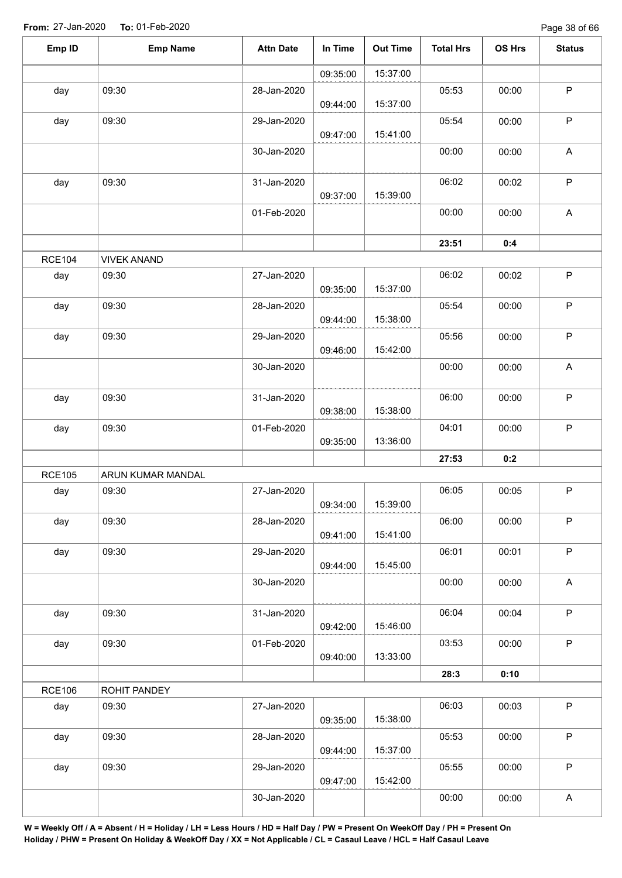**From:** 27-Jan-2020 **To:** 01-Feb-2020

| Emp ID | Emp Name | Attn Date | In Time | Out Time | Total Hrs | OS Hrs | Status |
|---|---|---|---|---|---|---|---|
| | | | 09:35:00 | 15:37:00 | | | |
| day | 09:30 | 28-Jan-2020 | 09:44:00 | 15:37:00 | 05:53 | 00:00 | P |
| day | 09:30 | 29-Jan-2020 | 09:47:00 | 15:41:00 | 05:54 | 00:00 | P |
| | | 30-Jan-2020 | | | 00:00 | 00:00 | A |
| day | 09:30 | 31-Jan-2020 | 09:37:00 | 15:39:00 | 06:02 | 00:02 | P |
| | | 01-Feb-2020 | | | 00:00 | 00:00 | A |
| | | | | | **23:51** | **0:4** | |
| RCE104 | VIVEK ANAND | | | | | | |
| day | 09:30 | 27-Jan-2020 | 09:35:00 | 15:37:00 | 06:02 | 00:02 | P |
| day | 09:30 | 28-Jan-2020 | 09:44:00 | 15:38:00 | 05:54 | 00:00 | P |
| day | 09:30 | 29-Jan-2020 | 09:46:00 | 15:42:00 | 05:56 | 00:00 | P |
| | | 30-Jan-2020 | | | 00:00 | 00:00 | A |
| day | 09:30 | 31-Jan-2020 | 09:38:00 | 15:38:00 | 06:00 | 00:00 | P |
| day | 09:30 | 01-Feb-2020 | 09:35:00 | 13:36:00 | 04:01 | 00:00 | P |
| | | | | | **27:53** | **0:2** | |
| RCE105 | ARUN KUMAR MANDAL | | | | | | |
| day | 09:30 | 27-Jan-2020 | 09:34:00 | 15:39:00 | 06:05 | 00:05 | P |
| day | 09:30 | 28-Jan-2020 | 09:41:00 | 15:41:00 | 06:00 | 00:00 | P |
| day | 09:30 | 29-Jan-2020 | 09:44:00 | 15:45:00 | 06:01 | 00:01 | P |
| | | 30-Jan-2020 | | | 00:00 | 00:00 | A |
| day | 09:30 | 31-Jan-2020 | 09:42:00 | 15:46:00 | 06:04 | 00:04 | P |
| day | 09:30 | 01-Feb-2020 | 09:40:00 | 13:33:00 | 03:53 | 00:00 | P |
| | | | | | **28:3** | **0:10** | |
| RCE106 | ROHIT PANDEY | | | | | | |
| day | 09:30 | 27-Jan-2020 | 09:35:00 | 15:38:00 | 06:03 | 00:03 | P |
| day | 09:30 | 28-Jan-2020 | 09:44:00 | 15:37:00 | 05:53 | 00:00 | P |
| day | 09:30 | 29-Jan-2020 | 09:47:00 | 15:42:00 | 05:55 | 00:00 | P |
| | | 30-Jan-2020 | | | 00:00 | 00:00 | A |

**W = Weekly Off / A = Absent / H = Holiday / LH = Less Hours / HD = Half Day / PW = Present On WeekOff Day / PH = Present On Holiday / PHW = Present On Holiday & WeekOff Day / XX = Not Applicable / CL = Casaul Leave / HCL = Half Casaul Leave**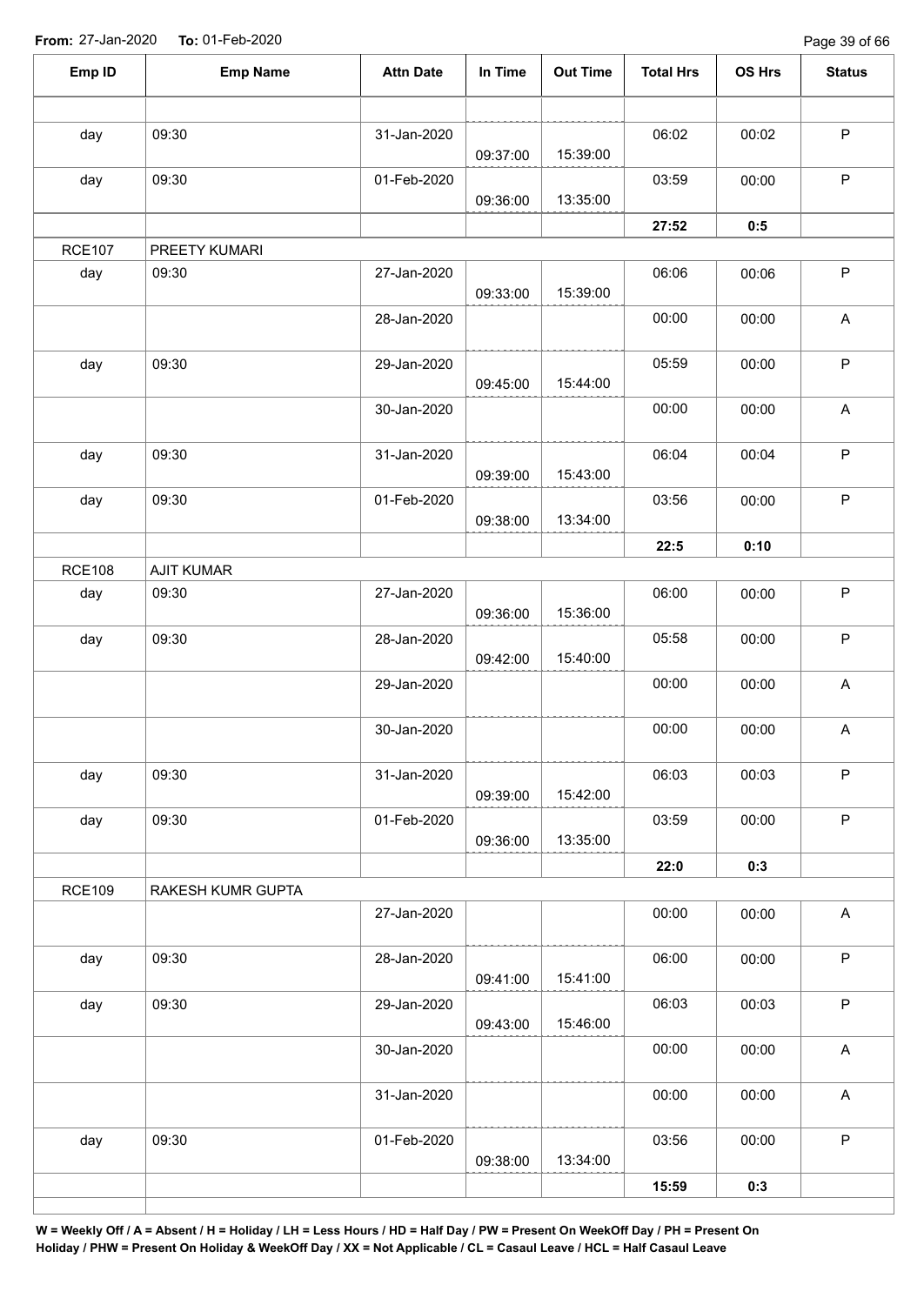**From:** 27-Jan-2020 **To:** 01-Feb-2020

| Emp ID | Emp Name | Attn Date | In Time | Out Time | Total Hrs | OS Hrs | Status |
|---|---|---|---|---|---|---|---|
| | | | | | | | |
| day | 09:30 | 31-Jan-2020 | 09:37:00 | 15:39:00 | 06:02 | 00:02 | P |
| day | 09:30 | 01-Feb-2020 | 09:36:00 | 13:35:00 | 03:59 | 00:00 | P |
| | | | | | **27:52** | **0:5** | |
| RCE107 | PREETY KUMARI | | | | | | |
| day | 09:30 | 27-Jan-2020 | 09:33:00 | 15:39:00 | 06:06 | 00:06 | P |
| | | 28-Jan-2020 | | | 00:00 | 00:00 | A |
| day | 09:30 | 29-Jan-2020 | 09:45:00 | 15:44:00 | 05:59 | 00:00 | P |
| | | 30-Jan-2020 | | | 00:00 | 00:00 | A |
| day | 09:30 | 31-Jan-2020 | 09:39:00 | 15:43:00 | 06:04 | 00:04 | P |
| day | 09:30 | 01-Feb-2020 | 09:38:00 | 13:34:00 | 03:56 | 00:00 | P |
| | | | | | **22:5** | **0:10** | |
| RCE108 | AJIT KUMAR | | | | | | |
| day | 09:30 | 27-Jan-2020 | 09:36:00 | 15:36:00 | 06:00 | 00:00 | P |
| day | 09:30 | 28-Jan-2020 | 09:42:00 | 15:40:00 | 05:58 | 00:00 | P |
| | | 29-Jan-2020 | | | 00:00 | 00:00 | A |
| | | 30-Jan-2020 | | | 00:00 | 00:00 | A |
| day | 09:30 | 31-Jan-2020 | 09:39:00 | 15:42:00 | 06:03 | 00:03 | P |
| day | 09:30 | 01-Feb-2020 | 09:36:00 | 13:35:00 | 03:59 | 00:00 | P |
| | | | | | **22:0** | **0:3** | |
| RCE109 | RAKESH KUMR GUPTA | | | | | | |
| | | 27-Jan-2020 | | | 00:00 | 00:00 | A |
| day | 09:30 | 28-Jan-2020 | 09:41:00 | 15:41:00 | 06:00 | 00:00 | P |
| day | 09:30 | 29-Jan-2020 | 09:43:00 | 15:46:00 | 06:03 | 00:03 | P |
| | | 30-Jan-2020 | | | 00:00 | 00:00 | A |
| | | 31-Jan-2020 | | | 00:00 | 00:00 | A |
| day | 09:30 | 01-Feb-2020 | 09:38:00 | 13:34:00 | 03:56 | 00:00 | P |
| | | | | | **15:59** | **0:3** | |
| | | | | | | | |

**W = Weekly Off / A = Absent / H = Holiday / LH = Less Hours / HD = Half Day / PW = Present On WeekOff Day / PH = Present On Holiday / PHW = Present On Holiday & WeekOff Day / XX = Not Applicable / CL = Casaul Leave / HCL = Half Casaul Leave**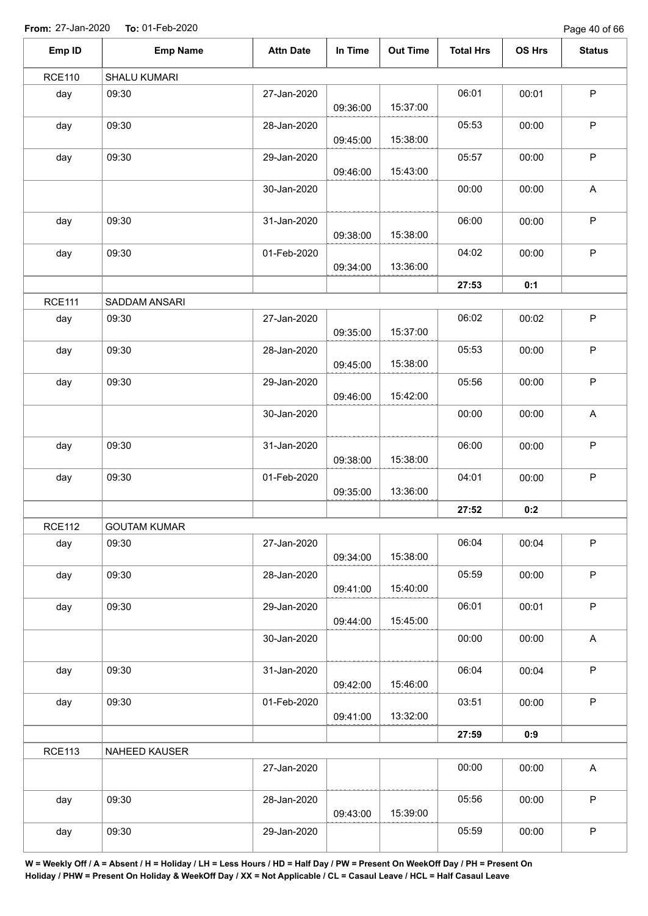**From:** 27-Jan-2020 **To:** 01-Feb-2020

| Emp ID | Emp Name | Attn Date | In Time | Out Time | Total Hrs | OS Hrs | Status |
|---|---|---|---|---|---|---|---|
| RCE110 | SHALU KUMARI | | | | | | |
| day | 09:30 | 27-Jan-2020 | 09:36:00 | 15:37:00 | 06:01 | 00:01 | P |
| day | 09:30 | 28-Jan-2020 | 09:45:00 | 15:38:00 | 05:53 | 00:00 | P |
| day | 09:30 | 29-Jan-2020 | 09:46:00 | 15:43:00 | 05:57 | 00:00 | P |
| | | 30-Jan-2020 | | | 00:00 | 00:00 | A |
| day | 09:30 | 31-Jan-2020 | 09:38:00 | 15:38:00 | 06:00 | 00:00 | P |
| day | 09:30 | 01-Feb-2020 | 09:34:00 | 13:36:00 | 04:02 | 00:00 | P |
| | | | | | **27:53** | **0:1** | |
| RCE111 | SADDAM ANSARI | | | | | | |
| day | 09:30 | 27-Jan-2020 | 09:35:00 | 15:37:00 | 06:02 | 00:02 | P |
| day | 09:30 | 28-Jan-2020 | 09:45:00 | 15:38:00 | 05:53 | 00:00 | P |
| day | 09:30 | 29-Jan-2020 | 09:46:00 | 15:42:00 | 05:56 | 00:00 | P |
| | | 30-Jan-2020 | | | 00:00 | 00:00 | A |
| day | 09:30 | 31-Jan-2020 | 09:38:00 | 15:38:00 | 06:00 | 00:00 | P |
| day | 09:30 | 01-Feb-2020 | 09:35:00 | 13:36:00 | 04:01 | 00:00 | P |
| | | | | | **27:52** | **0:2** | |
| RCE112 | GOUTAM KUMAR | | | | | | |
| day | 09:30 | 27-Jan-2020 | 09:34:00 | 15:38:00 | 06:04 | 00:04 | P |
| day | 09:30 | 28-Jan-2020 | 09:41:00 | 15:40:00 | 05:59 | 00:00 | P |
| day | 09:30 | 29-Jan-2020 | 09:44:00 | 15:45:00 | 06:01 | 00:01 | P |
| | | 30-Jan-2020 | | | 00:00 | 00:00 | A |
| day | 09:30 | 31-Jan-2020 | 09:42:00 | 15:46:00 | 06:04 | 00:04 | P |
| day | 09:30 | 01-Feb-2020 | 09:41:00 | 13:32:00 | 03:51 | 00:00 | P |
| | | | | | **27:59** | **0:9** | |
| RCE113 | NAHEED KAUSER | | | | | | |
| | | 27-Jan-2020 | | | 00:00 | 00:00 | A |
| day | 09:30 | 28-Jan-2020 | 09:43:00 | 15:39:00 | 05:56 | 00:00 | P |
| day | 09:30 | 29-Jan-2020 | | | 05:59 | 00:00 | P |

**W = Weekly Off / A = Absent / H = Holiday / LH = Less Hours / HD = Half Day / PW = Present On WeekOff Day / PH = Present On Holiday / PHW = Present On Holiday & WeekOff Day / XX = Not Applicable / CL = Casaul Leave / HCL = Half Casaul Leave**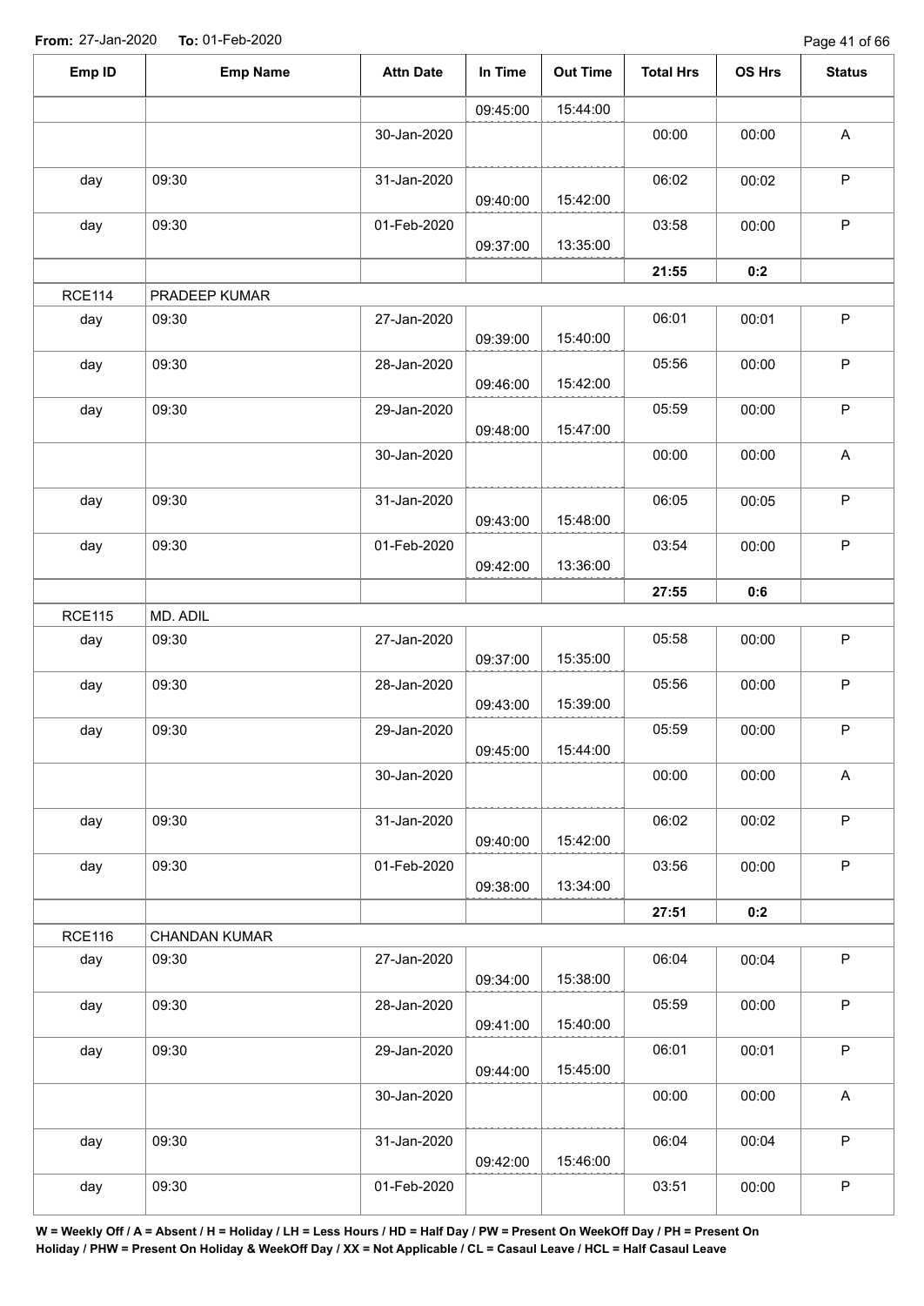**From:** 27-Jan-2020 **To:** 01-Feb-2020

| Emp ID | Emp Name | Attn Date | In Time | Out Time | Total Hrs | OS Hrs | Status |
|---|---|---|---|---|---|---|---|
| | | | 09:45:00 | 15:44:00 | | | |
| | | 30-Jan-2020 | | | 00:00 | 00:00 | A |
| day | 09:30 | 31-Jan-2020 | 09:40:00 | 15:42:00 | 06:02 | 00:02 | P |
| day | 09:30 | 01-Feb-2020 | 09:37:00 | 13:35:00 | 03:58 | 00:00 | P |
| | | | | | **21:55** | **0:2** | |
| RCE114 | PRADEEP KUMAR | | | | | | |
| day | 09:30 | 27-Jan-2020 | 09:39:00 | 15:40:00 | 06:01 | 00:01 | P |
| day | 09:30 | 28-Jan-2020 | 09:46:00 | 15:42:00 | 05:56 | 00:00 | P |
| day | 09:30 | 29-Jan-2020 | 09:48:00 | 15:47:00 | 05:59 | 00:00 | P |
| | | 30-Jan-2020 | | | 00:00 | 00:00 | A |
| day | 09:30 | 31-Jan-2020 | 09:43:00 | 15:48:00 | 06:05 | 00:05 | P |
| day | 09:30 | 01-Feb-2020 | 09:42:00 | 13:36:00 | 03:54 | 00:00 | P |
| | | | | | **27:55** | **0:6** | |
| RCE115 | MD. ADIL | | | | | | |
| day | 09:30 | 27-Jan-2020 | 09:37:00 | 15:35:00 | 05:58 | 00:00 | P |
| day | 09:30 | 28-Jan-2020 | 09:43:00 | 15:39:00 | 05:56 | 00:00 | P |
| day | 09:30 | 29-Jan-2020 | 09:45:00 | 15:44:00 | 05:59 | 00:00 | P |
| | | 30-Jan-2020 | | | 00:00 | 00:00 | A |
| day | 09:30 | 31-Jan-2020 | 09:40:00 | 15:42:00 | 06:02 | 00:02 | P |
| day | 09:30 | 01-Feb-2020 | 09:38:00 | 13:34:00 | 03:56 | 00:00 | P |
| | | | | | **27:51** | **0:2** | |
| RCE116 | CHANDAN KUMAR | | | | | | |
| day | 09:30 | 27-Jan-2020 | 09:34:00 | 15:38:00 | 06:04 | 00:04 | P |
| day | 09:30 | 28-Jan-2020 | 09:41:00 | 15:40:00 | 05:59 | 00:00 | P |
| day | 09:30 | 29-Jan-2020 | 09:44:00 | 15:45:00 | 06:01 | 00:01 | P |
| | | 30-Jan-2020 | | | 00:00 | 00:00 | A |
| day | 09:30 | 31-Jan-2020 | 09:42:00 | 15:46:00 | 06:04 | 00:04 | P |
| day | 09:30 | 01-Feb-2020 | | | 03:51 | 00:00 | P |

**W = Weekly Off / A = Absent / H = Holiday / LH = Less Hours / HD = Half Day / PW = Present On WeekOff Day / PH = Present On Holiday / PHW = Present On Holiday & WeekOff Day / XX = Not Applicable / CL = Casaul Leave / HCL = Half Casaul Leave**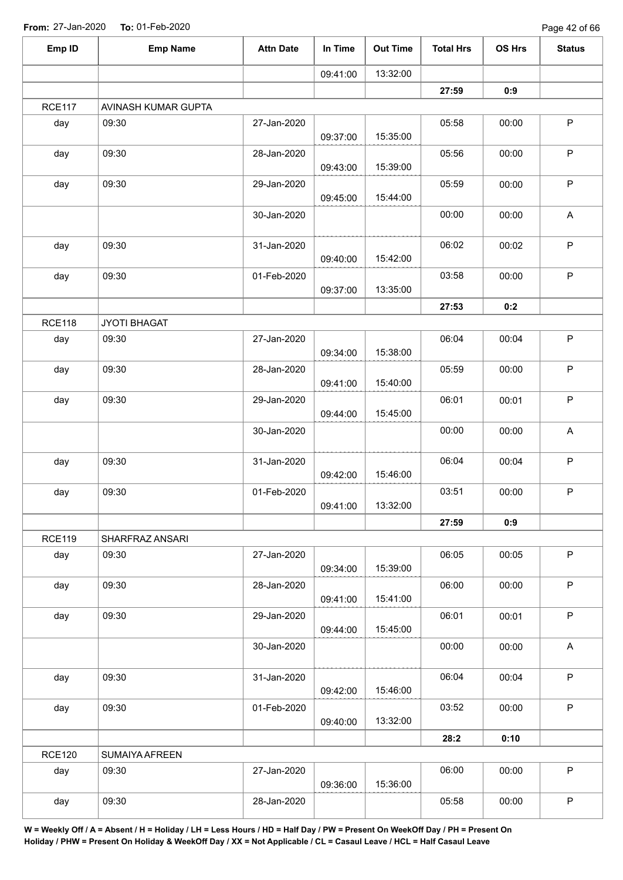**From:** 27-Jan-2020 **To:** 01-Feb-2020

| Emp ID | Emp Name | Attn Date | In Time | Out Time | Total Hrs | OS Hrs | Status |
|---|---|---|---|---|---|---|---|
| | | | 09:41:00 | 13:32:00 | | | |
| | | | | | **27:59** | **0:9** | |
| RCE117 | AVINASH KUMAR GUPTA | | | | | | |
| day | 09:30 | 27-Jan-2020 | 09:37:00 | 15:35:00 | 05:58 | 00:00 | P |
| day | 09:30 | 28-Jan-2020 | 09:43:00 | 15:39:00 | 05:56 | 00:00 | P |
| day | 09:30 | 29-Jan-2020 | 09:45:00 | 15:44:00 | 05:59 | 00:00 | P |
| | | 30-Jan-2020 | | | 00:00 | 00:00 | A |
| day | 09:30 | 31-Jan-2020 | 09:40:00 | 15:42:00 | 06:02 | 00:02 | P |
| day | 09:30 | 01-Feb-2020 | 09:37:00 | 13:35:00 | 03:58 | 00:00 | P |
| | | | | | **27:53** | **0:2** | |
| RCE118 | JYOTI BHAGAT | | | | | | |
| day | 09:30 | 27-Jan-2020 | 09:34:00 | 15:38:00 | 06:04 | 00:04 | P |
| day | 09:30 | 28-Jan-2020 | 09:41:00 | 15:40:00 | 05:59 | 00:00 | P |
| day | 09:30 | 29-Jan-2020 | 09:44:00 | 15:45:00 | 06:01 | 00:01 | P |
| | | 30-Jan-2020 | | | 00:00 | 00:00 | A |
| day | 09:30 | 31-Jan-2020 | 09:42:00 | 15:46:00 | 06:04 | 00:04 | P |
| day | 09:30 | 01-Feb-2020 | 09:41:00 | 13:32:00 | 03:51 | 00:00 | P |
| | | | | | **27:59** | **0:9** | |
| RCE119 | SHARFRAZ ANSARI | | | | | | |
| day | 09:30 | 27-Jan-2020 | 09:34:00 | 15:39:00 | 06:05 | 00:05 | P |
| day | 09:30 | 28-Jan-2020 | 09:41:00 | 15:41:00 | 06:00 | 00:00 | P |
| day | 09:30 | 29-Jan-2020 | 09:44:00 | 15:45:00 | 06:01 | 00:01 | P |
| | | 30-Jan-2020 | | | 00:00 | 00:00 | A |
| day | 09:30 | 31-Jan-2020 | 09:42:00 | 15:46:00 | 06:04 | 00:04 | P |
| day | 09:30 | 01-Feb-2020 | 09:40:00 | 13:32:00 | 03:52 | 00:00 | P |
| | | | | | **28:2** | **0:10** | |
| RCE120 | SUMAIYA AFREEN | | | | | | |
| day | 09:30 | 27-Jan-2020 | 09:36:00 | 15:36:00 | 06:00 | 00:00 | P |
| day | 09:30 | 28-Jan-2020 | | | 05:58 | 00:00 | P |

**W = Weekly Off / A = Absent / H = Holiday / LH = Less Hours / HD = Half Day / PW = Present On WeekOff Day / PH = Present On Holiday / PHW = Present On Holiday & WeekOff Day / XX = Not Applicable / CL = Casaul Leave / HCL = Half Casaul Leave**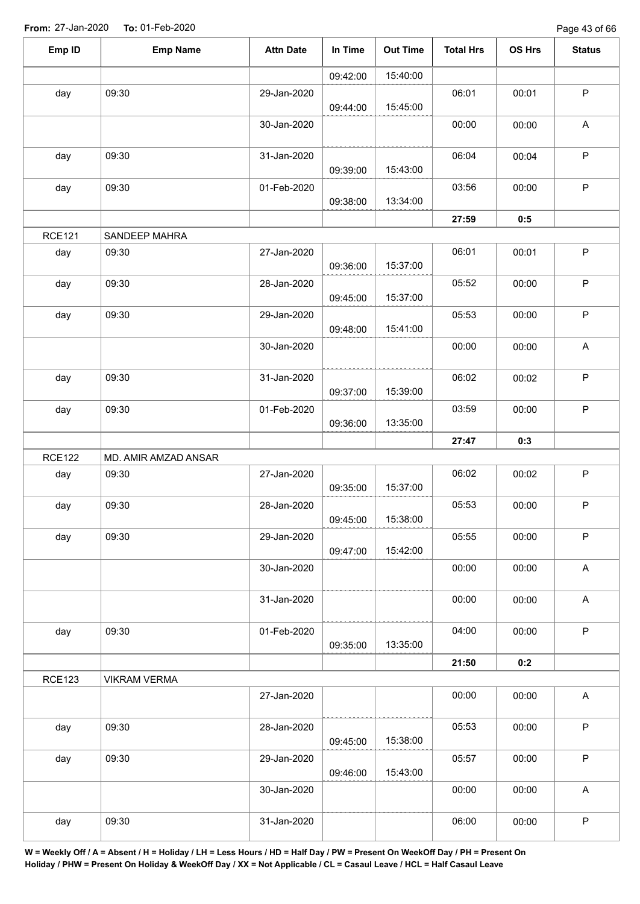**From:** 27-Jan-2020 **To:** 01-Feb-2020

| Emp ID | Emp Name | Attn Date | In Time | Out Time | Total Hrs | OS Hrs | Status |
|---|---|---|---|---|---|---|---|
| | | | 09:42:00 | 15:40:00 | | | |
| day | 09:30 | 29-Jan-2020 | 09:44:00 | 15:45:00 | 06:01 | 00:01 | P |
| | | 30-Jan-2020 | | | 00:00 | 00:00 | A |
| day | 09:30 | 31-Jan-2020 | 09:39:00 | 15:43:00 | 06:04 | 00:04 | P |
| day | 09:30 | 01-Feb-2020 | 09:38:00 | 13:34:00 | 03:56 | 00:00 | P |
| | | | | | **27:59** | **0:5** | |
| RCE121 | SANDEEP MAHRA | | | | | | |
| day | 09:30 | 27-Jan-2020 | 09:36:00 | 15:37:00 | 06:01 | 00:01 | P |
| day | 09:30 | 28-Jan-2020 | 09:45:00 | 15:37:00 | 05:52 | 00:00 | P |
| day | 09:30 | 29-Jan-2020 | 09:48:00 | 15:41:00 | 05:53 | 00:00 | P |
| | | 30-Jan-2020 | | | 00:00 | 00:00 | A |
| day | 09:30 | 31-Jan-2020 | 09:37:00 | 15:39:00 | 06:02 | 00:02 | P |
| day | 09:30 | 01-Feb-2020 | 09:36:00 | 13:35:00 | 03:59 | 00:00 | P |
| | | | | | **27:47** | **0:3** | |
| RCE122 | MD. AMIR AMZAD ANSAR | | | | | | |
| day | 09:30 | 27-Jan-2020 | 09:35:00 | 15:37:00 | 06:02 | 00:02 | P |
| day | 09:30 | 28-Jan-2020 | 09:45:00 | 15:38:00 | 05:53 | 00:00 | P |
| day | 09:30 | 29-Jan-2020 | 09:47:00 | 15:42:00 | 05:55 | 00:00 | P |
| | | 30-Jan-2020 | | | 00:00 | 00:00 | A |
| | | 31-Jan-2020 | | | 00:00 | 00:00 | A |
| day | 09:30 | 01-Feb-2020 | 09:35:00 | 13:35:00 | 04:00 | 00:00 | P |
| | | | | | **21:50** | **0:2** | |
| RCE123 | VIKRAM VERMA | | | | | | |
| | | 27-Jan-2020 | | | 00:00 | 00:00 | A |
| day | 09:30 | 28-Jan-2020 | 09:45:00 | 15:38:00 | 05:53 | 00:00 | P |
| day | 09:30 | 29-Jan-2020 | 09:46:00 | 15:43:00 | 05:57 | 00:00 | P |
| | | 30-Jan-2020 | | | 00:00 | 00:00 | A |
| day | 09:30 | 31-Jan-2020 | | | 06:00 | 00:00 | P |

**W = Weekly Off / A = Absent / H = Holiday / LH = Less Hours / HD = Half Day / PW = Present On WeekOff Day / PH = Present On Holiday / PHW = Present On Holiday & WeekOff Day / XX = Not Applicable / CL = Casaul Leave / HCL = Half Casaul Leave**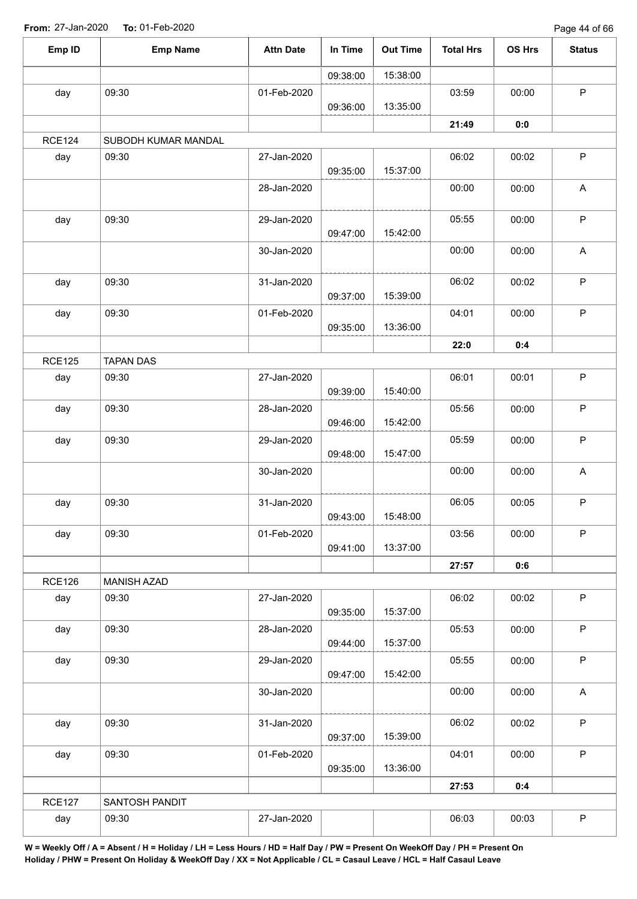From: 27-Jan-2020 To: 01-Feb-2020

| Emp ID | Emp Name | Attn Date | In Time | Out Time | Total Hrs | OS Hrs | Status |
|---|---|---|---|---|---|---|---|
| | | | 09:38:00 | 15:38:00 | | | |
| day | 09:30 | 01-Feb-2020 | 09:36:00 | 13:35:00 | 03:59 | 00:00 | P |
| | | | | | **21:49** | **0:0** | |
| RCE124 | SUBODH KUMAR MANDAL | | | | | | |
| day | 09:30 | 27-Jan-2020 | 09:35:00 | 15:37:00 | 06:02 | 00:02 | P |
| | | 28-Jan-2020 | | | 00:00 | 00:00 | A |
| day | 09:30 | 29-Jan-2020 | 09:47:00 | 15:42:00 | 05:55 | 00:00 | P |
| | | 30-Jan-2020 | | | 00:00 | 00:00 | A |
| day | 09:30 | 31-Jan-2020 | 09:37:00 | 15:39:00 | 06:02 | 00:02 | P |
| day | 09:30 | 01-Feb-2020 | 09:35:00 | 13:36:00 | 04:01 | 00:00 | P |
| | | | | | **22:0** | **0:4** | |
| RCE125 | TAPAN DAS | | | | | | |
| day | 09:30 | 27-Jan-2020 | 09:39:00 | 15:40:00 | 06:01 | 00:01 | P |
| day | 09:30 | 28-Jan-2020 | 09:46:00 | 15:42:00 | 05:56 | 00:00 | P |
| day | 09:30 | 29-Jan-2020 | 09:48:00 | 15:47:00 | 05:59 | 00:00 | P |
| | | 30-Jan-2020 | | | 00:00 | 00:00 | A |
| day | 09:30 | 31-Jan-2020 | 09:43:00 | 15:48:00 | 06:05 | 00:05 | P |
| day | 09:30 | 01-Feb-2020 | 09:41:00 | 13:37:00 | 03:56 | 00:00 | P |
| | | | | | **27:57** | **0:6** | |
| RCE126 | MANISH AZAD | | | | | | |
| day | 09:30 | 27-Jan-2020 | 09:35:00 | 15:37:00 | 06:02 | 00:02 | P |
| day | 09:30 | 28-Jan-2020 | 09:44:00 | 15:37:00 | 05:53 | 00:00 | P |
| day | 09:30 | 29-Jan-2020 | 09:47:00 | 15:42:00 | 05:55 | 00:00 | P |
| | | 30-Jan-2020 | | | 00:00 | 00:00 | A |
| day | 09:30 | 31-Jan-2020 | 09:37:00 | 15:39:00 | 06:02 | 00:02 | P |
| day | 09:30 | 01-Feb-2020 | 09:35:00 | 13:36:00 | 04:01 | 00:00 | P |
| | | | | | **27:53** | **0:4** | |
| RCE127 | SANTOSH PANDIT | | | | | | |
| day | 09:30 | 27-Jan-2020 | | | 06:03 | 00:03 | P |

**W = Weekly Off / A = Absent / H = Holiday / LH = Less Hours / HD = Half Day / PW = Present On WeekOff Day / PH = Present On Holiday / PHW = Present On Holiday & WeekOff Day / XX = Not Applicable / CL = Casaul Leave / HCL = Half Casaul Leave**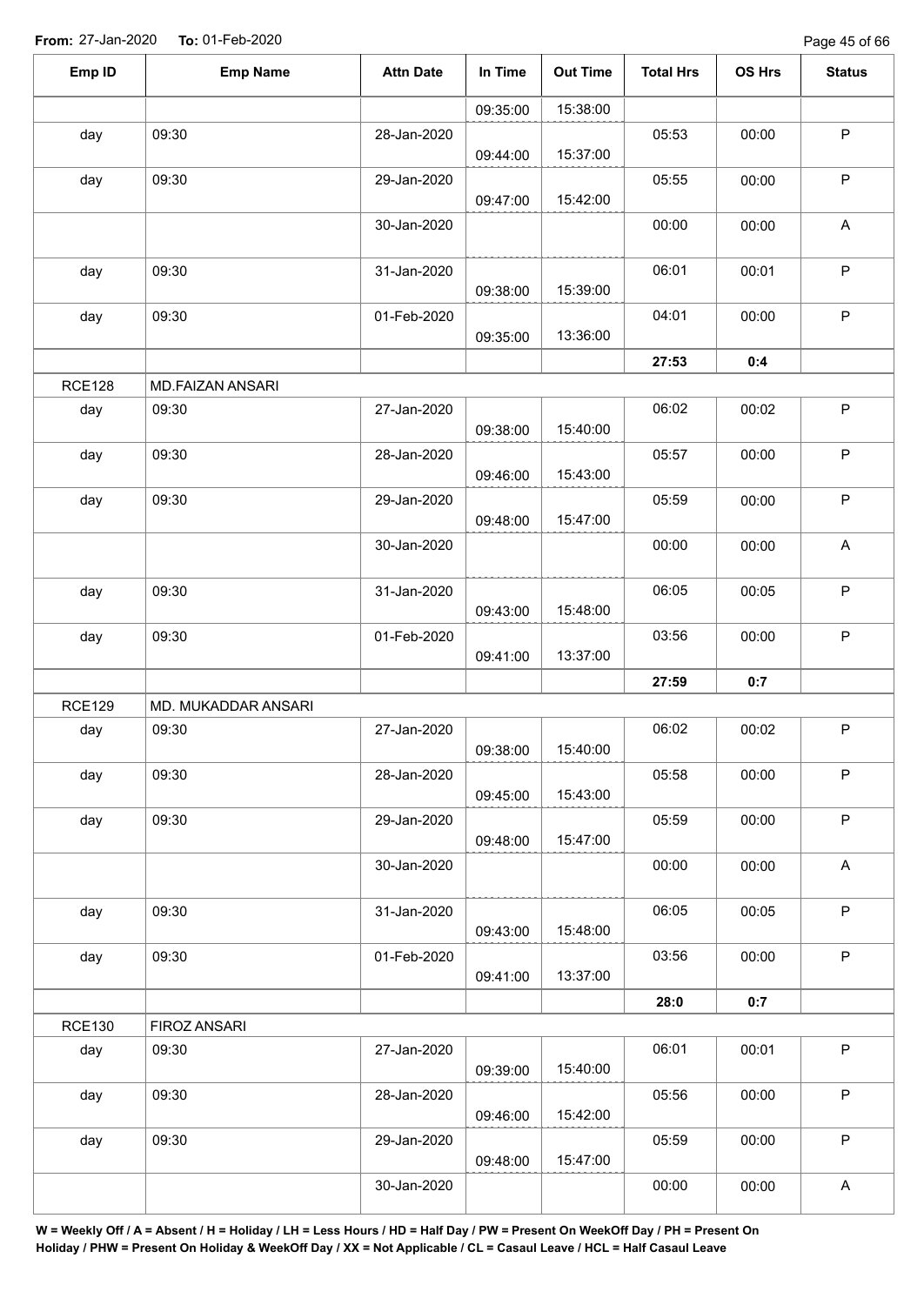**From:** 27-Jan-2020 **To:** 01-Feb-2020

| Emp ID | Emp Name | Attn Date | In Time | Out Time | Total Hrs | OS Hrs | Status |
|---|---|---|---|---|---|---|---|
| | | | 09:35:00 | 15:38:00 | | | |
| day | 09:30 | 28-Jan-2020 | 09:44:00 | 15:37:00 | 05:53 | 00:00 | P |
| day | 09:30 | 29-Jan-2020 | 09:47:00 | 15:42:00 | 05:55 | 00:00 | P |
| | | 30-Jan-2020 | | | 00:00 | 00:00 | A |
| day | 09:30 | 31-Jan-2020 | 09:38:00 | 15:39:00 | 06:01 | 00:01 | P |
| day | 09:30 | 01-Feb-2020 | 09:35:00 | 13:36:00 | 04:01 | 00:00 | P |
| | | | | | **27:53** | **0:4** | |
| RCE128 | MD.FAIZAN ANSARI | | | | | | |
| day | 09:30 | 27-Jan-2020 | 09:38:00 | 15:40:00 | 06:02 | 00:02 | P |
| day | 09:30 | 28-Jan-2020 | 09:46:00 | 15:43:00 | 05:57 | 00:00 | P |
| day | 09:30 | 29-Jan-2020 | 09:48:00 | 15:47:00 | 05:59 | 00:00 | P |
| | | 30-Jan-2020 | | | 00:00 | 00:00 | A |
| day | 09:30 | 31-Jan-2020 | 09:43:00 | 15:48:00 | 06:05 | 00:05 | P |
| day | 09:30 | 01-Feb-2020 | 09:41:00 | 13:37:00 | 03:56 | 00:00 | P |
| | | | | | **27:59** | **0:7** | |
| RCE129 | MD. MUKADDAR ANSARI | | | | | | |
| day | 09:30 | 27-Jan-2020 | 09:38:00 | 15:40:00 | 06:02 | 00:02 | P |
| day | 09:30 | 28-Jan-2020 | 09:45:00 | 15:43:00 | 05:58 | 00:00 | P |
| day | 09:30 | 29-Jan-2020 | 09:48:00 | 15:47:00 | 05:59 | 00:00 | P |
| | | 30-Jan-2020 | | | 00:00 | 00:00 | A |
| day | 09:30 | 31-Jan-2020 | 09:43:00 | 15:48:00 | 06:05 | 00:05 | P |
| day | 09:30 | 01-Feb-2020 | 09:41:00 | 13:37:00 | 03:56 | 00:00 | P |
| | | | | | **28:0** | **0:7** | |
| RCE130 | FIROZ ANSARI | | | | | | |
| day | 09:30 | 27-Jan-2020 | 09:39:00 | 15:40:00 | 06:01 | 00:01 | P |
| day | 09:30 | 28-Jan-2020 | 09:46:00 | 15:42:00 | 05:56 | 00:00 | P |
| day | 09:30 | 29-Jan-2020 | 09:48:00 | 15:47:00 | 05:59 | 00:00 | P |
| | | 30-Jan-2020 | | | 00:00 | 00:00 | A |

**W = Weekly Off / A = Absent / H = Holiday / LH = Less Hours / HD = Half Day / PW = Present On WeekOff Day / PH = Present On Holiday / PHW = Present On Holiday & WeekOff Day / XX = Not Applicable / CL = Casaul Leave / HCL = Half Casaul Leave**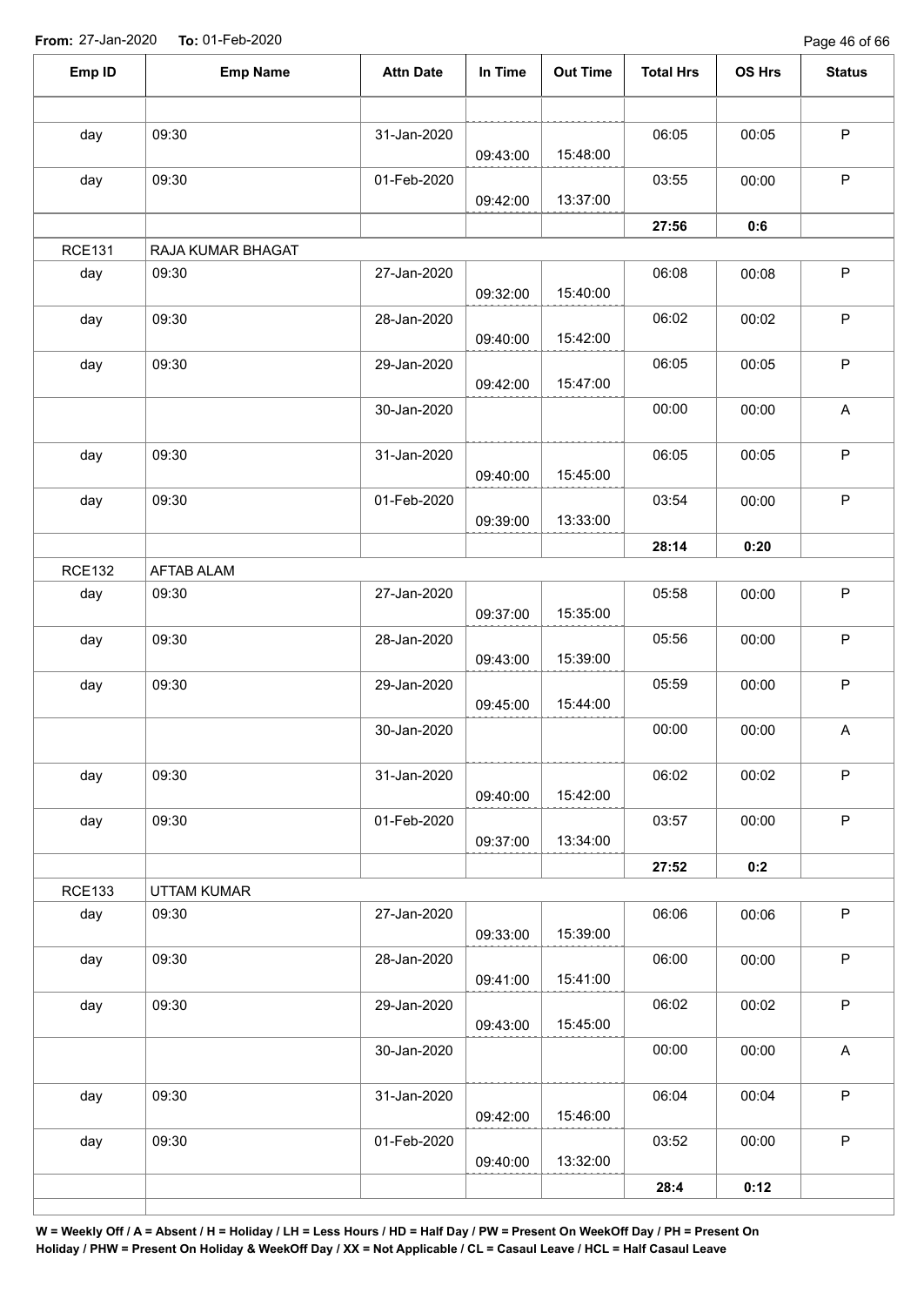**From:** 27-Jan-2020 **To:** 01-Feb-2020

| Emp ID | Emp Name | Attn Date | In Time | Out Time | Total Hrs | OS Hrs | Status |
|---|---|---|---|---|---|---|---|
| | | | | | | | |
| day | 09:30 | 31-Jan-2020 | 09:43:00 | 15:48:00 | 06:05 | 00:05 | P |
| day | 09:30 | 01-Feb-2020 | 09:42:00 | 13:37:00 | 03:55 | 00:00 | P |
| | | | | | **27:56** | **0:6** | |
| RCE131 | RAJA KUMAR BHAGAT | | | | | | |
| day | 09:30 | 27-Jan-2020 | 09:32:00 | 15:40:00 | 06:08 | 00:08 | P |
| day | 09:30 | 28-Jan-2020 | 09:40:00 | 15:42:00 | 06:02 | 00:02 | P |
| day | 09:30 | 29-Jan-2020 | 09:42:00 | 15:47:00 | 06:05 | 00:05 | P |
| | | 30-Jan-2020 | | | 00:00 | 00:00 | A |
| day | 09:30 | 31-Jan-2020 | 09:40:00 | 15:45:00 | 06:05 | 00:05 | P |
| day | 09:30 | 01-Feb-2020 | 09:39:00 | 13:33:00 | 03:54 | 00:00 | P |
| | | | | | **28:14** | **0:20** | |
| RCE132 | AFTAB ALAM | | | | | | |
| day | 09:30 | 27-Jan-2020 | 09:37:00 | 15:35:00 | 05:58 | 00:00 | P |
| day | 09:30 | 28-Jan-2020 | 09:43:00 | 15:39:00 | 05:56 | 00:00 | P |
| day | 09:30 | 29-Jan-2020 | 09:45:00 | 15:44:00 | 05:59 | 00:00 | P |
| | | 30-Jan-2020 | | | 00:00 | 00:00 | A |
| day | 09:30 | 31-Jan-2020 | 09:40:00 | 15:42:00 | 06:02 | 00:02 | P |
| day | 09:30 | 01-Feb-2020 | 09:37:00 | 13:34:00 | 03:57 | 00:00 | P |
| | | | | | **27:52** | **0:2** | |
| RCE133 | UTTAM KUMAR | | | | | | |
| day | 09:30 | 27-Jan-2020 | 09:33:00 | 15:39:00 | 06:06 | 00:06 | P |
| day | 09:30 | 28-Jan-2020 | 09:41:00 | 15:41:00 | 06:00 | 00:00 | P |
| day | 09:30 | 29-Jan-2020 | 09:43:00 | 15:45:00 | 06:02 | 00:02 | P |
| | | 30-Jan-2020 | | | 00:00 | 00:00 | A |
| day | 09:30 | 31-Jan-2020 | 09:42:00 | 15:46:00 | 06:04 | 00:04 | P |
| day | 09:30 | 01-Feb-2020 | 09:40:00 | 13:32:00 | 03:52 | 00:00 | P |
| | | | | | **28:4** | **0:12** | |

**W = Weekly Off / A = Absent / H = Holiday / LH = Less Hours / HD = Half Day / PW = Present On WeekOff Day / PH = Present On Holiday / PHW = Present On Holiday & WeekOff Day / XX = Not Applicable / CL = Casaul Leave / HCL = Half Casaul Leave**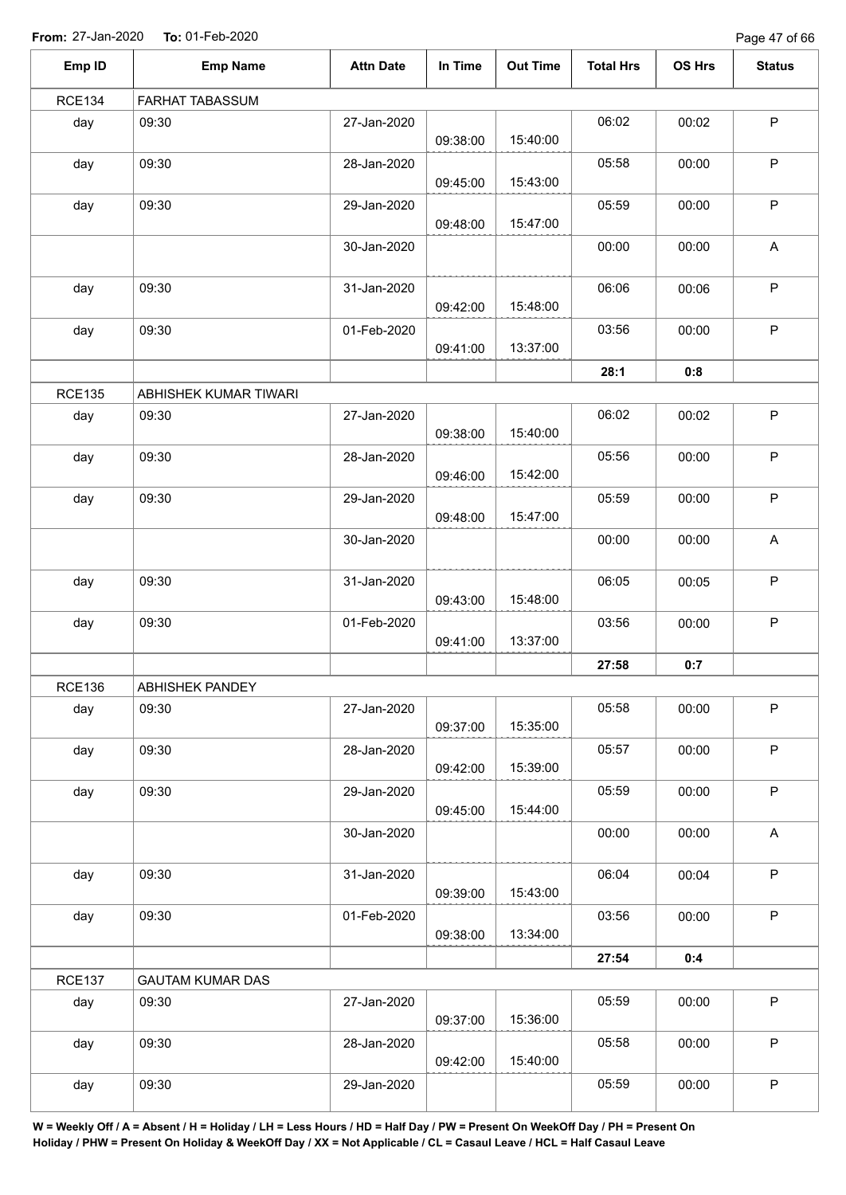**From:** 27-Jan-2020 **To:** 01-Feb-2020

| Emp ID | Emp Name | Attn Date | In Time | Out Time | Total Hrs | OS Hrs | Status |
|---|---|---|---|---|---|---|---|
| RCE134 | FARHAT TABASSUM | | | | | | |
| day | 09:30 | 27-Jan-2020 | 09:38:00 | 15:40:00 | 06:02 | 00:02 | P |
| day | 09:30 | 28-Jan-2020 | 09:45:00 | 15:43:00 | 05:58 | 00:00 | P |
| day | 09:30 | 29-Jan-2020 | 09:48:00 | 15:47:00 | 05:59 | 00:00 | P |
| | | 30-Jan-2020 | | | 00:00 | 00:00 | A |
| day | 09:30 | 31-Jan-2020 | 09:42:00 | 15:48:00 | 06:06 | 00:06 | P |
| day | 09:30 | 01-Feb-2020 | 09:41:00 | 13:37:00 | 03:56 | 00:00 | P |
| | | | | | **28:1** | **0:8** | |
| RCE135 | ABHISHEK KUMAR TIWARI | | | | | | |
| day | 09:30 | 27-Jan-2020 | 09:38:00 | 15:40:00 | 06:02 | 00:02 | P |
| day | 09:30 | 28-Jan-2020 | 09:46:00 | 15:42:00 | 05:56 | 00:00 | P |
| day | 09:30 | 29-Jan-2020 | 09:48:00 | 15:47:00 | 05:59 | 00:00 | P |
| | | 30-Jan-2020 | | | 00:00 | 00:00 | A |
| day | 09:30 | 31-Jan-2020 | 09:43:00 | 15:48:00 | 06:05 | 00:05 | P |
| day | 09:30 | 01-Feb-2020 | 09:41:00 | 13:37:00 | 03:56 | 00:00 | P |
| | | | | | **27:58** | **0:7** | |
| RCE136 | ABHISHEK PANDEY | | | | | | |
| day | 09:30 | 27-Jan-2020 | 09:37:00 | 15:35:00 | 05:58 | 00:00 | P |
| day | 09:30 | 28-Jan-2020 | 09:42:00 | 15:39:00 | 05:57 | 00:00 | P |
| day | 09:30 | 29-Jan-2020 | 09:45:00 | 15:44:00 | 05:59 | 00:00 | P |
| | | 30-Jan-2020 | | | 00:00 | 00:00 | A |
| day | 09:30 | 31-Jan-2020 | 09:39:00 | 15:43:00 | 06:04 | 00:04 | P |
| day | 09:30 | 01-Feb-2020 | 09:38:00 | 13:34:00 | 03:56 | 00:00 | P |
| | | | | | **27:54** | **0:4** | |
| RCE137 | GAUTAM KUMAR DAS | | | | | | |
| day | 09:30 | 27-Jan-2020 | 09:37:00 | 15:36:00 | 05:59 | 00:00 | P |
| day | 09:30 | 28-Jan-2020 | 09:42:00 | 15:40:00 | 05:58 | 00:00 | P |
| day | 09:30 | 29-Jan-2020 | | | 05:59 | 00:00 | P |

**W = Weekly Off / A = Absent / H = Holiday / LH = Less Hours / HD = Half Day / PW = Present On WeekOff Day / PH = Present On Holiday / PHW = Present On Holiday & WeekOff Day / XX = Not Applicable / CL = Casaul Leave / HCL = Half Casaul Leave**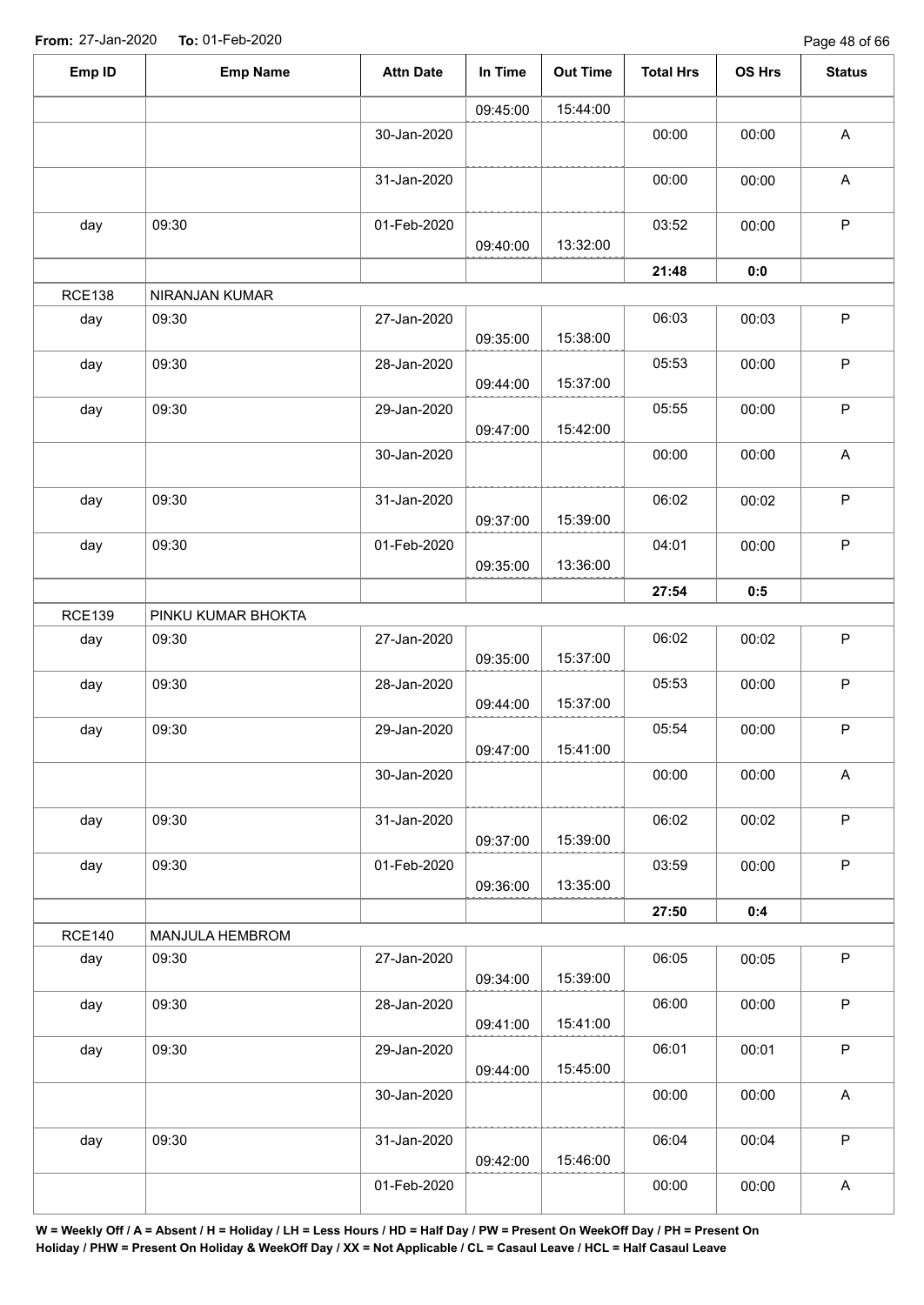**From:** 27-Jan-2020 **To:** 01-Feb-2020

| Emp ID | Emp Name | Attn Date | In Time | Out Time | Total Hrs | OS Hrs | Status |
|---|---|---|---|---|---|---|---|
| | | | 09:45:00 | 15:44:00 | | | |
| | | 30-Jan-2020 | | | 00:00 | 00:00 | A |
| | | 31-Jan-2020 | | | 00:00 | 00:00 | A |
| day | 09:30 | 01-Feb-2020 | 09:40:00 | 13:32:00 | 03:52 | 00:00 | P |
| | | | | | **21:48** | **0:0** | |
| RCE138 | NIRANJAN KUMAR | | | | | | |
| day | 09:30 | 27-Jan-2020 | 09:35:00 | 15:38:00 | 06:03 | 00:03 | P |
| day | 09:30 | 28-Jan-2020 | 09:44:00 | 15:37:00 | 05:53 | 00:00 | P |
| day | 09:30 | 29-Jan-2020 | 09:47:00 | 15:42:00 | 05:55 | 00:00 | P |
| | | 30-Jan-2020 | | | 00:00 | 00:00 | A |
| day | 09:30 | 31-Jan-2020 | 09:37:00 | 15:39:00 | 06:02 | 00:02 | P |
| day | 09:30 | 01-Feb-2020 | 09:35:00 | 13:36:00 | 04:01 | 00:00 | P |
| | | | | | **27:54** | **0:5** | |
| RCE139 | PINKU KUMAR BHOKTA | | | | | | |
| day | 09:30 | 27-Jan-2020 | 09:35:00 | 15:37:00 | 06:02 | 00:02 | P |
| day | 09:30 | 28-Jan-2020 | 09:44:00 | 15:37:00 | 05:53 | 00:00 | P |
| day | 09:30 | 29-Jan-2020 | 09:47:00 | 15:41:00 | 05:54 | 00:00 | P |
| | | 30-Jan-2020 | | | 00:00 | 00:00 | A |
| day | 09:30 | 31-Jan-2020 | 09:37:00 | 15:39:00 | 06:02 | 00:02 | P |
| day | 09:30 | 01-Feb-2020 | 09:36:00 | 13:35:00 | 03:59 | 00:00 | P |
| | | | | | **27:50** | **0:4** | |
| RCE140 | MANJULA HEMBROM | | | | | | |
| day | 09:30 | 27-Jan-2020 | 09:34:00 | 15:39:00 | 06:05 | 00:05 | P |
| day | 09:30 | 28-Jan-2020 | 09:41:00 | 15:41:00 | 06:00 | 00:00 | P |
| day | 09:30 | 29-Jan-2020 | 09:44:00 | 15:45:00 | 06:01 | 00:01 | P |
| | | 30-Jan-2020 | | | 00:00 | 00:00 | A |
| day | 09:30 | 31-Jan-2020 | 09:42:00 | 15:46:00 | 06:04 | 00:04 | P |
| | | 01-Feb-2020 | | | 00:00 | 00:00 | A |

**W = Weekly Off / A = Absent / H = Holiday / LH = Less Hours / HD = Half Day / PW = Present On WeekOff Day / PH = Present On Holiday / PHW = Present On Holiday & WeekOff Day / XX = Not Applicable / CL = Casaul Leave / HCL = Half Casaul Leave**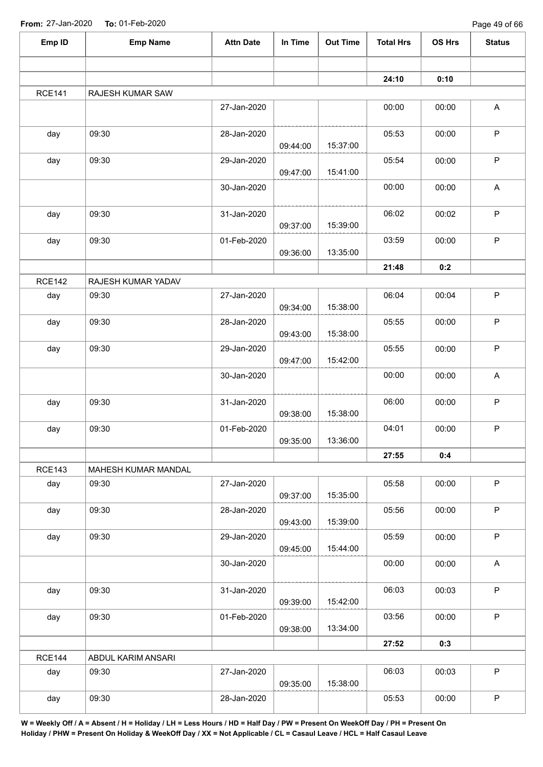**From:** 27-Jan-2020 **To:** 01-Feb-2020

| Emp ID | Emp Name | Attn Date | In Time | Out Time | Total Hrs | OS Hrs | Status |
|---|---|---|---|---|---|---|---|
| | | | | | | | |
| | | | | | **24:10** | **0:10** | |
| RCE141 | RAJESH KUMAR SAW | | | | | | |
| | | 27-Jan-2020 | | | 00:00 | 00:00 | A |
| day | 09:30 | 28-Jan-2020 | 09:44:00 | 15:37:00 | 05:53 | 00:00 | P |
| day | 09:30 | 29-Jan-2020 | 09:47:00 | 15:41:00 | 05:54 | 00:00 | P |
| | | 30-Jan-2020 | | | 00:00 | 00:00 | A |
| day | 09:30 | 31-Jan-2020 | 09:37:00 | 15:39:00 | 06:02 | 00:02 | P |
| day | 09:30 | 01-Feb-2020 | 09:36:00 | 13:35:00 | 03:59 | 00:00 | P |
| | | | | | **21:48** | **0:2** | |
| RCE142 | RAJESH KUMAR YADAV | | | | | | |
| day | 09:30 | 27-Jan-2020 | 09:34:00 | 15:38:00 | 06:04 | 00:04 | P |
| day | 09:30 | 28-Jan-2020 | 09:43:00 | 15:38:00 | 05:55 | 00:00 | P |
| day | 09:30 | 29-Jan-2020 | 09:47:00 | 15:42:00 | 05:55 | 00:00 | P |
| | | 30-Jan-2020 | | | 00:00 | 00:00 | A |
| day | 09:30 | 31-Jan-2020 | 09:38:00 | 15:38:00 | 06:00 | 00:00 | P |
| day | 09:30 | 01-Feb-2020 | 09:35:00 | 13:36:00 | 04:01 | 00:00 | P |
| | | | | | **27:55** | **0:4** | |
| RCE143 | MAHESH KUMAR MANDAL | | | | | | |
| day | 09:30 | 27-Jan-2020 | 09:37:00 | 15:35:00 | 05:58 | 00:00 | P |
| day | 09:30 | 28-Jan-2020 | 09:43:00 | 15:39:00 | 05:56 | 00:00 | P |
| day | 09:30 | 29-Jan-2020 | 09:45:00 | 15:44:00 | 05:59 | 00:00 | P |
| | | 30-Jan-2020 | | | 00:00 | 00:00 | A |
| day | 09:30 | 31-Jan-2020 | 09:39:00 | 15:42:00 | 06:03 | 00:03 | P |
| day | 09:30 | 01-Feb-2020 | 09:38:00 | 13:34:00 | 03:56 | 00:00 | P |
| | | | | | **27:52** | **0:3** | |
| RCE144 | ABDUL KARIM ANSARI | | | | | | |
| day | 09:30 | 27-Jan-2020 | 09:35:00 | 15:38:00 | 06:03 | 00:03 | P |
| day | 09:30 | 28-Jan-2020 | | | 05:53 | 00:00 | P |

**W = Weekly Off / A = Absent / H = Holiday / LH = Less Hours / HD = Half Day / PW = Present On WeekOff Day / PH = Present On Holiday / PHW = Present On Holiday & WeekOff Day / XX = Not Applicable / CL = Casaul Leave / HCL = Half Casaul Leave**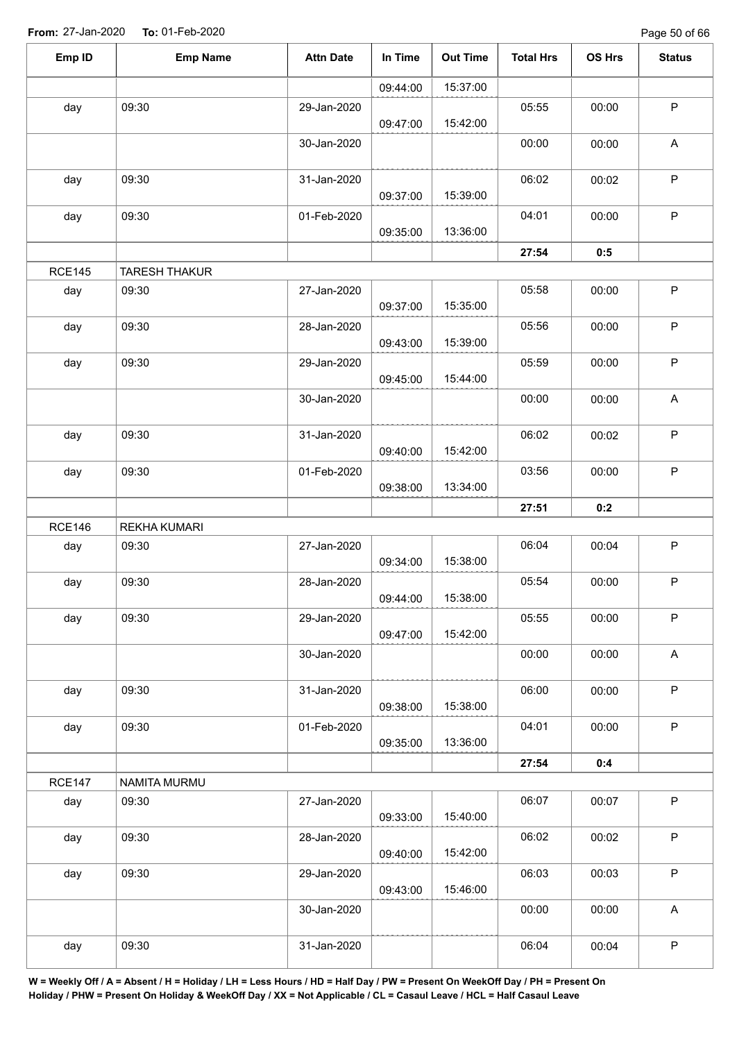From: 27-Jan-2020 To: 01-Feb-2020

| Emp ID | Emp Name | Attn Date | In Time | Out Time | Total Hrs | OS Hrs | Status |
|---|---|---|---|---|---|---|---|
| | | | 09:44:00 | 15:37:00 | | | |
| day | 09:30 | 29-Jan-2020 | 09:47:00 | 15:42:00 | 05:55 | 00:00 | P |
| | | 30-Jan-2020 | | | 00:00 | 00:00 | A |
| day | 09:30 | 31-Jan-2020 | 09:37:00 | 15:39:00 | 06:02 | 00:02 | P |
| day | 09:30 | 01-Feb-2020 | 09:35:00 | 13:36:00 | 04:01 | 00:00 | P |
| | | | | | **27:54** | **0:5** | |
| RCE145 | TARESH THAKUR | | | | | | |
| day | 09:30 | 27-Jan-2020 | 09:37:00 | 15:35:00 | 05:58 | 00:00 | P |
| day | 09:30 | 28-Jan-2020 | 09:43:00 | 15:39:00 | 05:56 | 00:00 | P |
| day | 09:30 | 29-Jan-2020 | 09:45:00 | 15:44:00 | 05:59 | 00:00 | P |
| | | 30-Jan-2020 | | | 00:00 | 00:00 | A |
| day | 09:30 | 31-Jan-2020 | 09:40:00 | 15:42:00 | 06:02 | 00:02 | P |
| day | 09:30 | 01-Feb-2020 | 09:38:00 | 13:34:00 | 03:56 | 00:00 | P |
| | | | | | **27:51** | **0:2** | |
| RCE146 | REKHA KUMARI | | | | | | |
| day | 09:30 | 27-Jan-2020 | 09:34:00 | 15:38:00 | 06:04 | 00:04 | P |
| day | 09:30 | 28-Jan-2020 | 09:44:00 | 15:38:00 | 05:54 | 00:00 | P |
| day | 09:30 | 29-Jan-2020 | 09:47:00 | 15:42:00 | 05:55 | 00:00 | P |
| | | 30-Jan-2020 | | | 00:00 | 00:00 | A |
| day | 09:30 | 31-Jan-2020 | 09:38:00 | 15:38:00 | 06:00 | 00:00 | P |
| day | 09:30 | 01-Feb-2020 | 09:35:00 | 13:36:00 | 04:01 | 00:00 | P |
| | | | | | **27:54** | **0:4** | |
| RCE147 | NAMITA MURMU | | | | | | |
| day | 09:30 | 27-Jan-2020 | 09:33:00 | 15:40:00 | 06:07 | 00:07 | P |
| day | 09:30 | 28-Jan-2020 | 09:40:00 | 15:42:00 | 06:02 | 00:02 | P |
| day | 09:30 | 29-Jan-2020 | 09:43:00 | 15:46:00 | 06:03 | 00:03 | P |
| | | 30-Jan-2020 | | | 00:00 | 00:00 | A |
| day | 09:30 | 31-Jan-2020 | | | 06:04 | 00:04 | P |

**W = Weekly Off / A = Absent / H = Holiday / LH = Less Hours / HD = Half Day / PW = Present On WeekOff Day / PH = Present On Holiday / PHW = Present On Holiday & WeekOff Day / XX = Not Applicable / CL = Casaul Leave / HCL = Half Casaul Leave**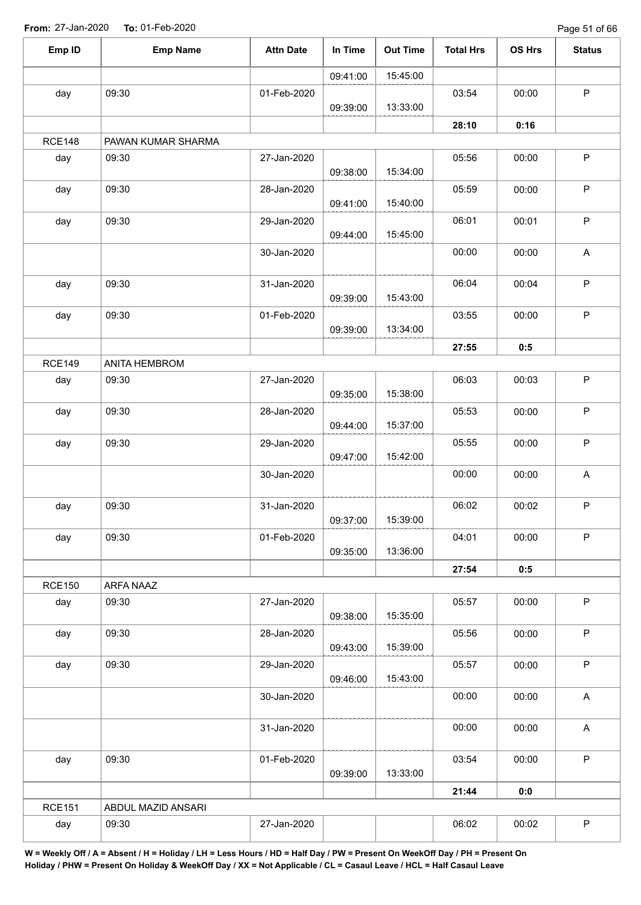From: 27-Jan-2020 To: 01-Feb-2020

| Emp ID | Emp Name | Attn Date | In Time | Out Time | Total Hrs | OS Hrs | Status |
|---|---|---|---|---|---|---|---|
| | | | 09:41:00 | 15:45:00 | | | |
| day | 09:30 | 01-Feb-2020 | 09:39:00 | 13:33:00 | 03:54 | 00:00 | P |
| | | | | | **28:10** | **0:16** | |
| RCE148 | PAWAN KUMAR SHARMA | | | | | | |
| day | 09:30 | 27-Jan-2020 | 09:38:00 | 15:34:00 | 05:56 | 00:00 | P |
| day | 09:30 | 28-Jan-2020 | 09:41:00 | 15:40:00 | 05:59 | 00:00 | P |
| day | 09:30 | 29-Jan-2020 | 09:44:00 | 15:45:00 | 06:01 | 00:01 | P |
| | | 30-Jan-2020 | | | 00:00 | 00:00 | A |
| day | 09:30 | 31-Jan-2020 | 09:39:00 | 15:43:00 | 06:04 | 00:04 | P |
| day | 09:30 | 01-Feb-2020 | 09:39:00 | 13:34:00 | 03:55 | 00:00 | P |
| | | | | | **27:55** | **0:5** | |
| RCE149 | ANITA HEMBROM | | | | | | |
| day | 09:30 | 27-Jan-2020 | 09:35:00 | 15:38:00 | 06:03 | 00:03 | P |
| day | 09:30 | 28-Jan-2020 | 09:44:00 | 15:37:00 | 05:53 | 00:00 | P |
| day | 09:30 | 29-Jan-2020 | 09:47:00 | 15:42:00 | 05:55 | 00:00 | P |
| | | 30-Jan-2020 | | | 00:00 | 00:00 | A |
| day | 09:30 | 31-Jan-2020 | 09:37:00 | 15:39:00 | 06:02 | 00:02 | P |
| day | 09:30 | 01-Feb-2020 | 09:35:00 | 13:36:00 | 04:01 | 00:00 | P |
| | | | | | **27:54** | **0:5** | |
| RCE150 | ARFA NAAZ | | | | | | |
| day | 09:30 | 27-Jan-2020 | 09:38:00 | 15:35:00 | 05:57 | 00:00 | P |
| day | 09:30 | 28-Jan-2020 | 09:43:00 | 15:39:00 | 05:56 | 00:00 | P |
| day | 09:30 | 29-Jan-2020 | 09:46:00 | 15:43:00 | 05:57 | 00:00 | P |
| | | 30-Jan-2020 | | | 00:00 | 00:00 | A |
| | | 31-Jan-2020 | | | 00:00 | 00:00 | A |
| day | 09:30 | 01-Feb-2020 | 09:39:00 | 13:33:00 | 03:54 | 00:00 | P |
| | | | | | **21:44** | **0:0** | |
| RCE151 | ABDUL MAZID ANSARI | | | | | | |
| day | 09:30 | 27-Jan-2020 | | | 06:02 | 00:02 | P |

**W = Weekly Off / A = Absent / H = Holiday / LH = Less Hours / HD = Half Day / PW = Present On WeekOff Day / PH = Present On Holiday / PHW = Present On Holiday & WeekOff Day / XX = Not Applicable / CL = Casaul Leave / HCL = Half Casaul Leave**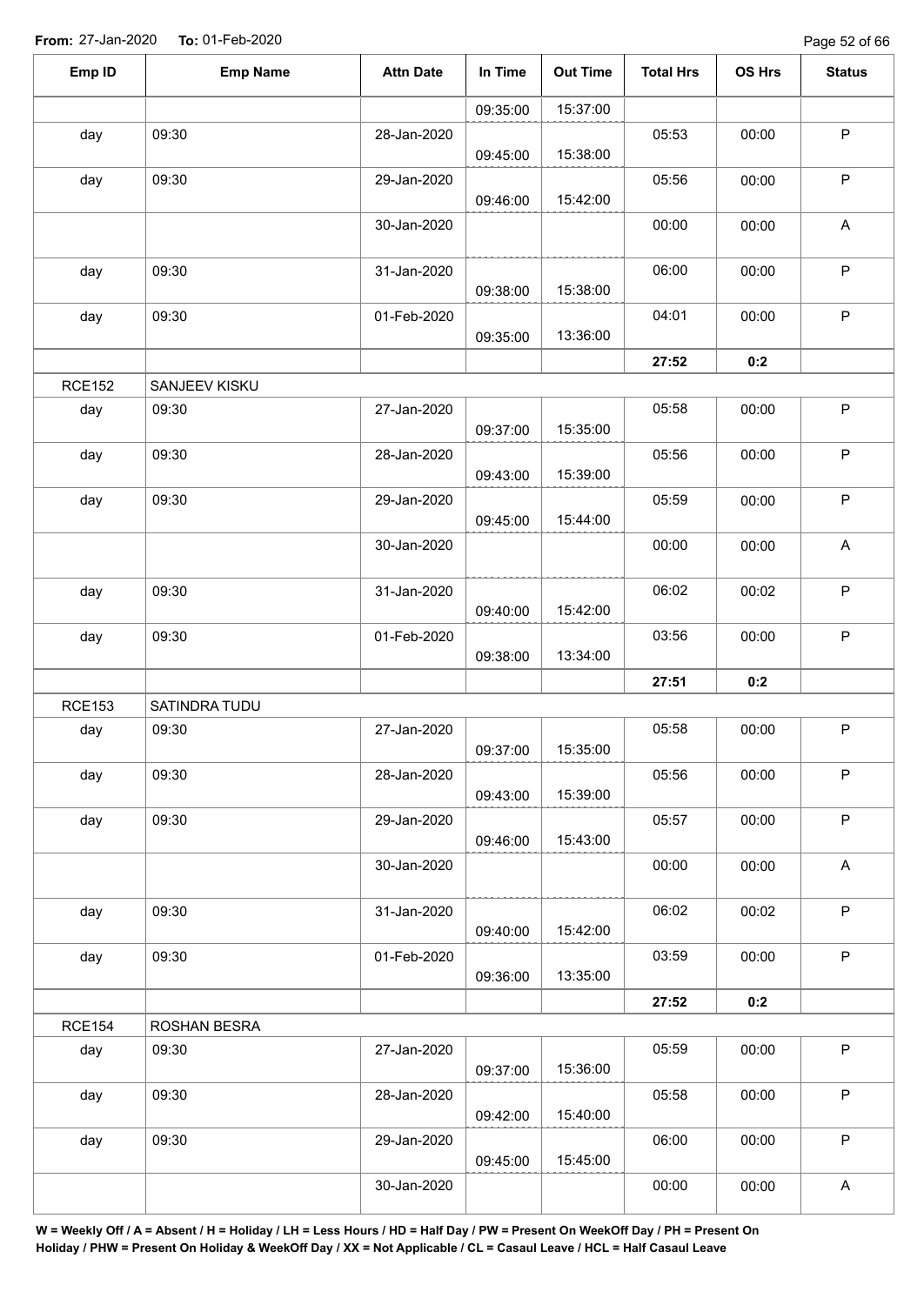**From:** 27-Jan-2020 **To:** 01-Feb-2020

| Emp ID | Emp Name | Attn Date | In Time | Out Time | Total Hrs | OS Hrs | Status |
|---|---|---|---|---|---|---|---|
| | | | 09:35:00 | 15:37:00 | | | |
| day | 09:30 | 28-Jan-2020 | 09:45:00 | 15:38:00 | 05:53 | 00:00 | P |
| day | 09:30 | 29-Jan-2020 | 09:46:00 | 15:42:00 | 05:56 | 00:00 | P |
| | | 30-Jan-2020 | | | 00:00 | 00:00 | A |
| day | 09:30 | 31-Jan-2020 | 09:38:00 | 15:38:00 | 06:00 | 00:00 | P |
| day | 09:30 | 01-Feb-2020 | 09:35:00 | 13:36:00 | 04:01 | 00:00 | P |
| | | | | | **27:52** | **0:2** | |
| RCE152 | SANJEEV KISKU | | | | | | |
| day | 09:30 | 27-Jan-2020 | 09:37:00 | 15:35:00 | 05:58 | 00:00 | P |
| day | 09:30 | 28-Jan-2020 | 09:43:00 | 15:39:00 | 05:56 | 00:00 | P |
| day | 09:30 | 29-Jan-2020 | 09:45:00 | 15:44:00 | 05:59 | 00:00 | P |
| | | 30-Jan-2020 | | | 00:00 | 00:00 | A |
| day | 09:30 | 31-Jan-2020 | 09:40:00 | 15:42:00 | 06:02 | 00:02 | P |
| day | 09:30 | 01-Feb-2020 | 09:38:00 | 13:34:00 | 03:56 | 00:00 | P |
| | | | | | **27:51** | **0:2** | |
| RCE153 | SATINDRA TUDU | | | | | | |
| day | 09:30 | 27-Jan-2020 | 09:37:00 | 15:35:00 | 05:58 | 00:00 | P |
| day | 09:30 | 28-Jan-2020 | 09:43:00 | 15:39:00 | 05:56 | 00:00 | P |
| day | 09:30 | 29-Jan-2020 | 09:46:00 | 15:43:00 | 05:57 | 00:00 | P |
| | | 30-Jan-2020 | | | 00:00 | 00:00 | A |
| day | 09:30 | 31-Jan-2020 | 09:40:00 | 15:42:00 | 06:02 | 00:02 | P |
| day | 09:30 | 01-Feb-2020 | 09:36:00 | 13:35:00 | 03:59 | 00:00 | P |
| | | | | | **27:52** | **0:2** | |
| RCE154 | ROSHAN BESRA | | | | | | |
| day | 09:30 | 27-Jan-2020 | 09:37:00 | 15:36:00 | 05:59 | 00:00 | P |
| day | 09:30 | 28-Jan-2020 | 09:42:00 | 15:40:00 | 05:58 | 00:00 | P |
| day | 09:30 | 29-Jan-2020 | 09:45:00 | 15:45:00 | 06:00 | 00:00 | P |
| | | 30-Jan-2020 | | | 00:00 | 00:00 | A |

**W = Weekly Off / A = Absent / H = Holiday / LH = Less Hours / HD = Half Day / PW = Present On WeekOff Day / PH = Present On Holiday / PHW = Present On Holiday & WeekOff Day / XX = Not Applicable / CL = Casaul Leave / HCL = Half Casaul Leave**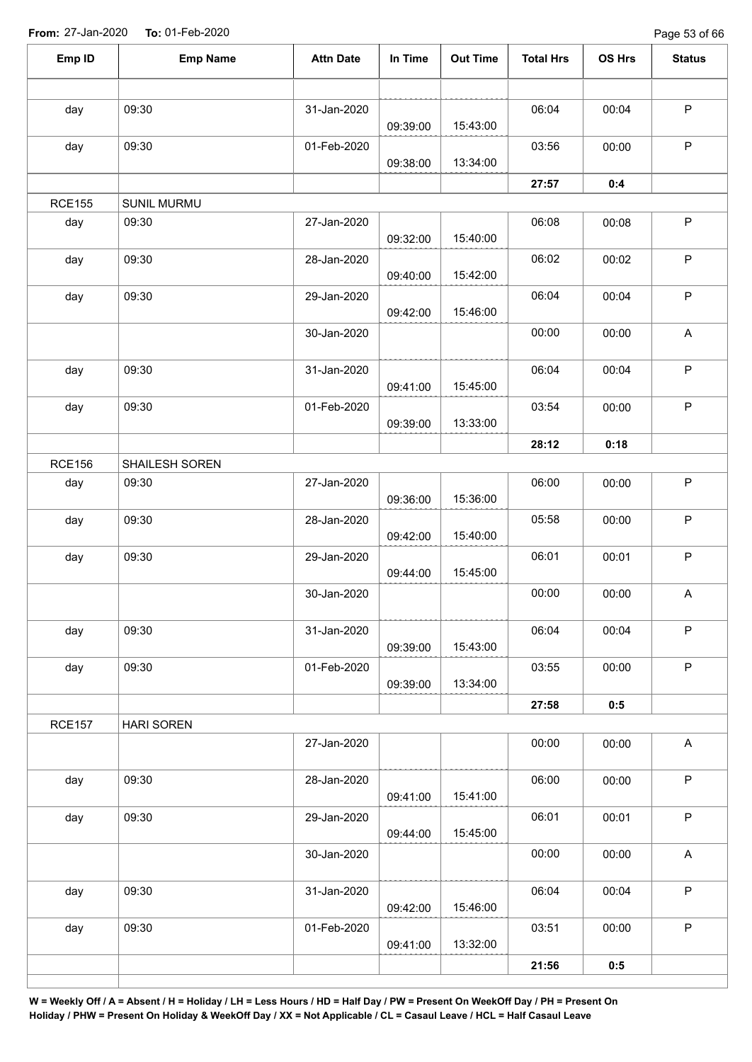**From:** 27-Jan-2020 **To:** 01-Feb-2020

| Emp ID | Emp Name | Attn Date | In Time | Out Time | Total Hrs | OS Hrs | Status |
|---|---|---|---|---|---|---|---|
| | | | | | | | |
| day | 09:30 | 31-Jan-2020 | 09:39:00 | 15:43:00 | 06:04 | 00:04 | P |
| day | 09:30 | 01-Feb-2020 | 09:38:00 | 13:34:00 | 03:56 | 00:00 | P |
| | | | | | **27:57** | **0:4** | |
| RCE155 | SUNIL MURMU | | | | | | |
| day | 09:30 | 27-Jan-2020 | 09:32:00 | 15:40:00 | 06:08 | 00:08 | P |
| day | 09:30 | 28-Jan-2020 | 09:40:00 | 15:42:00 | 06:02 | 00:02 | P |
| day | 09:30 | 29-Jan-2020 | 09:42:00 | 15:46:00 | 06:04 | 00:04 | P |
| | | 30-Jan-2020 | | | 00:00 | 00:00 | A |
| day | 09:30 | 31-Jan-2020 | 09:41:00 | 15:45:00 | 06:04 | 00:04 | P |
| day | 09:30 | 01-Feb-2020 | 09:39:00 | 13:33:00 | 03:54 | 00:00 | P |
| | | | | | **28:12** | **0:18** | |
| RCE156 | SHAILESH SOREN | | | | | | |
| day | 09:30 | 27-Jan-2020 | 09:36:00 | 15:36:00 | 06:00 | 00:00 | P |
| day | 09:30 | 28-Jan-2020 | 09:42:00 | 15:40:00 | 05:58 | 00:00 | P |
| day | 09:30 | 29-Jan-2020 | 09:44:00 | 15:45:00 | 06:01 | 00:01 | P |
| | | 30-Jan-2020 | | | 00:00 | 00:00 | A |
| day | 09:30 | 31-Jan-2020 | 09:39:00 | 15:43:00 | 06:04 | 00:04 | P |
| day | 09:30 | 01-Feb-2020 | 09:39:00 | 13:34:00 | 03:55 | 00:00 | P |
| | | | | | **27:58** | **0:5** | |
| RCE157 | HARI SOREN | | | | | | |
| | | 27-Jan-2020 | | | 00:00 | 00:00 | A |
| day | 09:30 | 28-Jan-2020 | 09:41:00 | 15:41:00 | 06:00 | 00:00 | P |
| day | 09:30 | 29-Jan-2020 | 09:44:00 | 15:45:00 | 06:01 | 00:01 | P |
| | | 30-Jan-2020 | | | 00:00 | 00:00 | A |
| day | 09:30 | 31-Jan-2020 | 09:42:00 | 15:46:00 | 06:04 | 00:04 | P |
| day | 09:30 | 01-Feb-2020 | 09:41:00 | 13:32:00 | 03:51 | 00:00 | P |
| | | | | | **21:56** | **0:5** | |

**W = Weekly Off / A = Absent / H = Holiday / LH = Less Hours / HD = Half Day / PW = Present On WeekOff Day / PH = Present On Holiday / PHW = Present On Holiday & WeekOff Day / XX = Not Applicable / CL = Casaul Leave / HCL = Half Casaul Leave**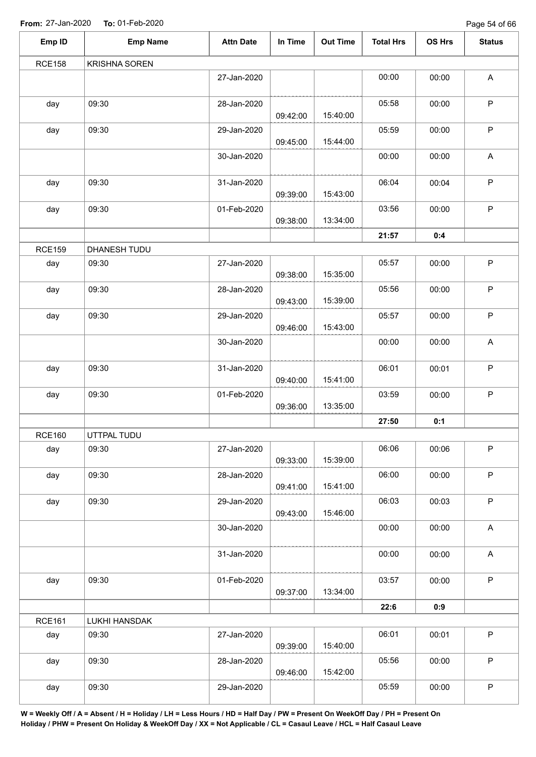**From:** 27-Jan-2020 **To:** 01-Feb-2020

| Emp ID | Emp Name | Attn Date | In Time | Out Time | Total Hrs | OS Hrs | Status |
|---|---|---|---|---|---|---|---|
| RCE158 | KRISHNA SOREN | | | | | | |
| | | 27-Jan-2020 | | | 00:00 | 00:00 | A |
| day | 09:30 | 28-Jan-2020 | 09:42:00 | 15:40:00 | 05:58 | 00:00 | P |
| day | 09:30 | 29-Jan-2020 | 09:45:00 | 15:44:00 | 05:59 | 00:00 | P |
| | | 30-Jan-2020 | | | 00:00 | 00:00 | A |
| day | 09:30 | 31-Jan-2020 | 09:39:00 | 15:43:00 | 06:04 | 00:04 | P |
| day | 09:30 | 01-Feb-2020 | 09:38:00 | 13:34:00 | 03:56 | 00:00 | P |
| | | | | | **21:57** | **0:4** | |
| RCE159 | DHANESH TUDU | | | | | | |
| day | 09:30 | 27-Jan-2020 | 09:38:00 | 15:35:00 | 05:57 | 00:00 | P |
| day | 09:30 | 28-Jan-2020 | 09:43:00 | 15:39:00 | 05:56 | 00:00 | P |
| day | 09:30 | 29-Jan-2020 | 09:46:00 | 15:43:00 | 05:57 | 00:00 | P |
| | | 30-Jan-2020 | | | 00:00 | 00:00 | A |
| day | 09:30 | 31-Jan-2020 | 09:40:00 | 15:41:00 | 06:01 | 00:01 | P |
| day | 09:30 | 01-Feb-2020 | 09:36:00 | 13:35:00 | 03:59 | 00:00 | P |
| | | | | | **27:50** | **0:1** | |
| RCE160 | UTTPAL TUDU | | | | | | |
| day | 09:30 | 27-Jan-2020 | 09:33:00 | 15:39:00 | 06:06 | 00:06 | P |
| day | 09:30 | 28-Jan-2020 | 09:41:00 | 15:41:00 | 06:00 | 00:00 | P |
| day | 09:30 | 29-Jan-2020 | 09:43:00 | 15:46:00 | 06:03 | 00:03 | P |
| | | 30-Jan-2020 | | | 00:00 | 00:00 | A |
| | | 31-Jan-2020 | | | 00:00 | 00:00 | A |
| day | 09:30 | 01-Feb-2020 | 09:37:00 | 13:34:00 | 03:57 | 00:00 | P |
| | | | | | **22:6** | **0:9** | |
| RCE161 | LUKHI HANSDAK | | | | | | |
| day | 09:30 | 27-Jan-2020 | 09:39:00 | 15:40:00 | 06:01 | 00:01 | P |
| day | 09:30 | 28-Jan-2020 | 09:46:00 | 15:42:00 | 05:56 | 00:00 | P |
| day | 09:30 | 29-Jan-2020 | | | 05:59 | 00:00 | P |

**W = Weekly Off / A = Absent / H = Holiday / LH = Less Hours / HD = Half Day / PW = Present On WeekOff Day / PH = Present On Holiday / PHW = Present On Holiday & WeekOff Day / XX = Not Applicable / CL = Casaul Leave / HCL = Half Casaul Leave**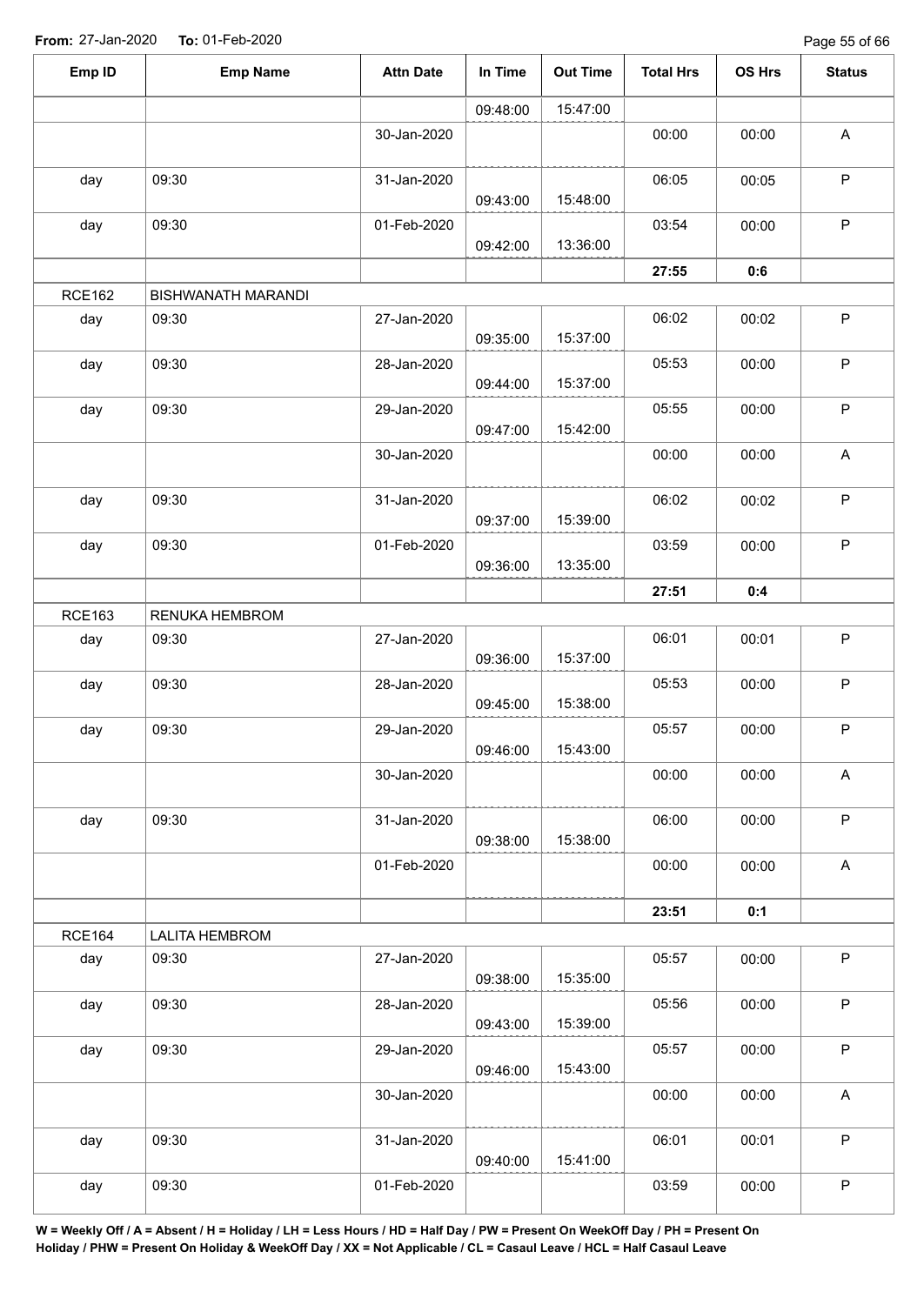**From:** 27-Jan-2020 **To:** 01-Feb-2020

| Emp ID | Emp Name | Attn Date | In Time | Out Time | Total Hrs | OS Hrs | Status |
|---|---|---|---|---|---|---|---|
| | | | 09:48:00 | 15:47:00 | | | |
| | | 30-Jan-2020 | | | 00:00 | 00:00 | A |
| day | 09:30 | 31-Jan-2020 | 09:43:00 | 15:48:00 | 06:05 | 00:05 | P |
| day | 09:30 | 01-Feb-2020 | 09:42:00 | 13:36:00 | 03:54 | 00:00 | P |
| | | | | | **27:55** | **0:6** | |
| RCE162 | BISHWANATH MARANDI | | | | | | |
| day | 09:30 | 27-Jan-2020 | 09:35:00 | 15:37:00 | 06:02 | 00:02 | P |
| day | 09:30 | 28-Jan-2020 | 09:44:00 | 15:37:00 | 05:53 | 00:00 | P |
| day | 09:30 | 29-Jan-2020 | 09:47:00 | 15:42:00 | 05:55 | 00:00 | P |
| | | 30-Jan-2020 | | | 00:00 | 00:00 | A |
| day | 09:30 | 31-Jan-2020 | 09:37:00 | 15:39:00 | 06:02 | 00:02 | P |
| day | 09:30 | 01-Feb-2020 | 09:36:00 | 13:35:00 | 03:59 | 00:00 | P |
| | | | | | **27:51** | **0:4** | |
| RCE163 | RENUKA HEMBROM | | | | | | |
| day | 09:30 | 27-Jan-2020 | 09:36:00 | 15:37:00 | 06:01 | 00:01 | P |
| day | 09:30 | 28-Jan-2020 | 09:45:00 | 15:38:00 | 05:53 | 00:00 | P |
| day | 09:30 | 29-Jan-2020 | 09:46:00 | 15:43:00 | 05:57 | 00:00 | P |
| | | 30-Jan-2020 | | | 00:00 | 00:00 | A |
| day | 09:30 | 31-Jan-2020 | 09:38:00 | 15:38:00 | 06:00 | 00:00 | P |
| | | 01-Feb-2020 | | | 00:00 | 00:00 | A |
| | | | | | **23:51** | **0:1** | |
| RCE164 | LALITA HEMBROM | | | | | | |
| day | 09:30 | 27-Jan-2020 | 09:38:00 | 15:35:00 | 05:57 | 00:00 | P |
| day | 09:30 | 28-Jan-2020 | 09:43:00 | 15:39:00 | 05:56 | 00:00 | P |
| day | 09:30 | 29-Jan-2020 | 09:46:00 | 15:43:00 | 05:57 | 00:00 | P |
| | | 30-Jan-2020 | | | 00:00 | 00:00 | A |
| day | 09:30 | 31-Jan-2020 | 09:40:00 | 15:41:00 | 06:01 | 00:01 | P |
| day | 09:30 | 01-Feb-2020 | | | 03:59 | 00:00 | P |

**W = Weekly Off / A = Absent / H = Holiday / LH = Less Hours / HD = Half Day / PW = Present On WeekOff Day / PH = Present On Holiday / PHW = Present On Holiday & WeekOff Day / XX = Not Applicable / CL = Casaul Leave / HCL = Half Casaul Leave**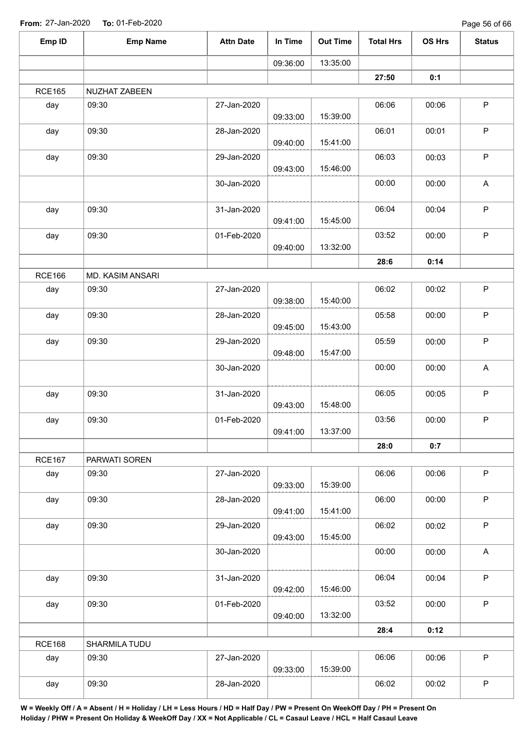**From:** 27-Jan-2020 **To:** 01-Feb-2020

| Emp ID | Emp Name | Attn Date | In Time | Out Time | Total Hrs | OS Hrs | Status |
|---|---|---|---|---|---|---|---|
| | | | 09:36:00 | 13:35:00 | | | |
| | | | | | **27:50** | **0:1** | |
| RCE165 | NUZHAT ZABEEN | | | | | | |
| day | 09:30 | 27-Jan-2020 | 09:33:00 | 15:39:00 | 06:06 | 00:06 | P |
| day | 09:30 | 28-Jan-2020 | 09:40:00 | 15:41:00 | 06:01 | 00:01 | P |
| day | 09:30 | 29-Jan-2020 | 09:43:00 | 15:46:00 | 06:03 | 00:03 | P |
| | | 30-Jan-2020 | | | 00:00 | 00:00 | A |
| day | 09:30 | 31-Jan-2020 | 09:41:00 | 15:45:00 | 06:04 | 00:04 | P |
| day | 09:30 | 01-Feb-2020 | 09:40:00 | 13:32:00 | 03:52 | 00:00 | P |
| | | | | | **28:6** | **0:14** | |
| RCE166 | MD. KASIM ANSARI | | | | | | |
| day | 09:30 | 27-Jan-2020 | 09:38:00 | 15:40:00 | 06:02 | 00:02 | P |
| day | 09:30 | 28-Jan-2020 | 09:45:00 | 15:43:00 | 05:58 | 00:00 | P |
| day | 09:30 | 29-Jan-2020 | 09:48:00 | 15:47:00 | 05:59 | 00:00 | P |
| | | 30-Jan-2020 | | | 00:00 | 00:00 | A |
| day | 09:30 | 31-Jan-2020 | 09:43:00 | 15:48:00 | 06:05 | 00:05 | P |
| day | 09:30 | 01-Feb-2020 | 09:41:00 | 13:37:00 | 03:56 | 00:00 | P |
| | | | | | **28:0** | **0:7** | |
| RCE167 | PARWATI SOREN | | | | | | |
| day | 09:30 | 27-Jan-2020 | 09:33:00 | 15:39:00 | 06:06 | 00:06 | P |
| day | 09:30 | 28-Jan-2020 | 09:41:00 | 15:41:00 | 06:00 | 00:00 | P |
| day | 09:30 | 29-Jan-2020 | 09:43:00 | 15:45:00 | 06:02 | 00:02 | P |
| | | 30-Jan-2020 | | | 00:00 | 00:00 | A |
| day | 09:30 | 31-Jan-2020 | 09:42:00 | 15:46:00 | 06:04 | 00:04 | P |
| day | 09:30 | 01-Feb-2020 | 09:40:00 | 13:32:00 | 03:52 | 00:00 | P |
| | | | | | **28:4** | **0:12** | |
| RCE168 | SHARMILA TUDU | | | | | | |
| day | 09:30 | 27-Jan-2020 | 09:33:00 | 15:39:00 | 06:06 | 00:06 | P |
| day | 09:30 | 28-Jan-2020 | | | 06:02 | 00:02 | P |

**W = Weekly Off / A = Absent / H = Holiday / LH = Less Hours / HD = Half Day / PW = Present On WeekOff Day / PH = Present On Holiday / PHW = Present On Holiday & WeekOff Day / XX = Not Applicable / CL = Casaul Leave / HCL = Half Casaul Leave**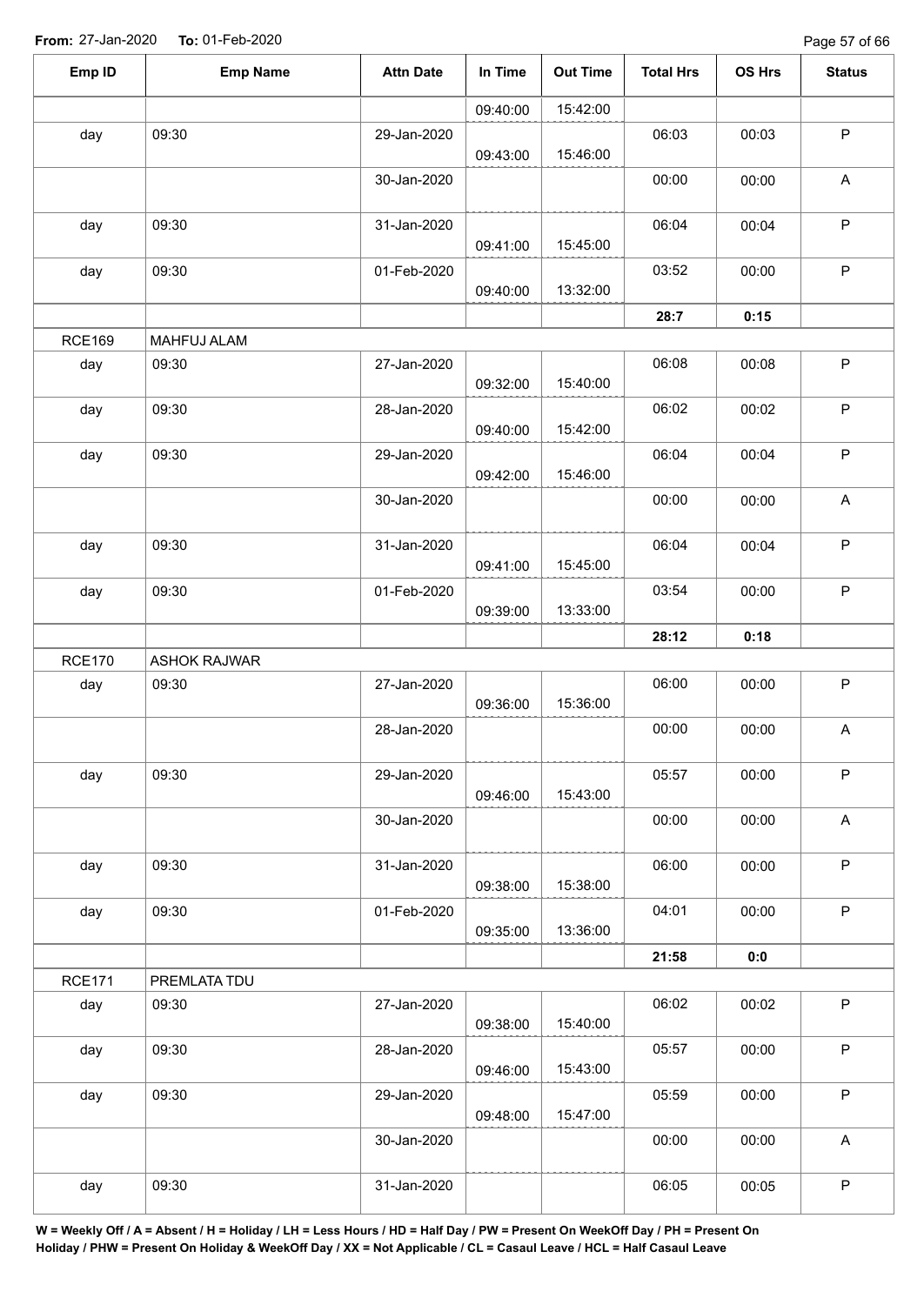From: 27-Jan-2020 To: 01-Feb-2020

| Emp ID | Emp Name | Attn Date | In Time | Out Time | Total Hrs | OS Hrs | Status |
|---|---|---|---|---|---|---|---|
| | | | 09:40:00 | 15:42:00 | | | |
| day | 09:30 | 29-Jan-2020 | 09:43:00 | 15:46:00 | 06:03 | 00:03 | P |
| | | 30-Jan-2020 | | | 00:00 | 00:00 | A |
| day | 09:30 | 31-Jan-2020 | 09:41:00 | 15:45:00 | 06:04 | 00:04 | P |
| day | 09:30 | 01-Feb-2020 | 09:40:00 | 13:32:00 | 03:52 | 00:00 | P |
| | | | | | **28:7** | **0:15** | |
| RCE169 | MAHFUJ ALAM | | | | | | |
| day | 09:30 | 27-Jan-2020 | 09:32:00 | 15:40:00 | 06:08 | 00:08 | P |
| day | 09:30 | 28-Jan-2020 | 09:40:00 | 15:42:00 | 06:02 | 00:02 | P |
| day | 09:30 | 29-Jan-2020 | 09:42:00 | 15:46:00 | 06:04 | 00:04 | P |
| | | 30-Jan-2020 | | | 00:00 | 00:00 | A |
| day | 09:30 | 31-Jan-2020 | 09:41:00 | 15:45:00 | 06:04 | 00:04 | P |
| day | 09:30 | 01-Feb-2020 | 09:39:00 | 13:33:00 | 03:54 | 00:00 | P |
| | | | | | **28:12** | **0:18** | |
| RCE170 | ASHOK RAJWAR | | | | | | |
| day | 09:30 | 27-Jan-2020 | 09:36:00 | 15:36:00 | 06:00 | 00:00 | P |
| | | 28-Jan-2020 | | | 00:00 | 00:00 | A |
| day | 09:30 | 29-Jan-2020 | 09:46:00 | 15:43:00 | 05:57 | 00:00 | P |
| | | 30-Jan-2020 | | | 00:00 | 00:00 | A |
| day | 09:30 | 31-Jan-2020 | 09:38:00 | 15:38:00 | 06:00 | 00:00 | P |
| day | 09:30 | 01-Feb-2020 | 09:35:00 | 13:36:00 | 04:01 | 00:00 | P |
| | | | | | **21:58** | **0:0** | |
| RCE171 | PREMLATA TDU | | | | | | |
| day | 09:30 | 27-Jan-2020 | 09:38:00 | 15:40:00 | 06:02 | 00:02 | P |
| day | 09:30 | 28-Jan-2020 | 09:46:00 | 15:43:00 | 05:57 | 00:00 | P |
| day | 09:30 | 29-Jan-2020 | 09:48:00 | 15:47:00 | 05:59 | 00:00 | P |
| | | 30-Jan-2020 | | | 00:00 | 00:00 | A |
| day | 09:30 | 31-Jan-2020 | | | 06:05 | 00:05 | P |

**W = Weekly Off / A = Absent / H = Holiday / LH = Less Hours / HD = Half Day / PW = Present On WeekOff Day / PH = Present On Holiday / PHW = Present On Holiday & WeekOff Day / XX = Not Applicable / CL = Casaul Leave / HCL = Half Casaul Leave**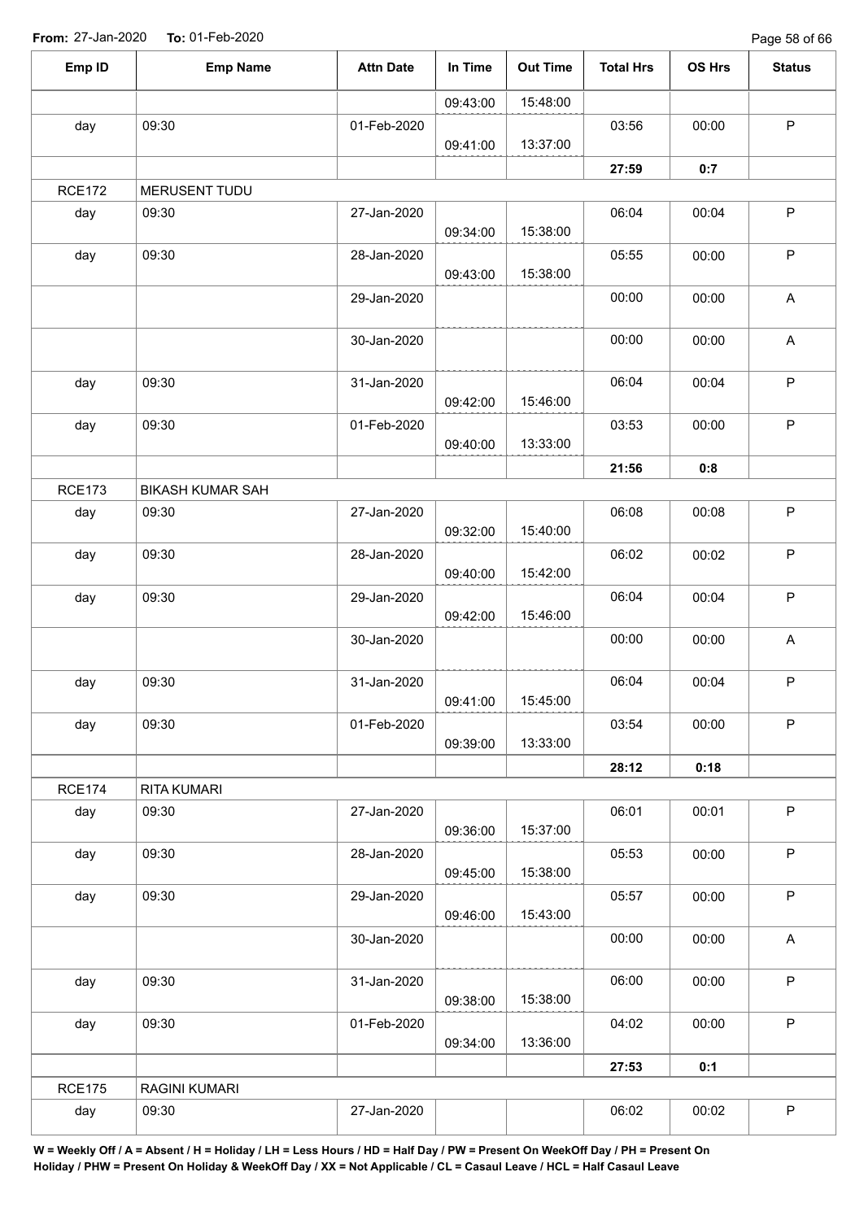From: 27-Jan-2020 To: 01-Feb-2020

| Emp ID | Emp Name | Attn Date | In Time | Out Time | Total Hrs | OS Hrs | Status |
|---|---|---|---|---|---|---|---|
| | | | 09:43:00 | 15:48:00 | | | |
| day | 09:30 | 01-Feb-2020 | 09:41:00 | 13:37:00 | 03:56 | 00:00 | P |
| | | | | | **27:59** | **0:7** | |
| RCE172 | MERUSENT TUDU | | | | | | |
| day | 09:30 | 27-Jan-2020 | 09:34:00 | 15:38:00 | 06:04 | 00:04 | P |
| day | 09:30 | 28-Jan-2020 | 09:43:00 | 15:38:00 | 05:55 | 00:00 | P |
| | | 29-Jan-2020 | | | 00:00 | 00:00 | A |
| | | 30-Jan-2020 | | | 00:00 | 00:00 | A |
| day | 09:30 | 31-Jan-2020 | 09:42:00 | 15:46:00 | 06:04 | 00:04 | P |
| day | 09:30 | 01-Feb-2020 | 09:40:00 | 13:33:00 | 03:53 | 00:00 | P |
| | | | | | **21:56** | **0:8** | |
| RCE173 | BIKASH KUMAR SAH | | | | | | |
| day | 09:30 | 27-Jan-2020 | 09:32:00 | 15:40:00 | 06:08 | 00:08 | P |
| day | 09:30 | 28-Jan-2020 | 09:40:00 | 15:42:00 | 06:02 | 00:02 | P |
| day | 09:30 | 29-Jan-2020 | 09:42:00 | 15:46:00 | 06:04 | 00:04 | P |
| | | 30-Jan-2020 | | | 00:00 | 00:00 | A |
| day | 09:30 | 31-Jan-2020 | 09:41:00 | 15:45:00 | 06:04 | 00:04 | P |
| day | 09:30 | 01-Feb-2020 | 09:39:00 | 13:33:00 | 03:54 | 00:00 | P |
| | | | | | **28:12** | **0:18** | |
| RCE174 | RITA KUMARI | | | | | | |
| day | 09:30 | 27-Jan-2020 | 09:36:00 | 15:37:00 | 06:01 | 00:01 | P |
| day | 09:30 | 28-Jan-2020 | 09:45:00 | 15:38:00 | 05:53 | 00:00 | P |
| day | 09:30 | 29-Jan-2020 | 09:46:00 | 15:43:00 | 05:57 | 00:00 | P |
| | | 30-Jan-2020 | | | 00:00 | 00:00 | A |
| day | 09:30 | 31-Jan-2020 | 09:38:00 | 15:38:00 | 06:00 | 00:00 | P |
| day | 09:30 | 01-Feb-2020 | 09:34:00 | 13:36:00 | 04:02 | 00:00 | P |
| | | | | | **27:53** | **0:1** | |
| RCE175 | RAGINI KUMARI | | | | | | |
| day | 09:30 | 27-Jan-2020 | | | 06:02 | 00:02 | P |

**W = Weekly Off / A = Absent / H = Holiday / LH = Less Hours / HD = Half Day / PW = Present On WeekOff Day / PH = Present On Holiday / PHW = Present On Holiday & WeekOff Day / XX = Not Applicable / CL = Casaul Leave / HCL = Half Casaul Leave**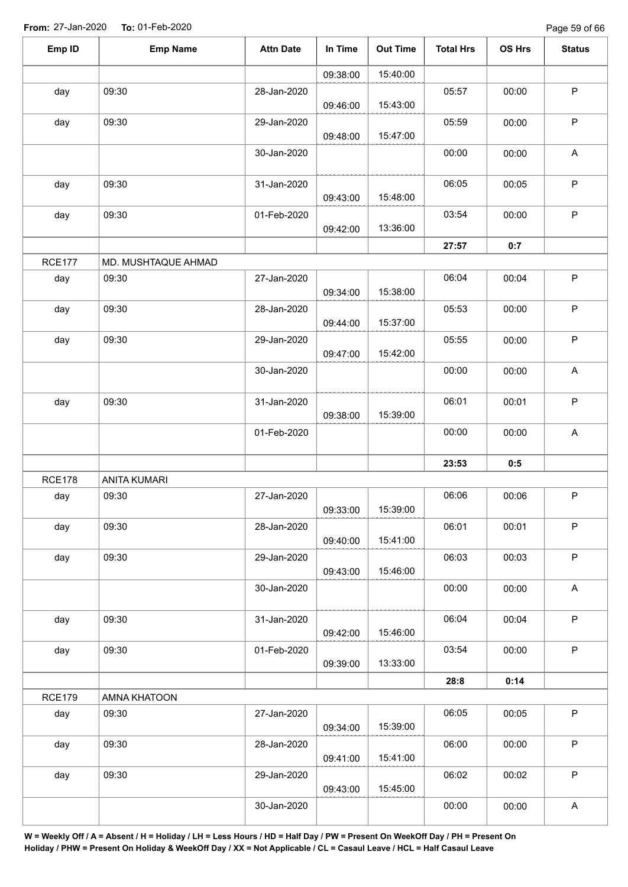**From:** 27-Jan-2020 **To:** 01-Feb-2020

| Emp ID | Emp Name | Attn Date | In Time | Out Time | Total Hrs | OS Hrs | Status |
|---|---|---|---|---|---|---|---|
| | | | 09:38:00 | 15:40:00 | | | |
| day | 09:30 | 28-Jan-2020 | 09:46:00 | 15:43:00 | 05:57 | 00:00 | P |
| day | 09:30 | 29-Jan-2020 | 09:48:00 | 15:47:00 | 05:59 | 00:00 | P |
| | | 30-Jan-2020 | | | 00:00 | 00:00 | A |
| day | 09:30 | 31-Jan-2020 | 09:43:00 | 15:48:00 | 06:05 | 00:05 | P |
| day | 09:30 | 01-Feb-2020 | 09:42:00 | 13:36:00 | 03:54 | 00:00 | P |
| | | | | | **27:57** | **0:7** | |
| RCE177 | MD. MUSHTAQUE AHMAD | | | | | | |
| day | 09:30 | 27-Jan-2020 | 09:34:00 | 15:38:00 | 06:04 | 00:04 | P |
| day | 09:30 | 28-Jan-2020 | 09:44:00 | 15:37:00 | 05:53 | 00:00 | P |
| day | 09:30 | 29-Jan-2020 | 09:47:00 | 15:42:00 | 05:55 | 00:00 | P |
| | | 30-Jan-2020 | | | 00:00 | 00:00 | A |
| day | 09:30 | 31-Jan-2020 | 09:38:00 | 15:39:00 | 06:01 | 00:01 | P |
| | | 01-Feb-2020 | | | 00:00 | 00:00 | A |
| | | | | | **23:53** | **0:5** | |
| RCE178 | ANITA KUMARI | | | | | | |
| day | 09:30 | 27-Jan-2020 | 09:33:00 | 15:39:00 | 06:06 | 00:06 | P |
| day | 09:30 | 28-Jan-2020 | 09:40:00 | 15:41:00 | 06:01 | 00:01 | P |
| day | 09:30 | 29-Jan-2020 | 09:43:00 | 15:46:00 | 06:03 | 00:03 | P |
| | | 30-Jan-2020 | | | 00:00 | 00:00 | A |
| day | 09:30 | 31-Jan-2020 | 09:42:00 | 15:46:00 | 06:04 | 00:04 | P |
| day | 09:30 | 01-Feb-2020 | 09:39:00 | 13:33:00 | 03:54 | 00:00 | P |
| | | | | | **28:8** | **0:14** | |
| RCE179 | AMNA KHATOON | | | | | | |
| day | 09:30 | 27-Jan-2020 | 09:34:00 | 15:39:00 | 06:05 | 00:05 | P |
| day | 09:30 | 28-Jan-2020 | 09:41:00 | 15:41:00 | 06:00 | 00:00 | P |
| day | 09:30 | 29-Jan-2020 | 09:43:00 | 15:45:00 | 06:02 | 00:02 | P |
| | | 30-Jan-2020 | | | 00:00 | 00:00 | A |

**W = Weekly Off / A = Absent / H = Holiday / LH = Less Hours / HD = Half Day / PW = Present On WeekOff Day / PH = Present On Holiday / PHW = Present On Holiday & WeekOff Day / XX = Not Applicable / CL = Casaul Leave / HCL = Half Casaul Leave**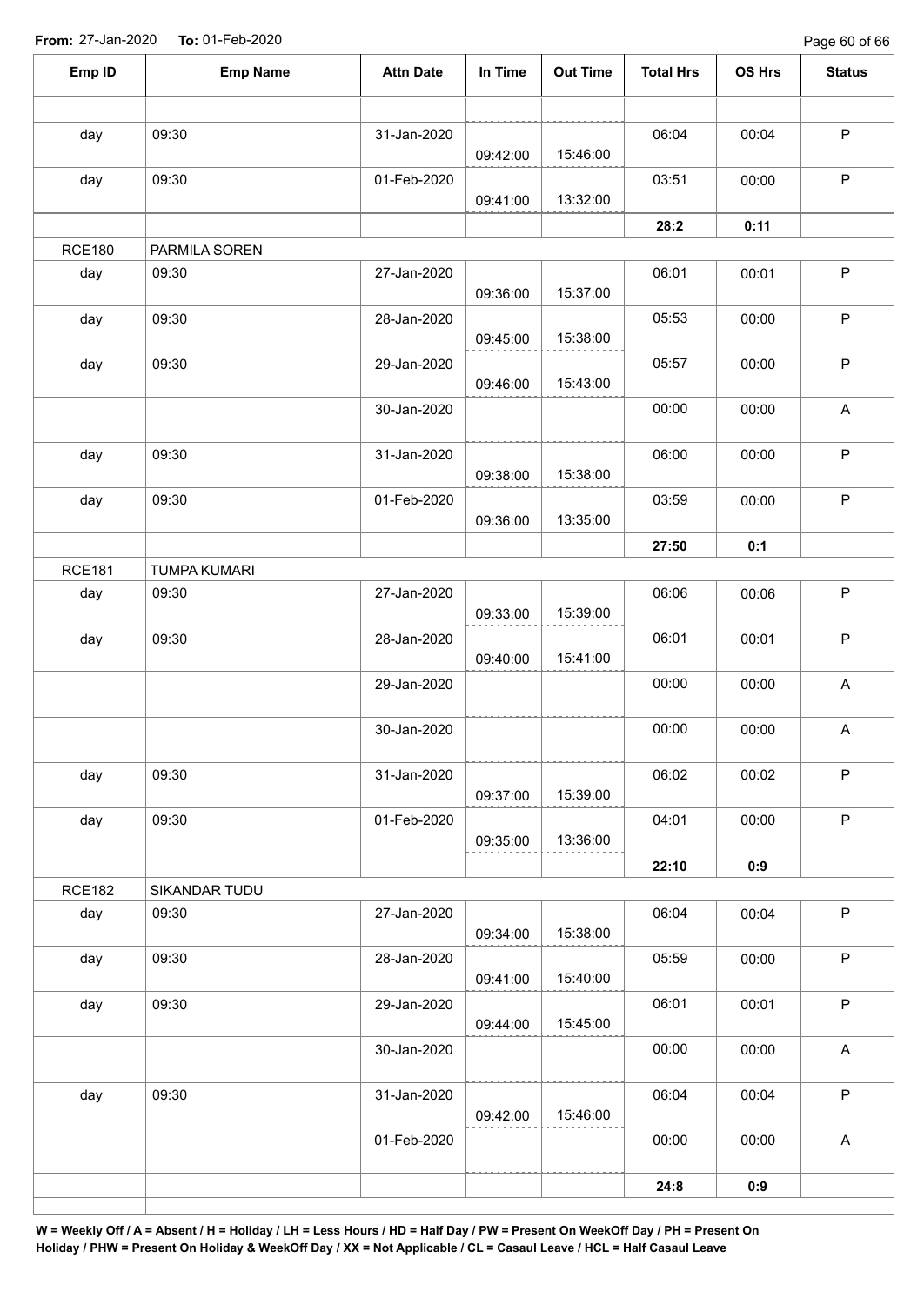**From:** 27-Jan-2020 **To:** 01-Feb-2020

| Emp ID | Emp Name | Attn Date | In Time | Out Time | Total Hrs | OS Hrs | Status |
|---|---|---|---|---|---|---|---|
| | | | | | | | |
| day | 09:30 | 31-Jan-2020 | 09:42:00 | 15:46:00 | 06:04 | 00:04 | P |
| day | 09:30 | 01-Feb-2020 | 09:41:00 | 13:32:00 | 03:51 | 00:00 | P |
| | | | | | **28:2** | **0:11** | |
| RCE180 | PARMILA SOREN | | | | | | |
| day | 09:30 | 27-Jan-2020 | 09:36:00 | 15:37:00 | 06:01 | 00:01 | P |
| day | 09:30 | 28-Jan-2020 | 09:45:00 | 15:38:00 | 05:53 | 00:00 | P |
| day | 09:30 | 29-Jan-2020 | 09:46:00 | 15:43:00 | 05:57 | 00:00 | P |
| | | 30-Jan-2020 | | | 00:00 | 00:00 | A |
| day | 09:30 | 31-Jan-2020 | 09:38:00 | 15:38:00 | 06:00 | 00:00 | P |
| day | 09:30 | 01-Feb-2020 | 09:36:00 | 13:35:00 | 03:59 | 00:00 | P |
| | | | | | **27:50** | **0:1** | |
| RCE181 | TUMPA KUMARI | | | | | | |
| day | 09:30 | 27-Jan-2020 | 09:33:00 | 15:39:00 | 06:06 | 00:06 | P |
| day | 09:30 | 28-Jan-2020 | 09:40:00 | 15:41:00 | 06:01 | 00:01 | P |
| | | 29-Jan-2020 | | | 00:00 | 00:00 | A |
| | | 30-Jan-2020 | | | 00:00 | 00:00 | A |
| day | 09:30 | 31-Jan-2020 | 09:37:00 | 15:39:00 | 06:02 | 00:02 | P |
| day | 09:30 | 01-Feb-2020 | 09:35:00 | 13:36:00 | 04:01 | 00:00 | P |
| | | | | | **22:10** | **0:9** | |
| RCE182 | SIKANDAR TUDU | | | | | | |
| day | 09:30 | 27-Jan-2020 | 09:34:00 | 15:38:00 | 06:04 | 00:04 | P |
| day | 09:30 | 28-Jan-2020 | 09:41:00 | 15:40:00 | 05:59 | 00:00 | P |
| day | 09:30 | 29-Jan-2020 | 09:44:00 | 15:45:00 | 06:01 | 00:01 | P |
| | | 30-Jan-2020 | | | 00:00 | 00:00 | A |
| day | 09:30 | 31-Jan-2020 | 09:42:00 | 15:46:00 | 06:04 | 00:04 | P |
| | | 01-Feb-2020 | | | 00:00 | 00:00 | A |
| | | | | | **24:8** | **0:9** | |

**W = Weekly Off / A = Absent / H = Holiday / LH = Less Hours / HD = Half Day / PW = Present On WeekOff Day / PH = Present On Holiday / PHW = Present On Holiday & WeekOff Day / XX = Not Applicable / CL = Casaul Leave / HCL = Half Casaul Leave**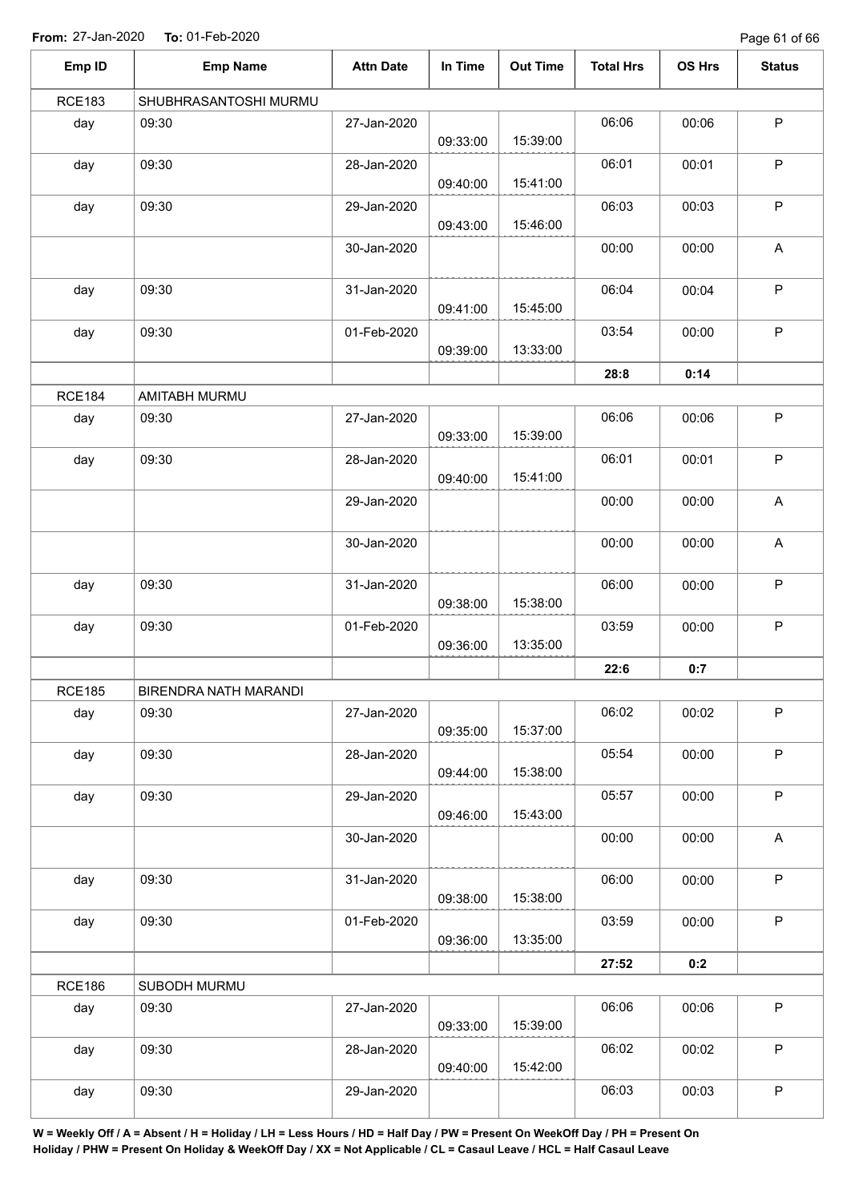**From:** 27-Jan-2020 **To:** 01-Feb-2020

| Emp ID | Emp Name | Attn Date | In Time | Out Time | Total Hrs | OS Hrs | Status |
|---|---|---|---|---|---|---|---|
| RCE183 | SHUBHRASANTOSHI MURMU | | | | | | |
| day | 09:30 | 27-Jan-2020 | 09:33:00 | 15:39:00 | 06:06 | 00:06 | P |
| day | 09:30 | 28-Jan-2020 | 09:40:00 | 15:41:00 | 06:01 | 00:01 | P |
| day | 09:30 | 29-Jan-2020 | 09:43:00 | 15:46:00 | 06:03 | 00:03 | P |
| | | 30-Jan-2020 | | | 00:00 | 00:00 | A |
| day | 09:30 | 31-Jan-2020 | 09:41:00 | 15:45:00 | 06:04 | 00:04 | P |
| day | 09:30 | 01-Feb-2020 | 09:39:00 | 13:33:00 | 03:54 | 00:00 | P |
| | | | | | **28:8** | **0:14** | |
| RCE184 | AMITABH MURMU | | | | | | |
| day | 09:30 | 27-Jan-2020 | 09:33:00 | 15:39:00 | 06:06 | 00:06 | P |
| day | 09:30 | 28-Jan-2020 | 09:40:00 | 15:41:00 | 06:01 | 00:01 | P |
| | | 29-Jan-2020 | | | 00:00 | 00:00 | A |
| | | 30-Jan-2020 | | | 00:00 | 00:00 | A |
| day | 09:30 | 31-Jan-2020 | 09:38:00 | 15:38:00 | 06:00 | 00:00 | P |
| day | 09:30 | 01-Feb-2020 | 09:36:00 | 13:35:00 | 03:59 | 00:00 | P |
| | | | | | **22:6** | **0:7** | |
| RCE185 | BIRENDRA NATH MARANDI | | | | | | |
| day | 09:30 | 27-Jan-2020 | 09:35:00 | 15:37:00 | 06:02 | 00:02 | P |
| day | 09:30 | 28-Jan-2020 | 09:44:00 | 15:38:00 | 05:54 | 00:00 | P |
| day | 09:30 | 29-Jan-2020 | 09:46:00 | 15:43:00 | 05:57 | 00:00 | P |
| | | 30-Jan-2020 | | | 00:00 | 00:00 | A |
| day | 09:30 | 31-Jan-2020 | 09:38:00 | 15:38:00 | 06:00 | 00:00 | P |
| day | 09:30 | 01-Feb-2020 | 09:36:00 | 13:35:00 | 03:59 | 00:00 | P |
| | | | | | **27:52** | **0:2** | |
| RCE186 | SUBODH MURMU | | | | | | |
| day | 09:30 | 27-Jan-2020 | 09:33:00 | 15:39:00 | 06:06 | 00:06 | P |
| day | 09:30 | 28-Jan-2020 | 09:40:00 | 15:42:00 | 06:02 | 00:02 | P |
| day | 09:30 | 29-Jan-2020 | | | 06:03 | 00:03 | P |

**W = Weekly Off / A = Absent / H = Holiday / LH = Less Hours / HD = Half Day / PW = Present On WeekOff Day / PH = Present On Holiday / PHW = Present On Holiday & WeekOff Day / XX = Not Applicable / CL = Casaul Leave / HCL = Half Casaul Leave**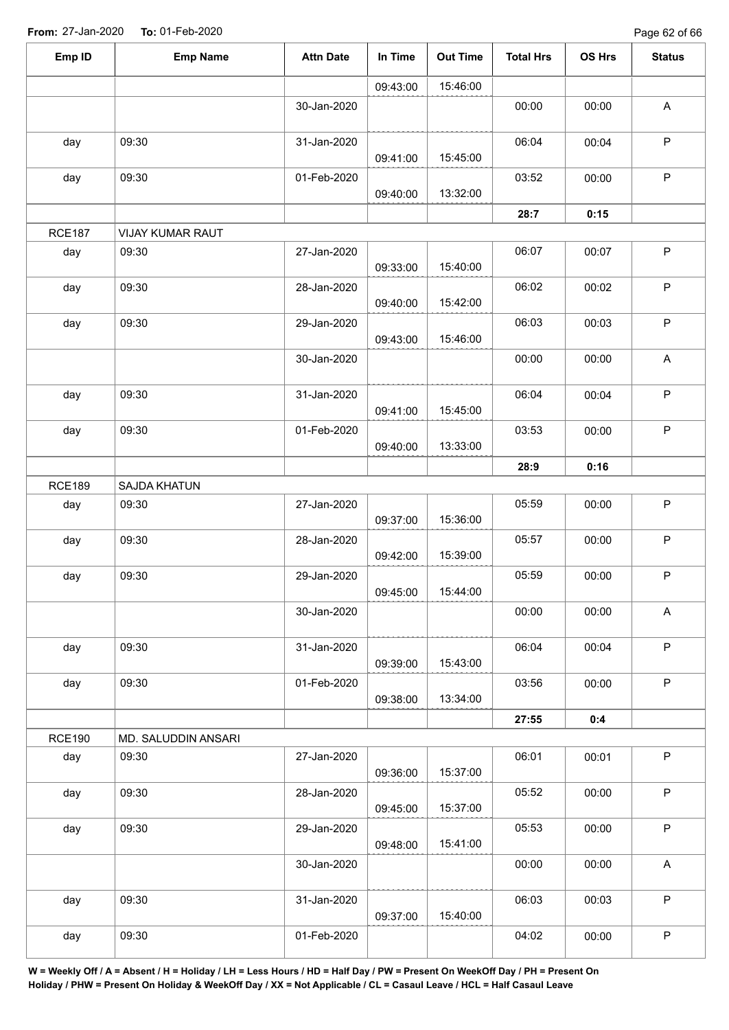From: 27-Jan-2020 To: 01-Feb-2020

| Emp ID | Emp Name | Attn Date | In Time | Out Time | Total Hrs | OS Hrs | Status |
|---|---|---|---|---|---|---|---|
| | | | 09:43:00 | 15:46:00 | | | |
| | | 30-Jan-2020 | | | 00:00 | 00:00 | A |
| day | 09:30 | 31-Jan-2020 | 09:41:00 | 15:45:00 | 06:04 | 00:04 | P |
| day | 09:30 | 01-Feb-2020 | 09:40:00 | 13:32:00 | 03:52 | 00:00 | P |
| | | | | | 28:7 | 0:15 | |
| RCE187 | VIJAY KUMAR RAUT | | | | | | |
| day | 09:30 | 27-Jan-2020 | 09:33:00 | 15:40:00 | 06:07 | 00:07 | P |
| day | 09:30 | 28-Jan-2020 | 09:40:00 | 15:42:00 | 06:02 | 00:02 | P |
| day | 09:30 | 29-Jan-2020 | 09:43:00 | 15:46:00 | 06:03 | 00:03 | P |
| | | 30-Jan-2020 | | | 00:00 | 00:00 | A |
| day | 09:30 | 31-Jan-2020 | 09:41:00 | 15:45:00 | 06:04 | 00:04 | P |
| day | 09:30 | 01-Feb-2020 | 09:40:00 | 13:33:00 | 03:53 | 00:00 | P |
| | | | | | 28:9 | 0:16 | |
| RCE189 | SAJDA KHATUN | | | | | | |
| day | 09:30 | 27-Jan-2020 | 09:37:00 | 15:36:00 | 05:59 | 00:00 | P |
| day | 09:30 | 28-Jan-2020 | 09:42:00 | 15:39:00 | 05:57 | 00:00 | P |
| day | 09:30 | 29-Jan-2020 | 09:45:00 | 15:44:00 | 05:59 | 00:00 | P |
| | | 30-Jan-2020 | | | 00:00 | 00:00 | A |
| day | 09:30 | 31-Jan-2020 | 09:39:00 | 15:43:00 | 06:04 | 00:04 | P |
| day | 09:30 | 01-Feb-2020 | 09:38:00 | 13:34:00 | 03:56 | 00:00 | P |
| | | | | | 27:55 | 0:4 | |
| RCE190 | MD. SALUDDIN ANSARI | | | | | | |
| day | 09:30 | 27-Jan-2020 | 09:36:00 | 15:37:00 | 06:01 | 00:01 | P |
| day | 09:30 | 28-Jan-2020 | 09:45:00 | 15:37:00 | 05:52 | 00:00 | P |
| day | 09:30 | 29-Jan-2020 | 09:48:00 | 15:41:00 | 05:53 | 00:00 | P |
| | | 30-Jan-2020 | | | 00:00 | 00:00 | A |
| day | 09:30 | 31-Jan-2020 | 09:37:00 | 15:40:00 | 06:03 | 00:03 | P |
| day | 09:30 | 01-Feb-2020 | | | 04:02 | 00:00 | P |

**W = Weekly Off / A = Absent / H = Holiday / LH = Less Hours / HD = Half Day / PW = Present On WeekOff Day / PH = Present On Holiday / PHW = Present On Holiday & WeekOff Day / XX = Not Applicable / CL = Casaul Leave / HCL = Half Casaul Leave**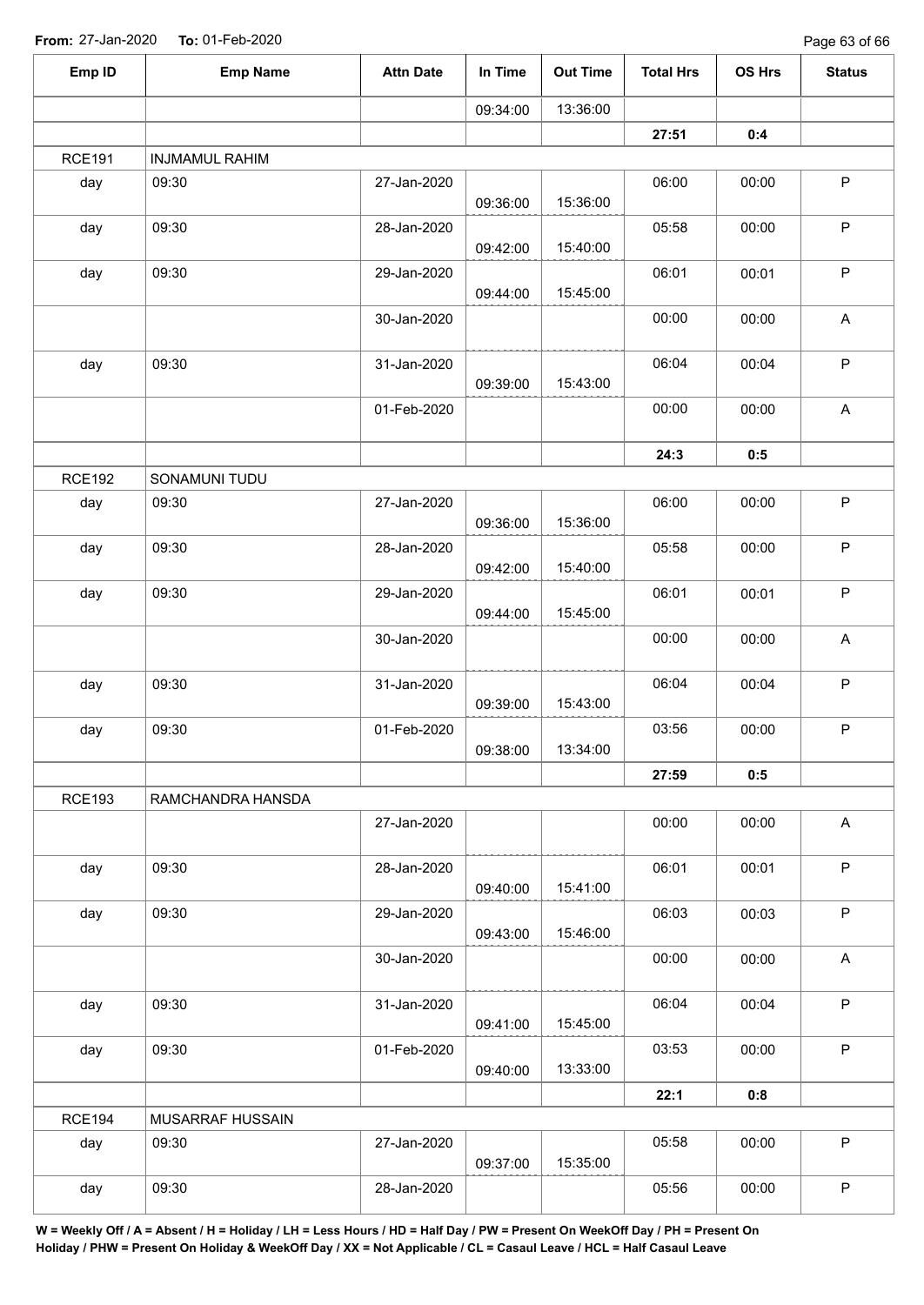From: 27-Jan-2020 To: 01-Feb-2020

| Emp ID | Emp Name | Attn Date | In Time | Out Time | Total Hrs | OS Hrs | Status |
|---|---|---|---|---|---|---|---|
| | | | 09:34:00 | 13:36:00 | | | |
| | | | | | 27:51 | 0:4 | |
| RCE191 | INJMAMUL RAHIM | | | | | | |
| day | 09:30 | 27-Jan-2020 | 09:36:00 | 15:36:00 | 06:00 | 00:00 | P |
| day | 09:30 | 28-Jan-2020 | 09:42:00 | 15:40:00 | 05:58 | 00:00 | P |
| day | 09:30 | 29-Jan-2020 | 09:44:00 | 15:45:00 | 06:01 | 00:01 | P |
| | | 30-Jan-2020 | | | 00:00 | 00:00 | A |
| day | 09:30 | 31-Jan-2020 | 09:39:00 | 15:43:00 | 06:04 | 00:04 | P |
| | | 01-Feb-2020 | | | 00:00 | 00:00 | A |
| | | | | | 24:3 | 0:5 | |
| RCE192 | SONAMUNI TUDU | | | | | | |
| day | 09:30 | 27-Jan-2020 | 09:36:00 | 15:36:00 | 06:00 | 00:00 | P |
| day | 09:30 | 28-Jan-2020 | 09:42:00 | 15:40:00 | 05:58 | 00:00 | P |
| day | 09:30 | 29-Jan-2020 | 09:44:00 | 15:45:00 | 06:01 | 00:01 | P |
| | | 30-Jan-2020 | | | 00:00 | 00:00 | A |
| day | 09:30 | 31-Jan-2020 | 09:39:00 | 15:43:00 | 06:04 | 00:04 | P |
| day | 09:30 | 01-Feb-2020 | 09:38:00 | 13:34:00 | 03:56 | 00:00 | P |
| | | | | | 27:59 | 0:5 | |
| RCE193 | RAMCHANDRA HANSDA | | | | | | |
| | | 27-Jan-2020 | | | 00:00 | 00:00 | A |
| day | 09:30 | 28-Jan-2020 | 09:40:00 | 15:41:00 | 06:01 | 00:01 | P |
| day | 09:30 | 29-Jan-2020 | 09:43:00 | 15:46:00 | 06:03 | 00:03 | P |
| | | 30-Jan-2020 | | | 00:00 | 00:00 | A |
| day | 09:30 | 31-Jan-2020 | 09:41:00 | 15:45:00 | 06:04 | 00:04 | P |
| day | 09:30 | 01-Feb-2020 | 09:40:00 | 13:33:00 | 03:53 | 00:00 | P |
| | | | | | 22:1 | 0:8 | |
| RCE194 | MUSARRAF HUSSAIN | | | | | | |
| day | 09:30 | 27-Jan-2020 | 09:37:00 | 15:35:00 | 05:58 | 00:00 | P |
| day | 09:30 | 28-Jan-2020 | | | 05:56 | 00:00 | P |

**W = Weekly Off / A = Absent / H = Holiday / LH = Less Hours / HD = Half Day / PW = Present On WeekOff Day / PH = Present On Holiday / PHW = Present On Holiday & WeekOff Day / XX = Not Applicable / CL = Casaul Leave / HCL = Half Casaul Leave**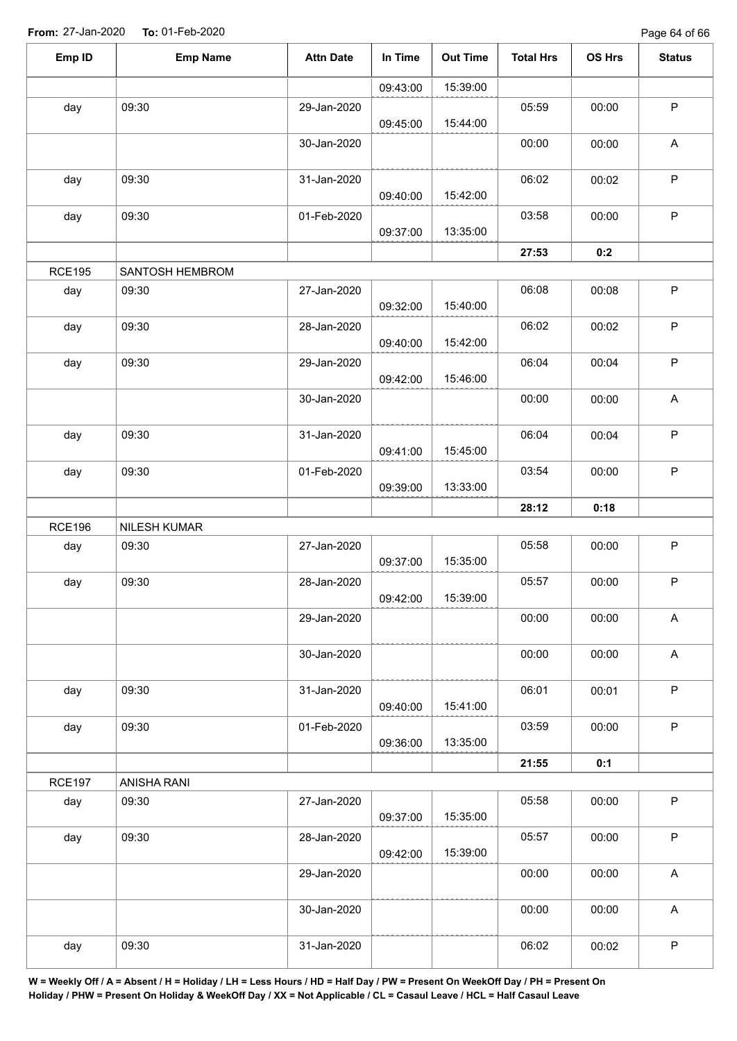**From:** 27-Jan-2020 **To:** 01-Feb-2020

| Emp ID | Emp Name | Attn Date | In Time | Out Time | Total Hrs | OS Hrs | Status |
|---|---|---|---|---|---|---|---|
| | | | 09:43:00 | 15:39:00 | | | |
| day | 09:30 | 29-Jan-2020 | 09:45:00 | 15:44:00 | 05:59 | 00:00 | P |
| | | 30-Jan-2020 | | | 00:00 | 00:00 | A |
| day | 09:30 | 31-Jan-2020 | 09:40:00 | 15:42:00 | 06:02 | 00:02 | P |
| day | 09:30 | 01-Feb-2020 | 09:37:00 | 13:35:00 | 03:58 | 00:00 | P |
| | | | | | **27:53** | **0:2** | |
| RCE195 | SANTOSH HEMBROM | | | | | | |
| day | 09:30 | 27-Jan-2020 | 09:32:00 | 15:40:00 | 06:08 | 00:08 | P |
| day | 09:30 | 28-Jan-2020 | 09:40:00 | 15:42:00 | 06:02 | 00:02 | P |
| day | 09:30 | 29-Jan-2020 | 09:42:00 | 15:46:00 | 06:04 | 00:04 | P |
| | | 30-Jan-2020 | | | 00:00 | 00:00 | A |
| day | 09:30 | 31-Jan-2020 | 09:41:00 | 15:45:00 | 06:04 | 00:04 | P |
| day | 09:30 | 01-Feb-2020 | 09:39:00 | 13:33:00 | 03:54 | 00:00 | P |
| | | | | | **28:12** | **0:18** | |
| RCE196 | NILESH KUMAR | | | | | | |
| day | 09:30 | 27-Jan-2020 | 09:37:00 | 15:35:00 | 05:58 | 00:00 | P |
| day | 09:30 | 28-Jan-2020 | 09:42:00 | 15:39:00 | 05:57 | 00:00 | P |
| | | 29-Jan-2020 | | | 00:00 | 00:00 | A |
| | | 30-Jan-2020 | | | 00:00 | 00:00 | A |
| day | 09:30 | 31-Jan-2020 | 09:40:00 | 15:41:00 | 06:01 | 00:01 | P |
| day | 09:30 | 01-Feb-2020 | 09:36:00 | 13:35:00 | 03:59 | 00:00 | P |
| | | | | | **21:55** | **0:1** | |
| RCE197 | ANISHA RANI | | | | | | |
| day | 09:30 | 27-Jan-2020 | 09:37:00 | 15:35:00 | 05:58 | 00:00 | P |
| day | 09:30 | 28-Jan-2020 | 09:42:00 | 15:39:00 | 05:57 | 00:00 | P |
| | | 29-Jan-2020 | | | 00:00 | 00:00 | A |
| | | 30-Jan-2020 | | | 00:00 | 00:00 | A |
| day | 09:30 | 31-Jan-2020 | | | 06:02 | 00:02 | P |

**W = Weekly Off / A = Absent / H = Holiday / LH = Less Hours / HD = Half Day / PW = Present On WeekOff Day / PH = Present On Holiday / PHW = Present On Holiday & WeekOff Day / XX = Not Applicable / CL = Casaul Leave / HCL = Half Casaul Leave**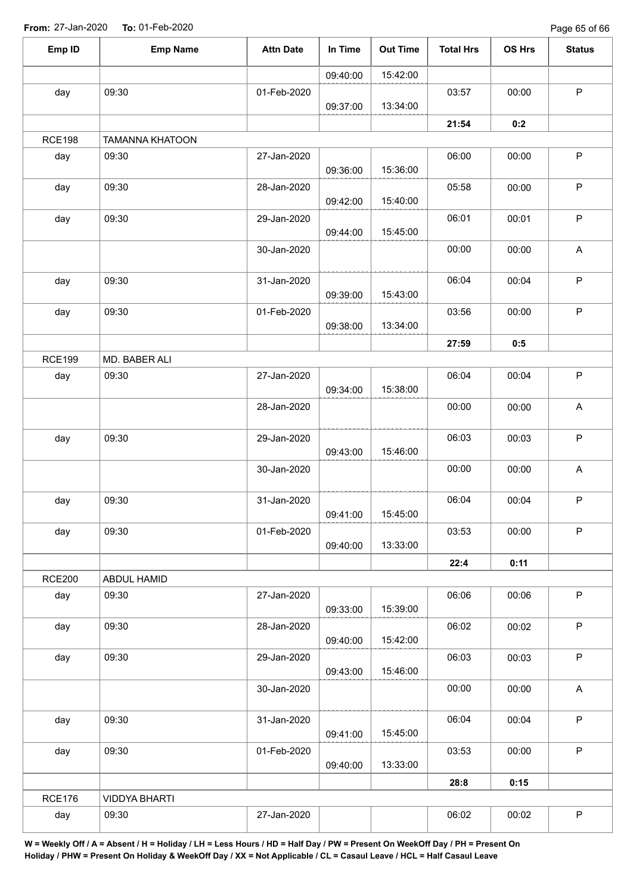**From:** 27-Jan-2020 **To:** 01-Feb-2020

| Emp ID | Emp Name | Attn Date | In Time | Out Time | Total Hrs | OS Hrs | Status |
|---|---|---|---|---|---|---|---|
| | | | 09:40:00 | 15:42:00 | | | |
| day | 09:30 | 01-Feb-2020 | 09:37:00 | 13:34:00 | 03:57 | 00:00 | P |
| | | | | | **21:54** | **0:2** | |
| RCE198 | TAMANNA KHATOON | | | | | | |
| day | 09:30 | 27-Jan-2020 | 09:36:00 | 15:36:00 | 06:00 | 00:00 | P |
| day | 09:30 | 28-Jan-2020 | 09:42:00 | 15:40:00 | 05:58 | 00:00 | P |
| day | 09:30 | 29-Jan-2020 | 09:44:00 | 15:45:00 | 06:01 | 00:01 | P |
| | | 30-Jan-2020 | | | 00:00 | 00:00 | A |
| day | 09:30 | 31-Jan-2020 | 09:39:00 | 15:43:00 | 06:04 | 00:04 | P |
| day | 09:30 | 01-Feb-2020 | 09:38:00 | 13:34:00 | 03:56 | 00:00 | P |
| | | | | | **27:59** | **0:5** | |
| RCE199 | MD. BABER ALI | | | | | | |
| day | 09:30 | 27-Jan-2020 | 09:34:00 | 15:38:00 | 06:04 | 00:04 | P |
| | | 28-Jan-2020 | | | 00:00 | 00:00 | A |
| day | 09:30 | 29-Jan-2020 | 09:43:00 | 15:46:00 | 06:03 | 00:03 | P |
| | | 30-Jan-2020 | | | 00:00 | 00:00 | A |
| day | 09:30 | 31-Jan-2020 | 09:41:00 | 15:45:00 | 06:04 | 00:04 | P |
| day | 09:30 | 01-Feb-2020 | 09:40:00 | 13:33:00 | 03:53 | 00:00 | P |
| | | | | | **22:4** | **0:11** | |
| RCE200 | ABDUL HAMID | | | | | | |
| day | 09:30 | 27-Jan-2020 | 09:33:00 | 15:39:00 | 06:06 | 00:06 | P |
| day | 09:30 | 28-Jan-2020 | 09:40:00 | 15:42:00 | 06:02 | 00:02 | P |
| day | 09:30 | 29-Jan-2020 | 09:43:00 | 15:46:00 | 06:03 | 00:03 | P |
| | | 30-Jan-2020 | | | 00:00 | 00:00 | A |
| day | 09:30 | 31-Jan-2020 | 09:41:00 | 15:45:00 | 06:04 | 00:04 | P |
| day | 09:30 | 01-Feb-2020 | 09:40:00 | 13:33:00 | 03:53 | 00:00 | P |
| | | | | | **28:8** | **0:15** | |
| RCE176 | VIDDYA BHARTI | | | | | | |
| day | 09:30 | 27-Jan-2020 | | | 06:02 | 00:02 | P |

**W = Weekly Off / A = Absent / H = Holiday / LH = Less Hours / HD = Half Day / PW = Present On WeekOff Day / PH = Present On Holiday / PHW = Present On Holiday & WeekOff Day / XX = Not Applicable / CL = Casaul Leave / HCL = Half Casaul Leave**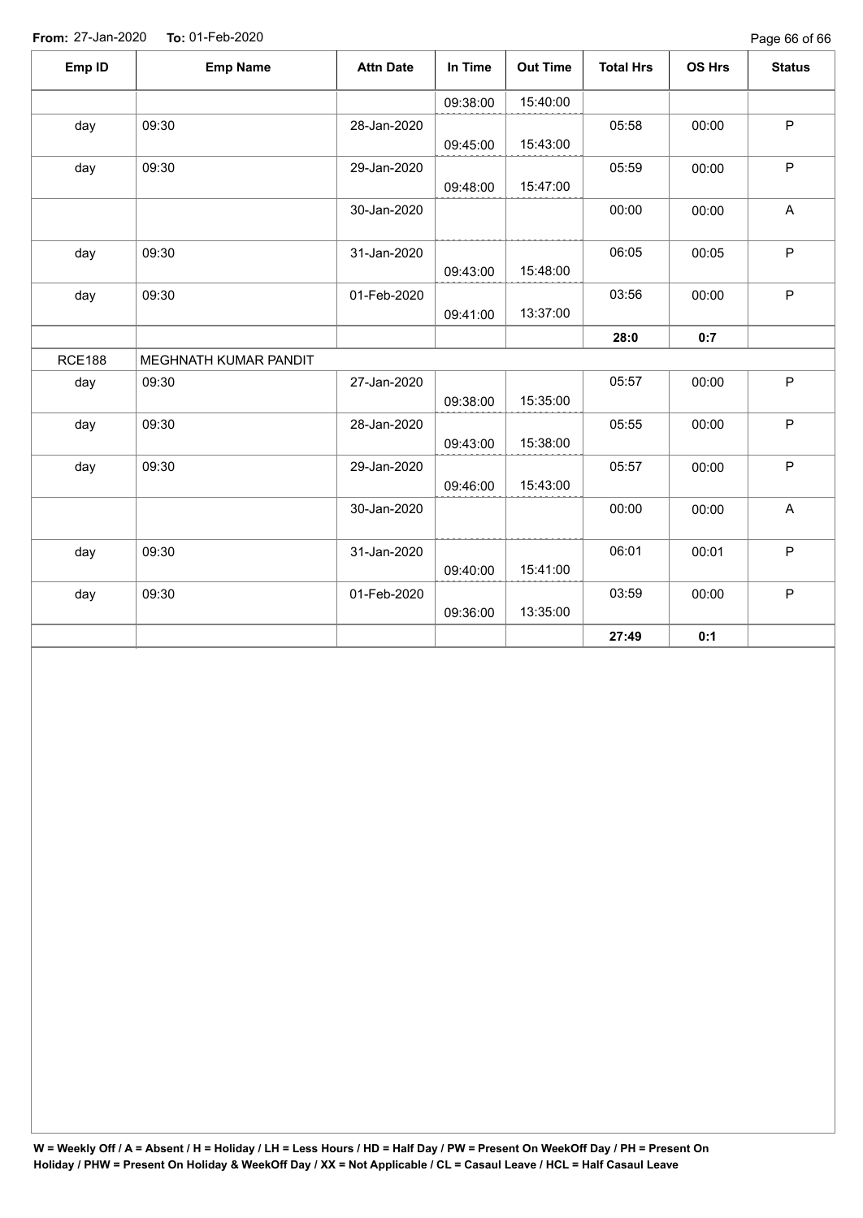**From:** 27-Jan-2020 **To:** 01-Feb-2020

| Emp ID | Emp Name | Attn Date | In Time | Out Time | Total Hrs | OS Hrs | Status |
|---|---|---|---|---|---|---|---|
| | | | 09:38:00 | 15:40:00 | | | |
| day | 09:30 | 28-Jan-2020 | 09:45:00 | 15:43:00 | 05:58 | 00:00 | P |
| day | 09:30 | 29-Jan-2020 | 09:48:00 | 15:47:00 | 05:59 | 00:00 | P |
| | | 30-Jan-2020 | | | 00:00 | 00:00 | A |
| day | 09:30 | 31-Jan-2020 | 09:43:00 | 15:48:00 | 06:05 | 00:05 | P |
| day | 09:30 | 01-Feb-2020 | 09:41:00 | 13:37:00 | 03:56 | 00:00 | P |
| | | | | | **28:0** | **0:7** | |
| RCE188 | MEGHNATH KUMAR PANDIT | | | | | | |
| day | 09:30 | 27-Jan-2020 | 09:38:00 | 15:35:00 | 05:57 | 00:00 | P |
| day | 09:30 | 28-Jan-2020 | 09:43:00 | 15:38:00 | 05:55 | 00:00 | P |
| day | 09:30 | 29-Jan-2020 | 09:46:00 | 15:43:00 | 05:57 | 00:00 | P |
| | | 30-Jan-2020 | | | 00:00 | 00:00 | A |
| day | 09:30 | 31-Jan-2020 | 09:40:00 | 15:41:00 | 06:01 | 00:01 | P |
| day | 09:30 | 01-Feb-2020 | 09:36:00 | 13:35:00 | 03:59 | 00:00 | P |
| | | | | | **27:49** | **0:1** | |

**W = Weekly Off / A = Absent / H = Holiday / LH = Less Hours / HD = Half Day / PW = Present On WeekOff Day / PH = Present On Holiday / PHW = Present On Holiday & WeekOff Day / XX = Not Applicable / CL = Casaul Leave / HCL = Half Casaul Leave**